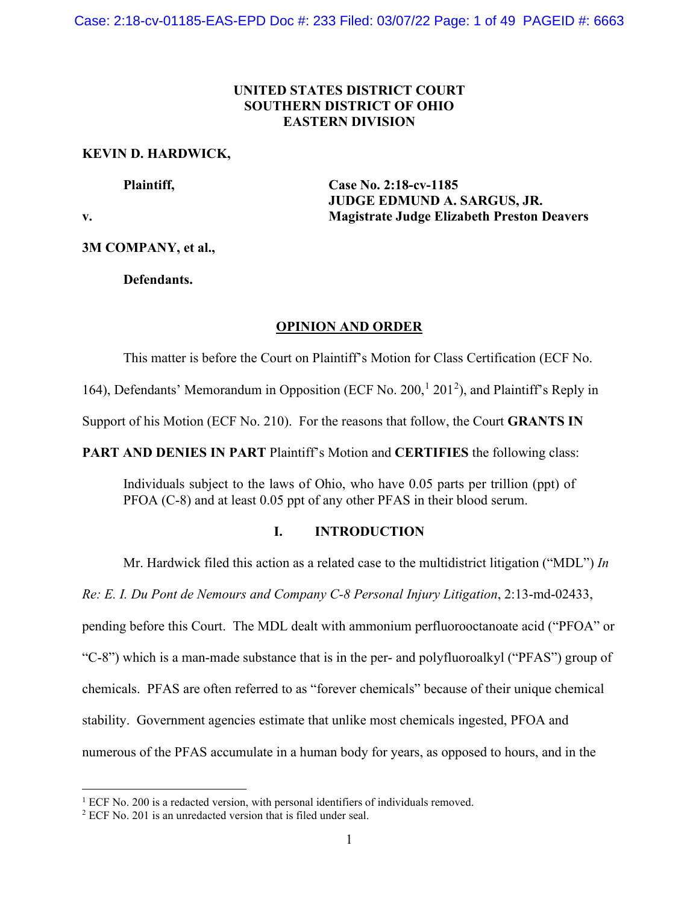**UNITED STATES DISTRICT COURT**
**SOUTHERN DISTRICT OF OHIO**
**EASTERN DIVISION**

**KEVIN D. HARDWICK,**

**Plaintiff,**

**v.**

**Case No. 2:18-cv-1185**
**JUDGE EDMUND A. SARGUS, JR.**
**Magistrate Judge Elizabeth Preston Deavers**

**3M COMPANY, et al.,**

**Defendants.**

## OPINION AND ORDER

This matter is before the Court on Plaintiff's Motion for Class Certification (ECF No. 164), Defendants' Memorandum in Opposition (ECF No. 200,[1] 201[2]), and Plaintiff's Reply in Support of his Motion (ECF No. 210). For the reasons that follow, the Court **GRANTS IN PART AND DENIES IN PART** Plaintiff's Motion and **CERTIFIES** the following class:

> Individuals subject to the laws of Ohio, who have 0.05 parts per trillion (ppt) of PFOA (C-8) and at least 0.05 ppt of any other PFAS in their blood serum.

## I. INTRODUCTION

Mr. Hardwick filed this action as a related case to the multidistrict litigation ("MDL") *In Re: E. I. Du Pont de Nemours and Company C-8 Personal Injury Litigation*, 2:13-md-02433, pending before this Court. The MDL dealt with ammonium perfluorooctanoate acid ("PFOA" or "C-8") which is a man-made substance that is in the per- and polyfluoroalkyl ("PFAS") group of chemicals. PFAS are often referred to as "forever chemicals" because of their unique chemical stability. Government agencies estimate that unlike most chemicals ingested, PFOA and numerous of the PFAS accumulate in a human body for years, as opposed to hours, and in the

[1] ECF No. 200 is a redacted version, with personal identifiers of individuals removed.

[2] ECF No. 201 is an unredacted version that is filed under seal.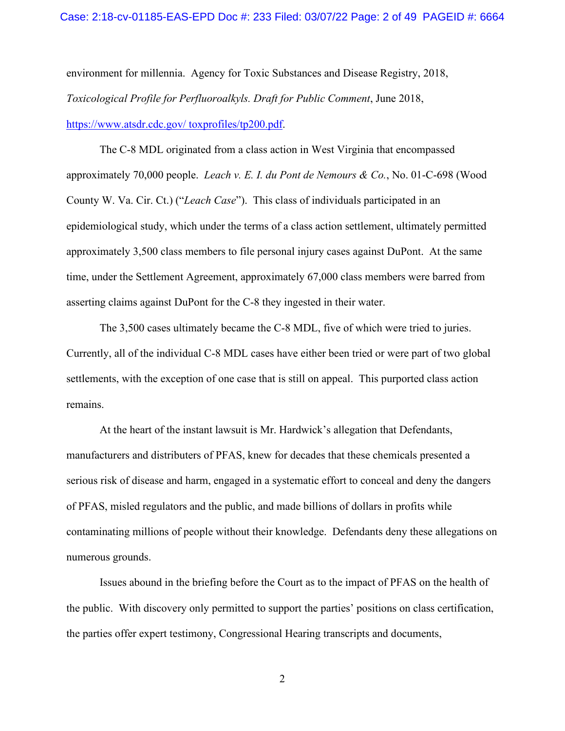environment for millennia. Agency for Toxic Substances and Disease Registry, 2018, *Toxicological Profile for Perfluoroalkyls. Draft for Public Comment*, June 2018, [https://www.atsdr.cdc.gov/ toxprofiles/tp200.pdf](https://www.atsdr.cdc.gov/toxprofiles/tp200.pdf).

The C-8 MDL originated from a class action in West Virginia that encompassed approximately 70,000 people. *Leach v. E. I. du Pont de Nemours & Co.*, No. 01-C-698 (Wood County W. Va. Cir. Ct.) ("*Leach Case*"). This class of individuals participated in an epidemiological study, which under the terms of a class action settlement, ultimately permitted approximately 3,500 class members to file personal injury cases against DuPont. At the same time, under the Settlement Agreement, approximately 67,000 class members were barred from asserting claims against DuPont for the C-8 they ingested in their water.

The 3,500 cases ultimately became the C-8 MDL, five of which were tried to juries. Currently, all of the individual C-8 MDL cases have either been tried or were part of two global settlements, with the exception of one case that is still on appeal. This purported class action remains.

At the heart of the instant lawsuit is Mr. Hardwick's allegation that Defendants, manufacturers and distributers of PFAS, knew for decades that these chemicals presented a serious risk of disease and harm, engaged in a systematic effort to conceal and deny the dangers of PFAS, misled regulators and the public, and made billions of dollars in profits while contaminating millions of people without their knowledge. Defendants deny these allegations on numerous grounds.

Issues abound in the briefing before the Court as to the impact of PFAS on the health of the public. With discovery only permitted to support the parties' positions on class certification, the parties offer expert testimony, Congressional Hearing transcripts and documents,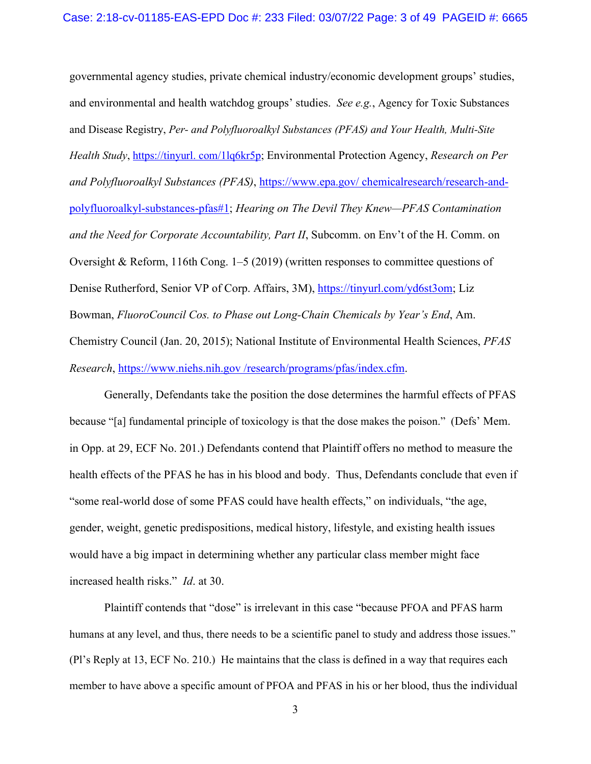governmental agency studies, private chemical industry/economic development groups' studies, and environmental and health watchdog groups' studies. *See e.g.*, Agency for Toxic Substances and Disease Registry, *Per- and Polyfluoroalkyl Substances (PFAS) and Your Health, Multi-Site Health Study*, https://tinyurl. com/1lq6kr5p; Environmental Protection Agency, *Research on Per and Polyfluoroalkyl Substances (PFAS)*, https://www.epa.gov/ chemicalresearch/research-and-polyfluoroalkyl-substances-pfas#1; *Hearing on The Devil They Knew—PFAS Contamination and the Need for Corporate Accountability, Part II*, Subcomm. on Env't of the H. Comm. on Oversight & Reform, 116th Cong. 1–5 (2019) (written responses to committee questions of Denise Rutherford, Senior VP of Corp. Affairs, 3M), https://tinyurl.com/yd6st3om; Liz Bowman, *FluoroCouncil Cos. to Phase out Long-Chain Chemicals by Year's End*, Am. Chemistry Council (Jan. 20, 2015); National Institute of Environmental Health Sciences, *PFAS Research*, https://www.niehs.nih.gov /research/programs/pfas/index.cfm.

Generally, Defendants take the position the dose determines the harmful effects of PFAS because "[a] fundamental principle of toxicology is that the dose makes the poison." (Defs' Mem. in Opp. at 29, ECF No. 201.) Defendants contend that Plaintiff offers no method to measure the health effects of the PFAS he has in his blood and body. Thus, Defendants conclude that even if "some real-world dose of some PFAS could have health effects," on individuals, "the age, gender, weight, genetic predispositions, medical history, lifestyle, and existing health issues would have a big impact in determining whether any particular class member might face increased health risks." *Id*. at 30.

Plaintiff contends that "dose" is irrelevant in this case "because PFOA and PFAS harm humans at any level, and thus, there needs to be a scientific panel to study and address those issues." (Pl's Reply at 13, ECF No. 210.) He maintains that the class is defined in a way that requires each member to have above a specific amount of PFOA and PFAS in his or her blood, thus the individual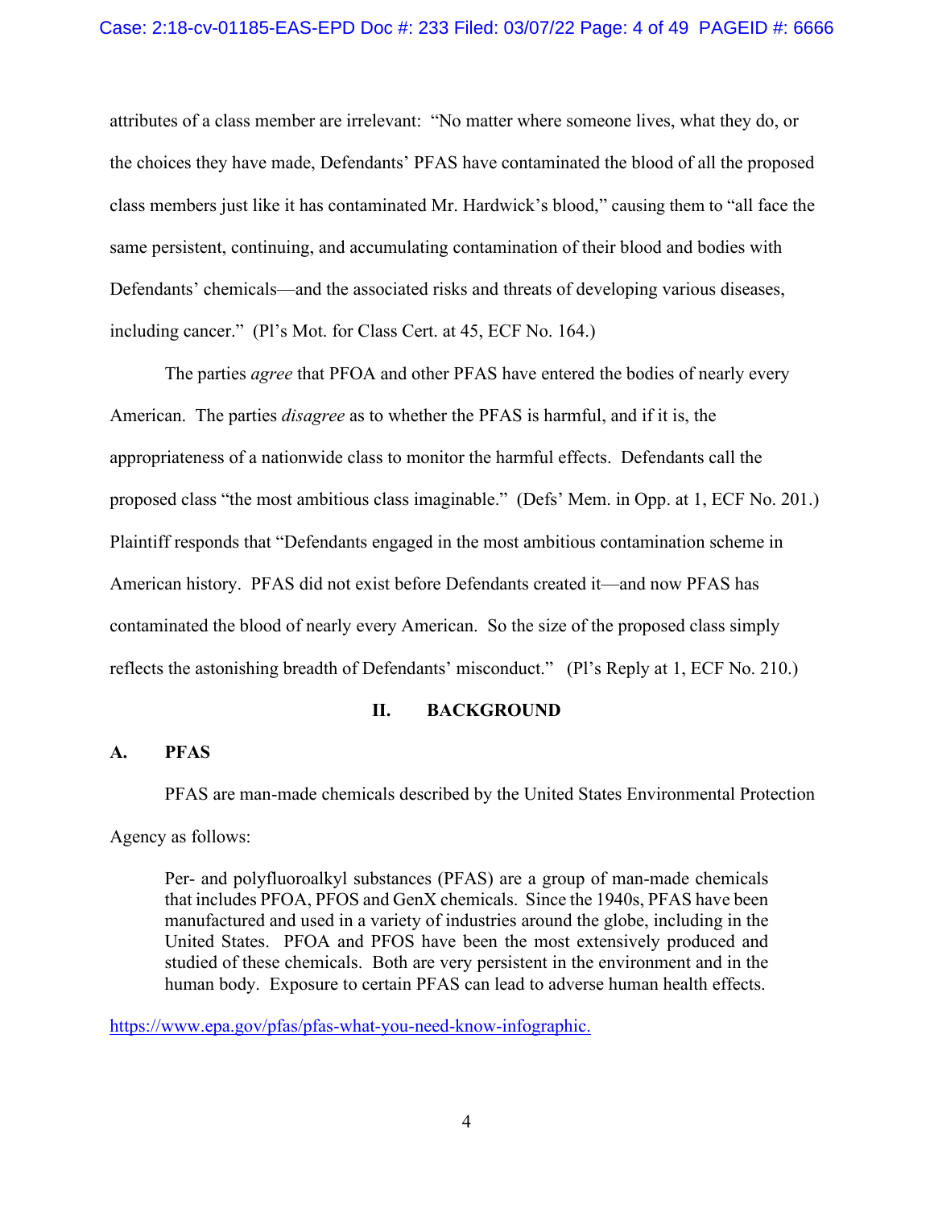attributes of a class member are irrelevant: "No matter where someone lives, what they do, or the choices they have made, Defendants' PFAS have contaminated the blood of all the proposed class members just like it has contaminated Mr. Hardwick's blood," causing them to "all face the same persistent, continuing, and accumulating contamination of their blood and bodies with Defendants' chemicals—and the associated risks and threats of developing various diseases, including cancer." (Pl's Mot. for Class Cert. at 45, ECF No. 164.)

The parties *agree* that PFOA and other PFAS have entered the bodies of nearly every American. The parties *disagree* as to whether the PFAS is harmful, and if it is, the appropriateness of a nationwide class to monitor the harmful effects. Defendants call the proposed class "the most ambitious class imaginable." (Defs' Mem. in Opp. at 1, ECF No. 201.) Plaintiff responds that "Defendants engaged in the most ambitious contamination scheme in American history. PFAS did not exist before Defendants created it—and now PFAS has contaminated the blood of nearly every American. So the size of the proposed class simply reflects the astonishing breadth of Defendants' misconduct." (Pl's Reply at 1, ECF No. 210.)

## II. BACKGROUND

### A. PFAS

PFAS are man-made chemicals described by the United States Environmental Protection Agency as follows:

> Per- and polyfluoroalkyl substances (PFAS) are a group of man-made chemicals that includes PFOA, PFOS and GenX chemicals. Since the 1940s, PFAS have been manufactured and used in a variety of industries around the globe, including in the United States. PFOA and PFOS have been the most extensively produced and studied of these chemicals. Both are very persistent in the environment and in the human body. Exposure to certain PFAS can lead to adverse human health effects.

https://www.epa.gov/pfas/pfas-what-you-need-know-infographic.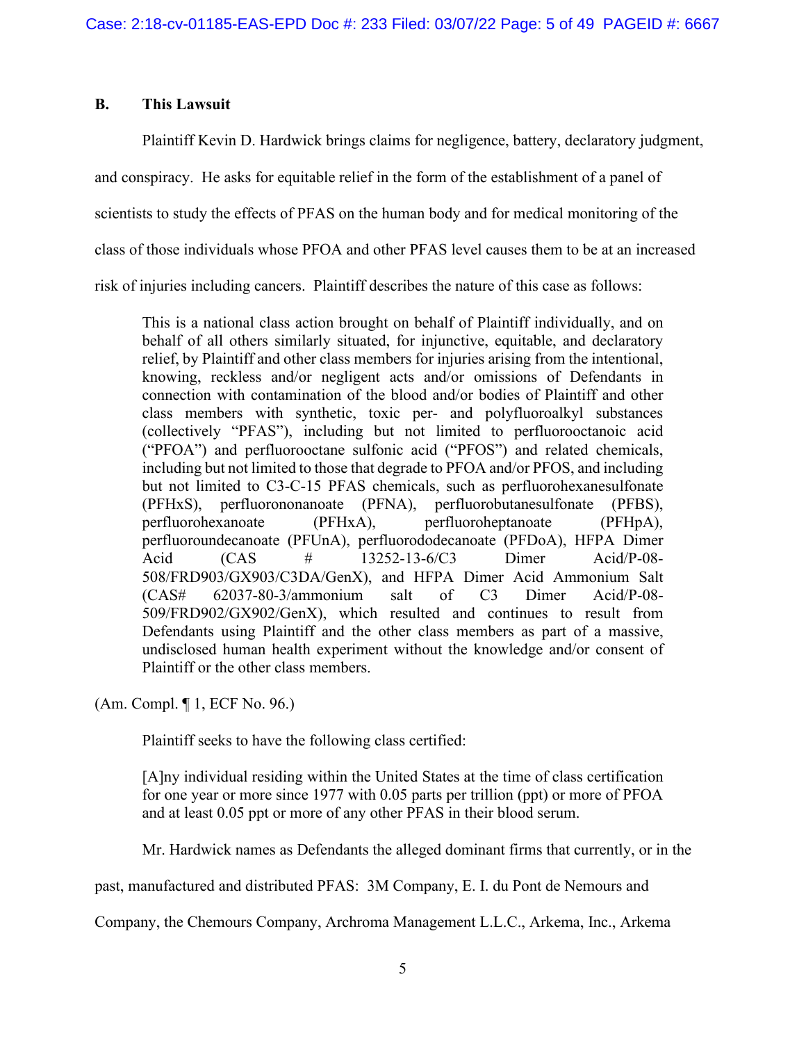### B. This Lawsuit

Plaintiff Kevin D. Hardwick brings claims for negligence, battery, declaratory judgment, and conspiracy. He asks for equitable relief in the form of the establishment of a panel of scientists to study the effects of PFAS on the human body and for medical monitoring of the class of those individuals whose PFOA and other PFAS level causes them to be at an increased risk of injuries including cancers. Plaintiff describes the nature of this case as follows:

> This is a national class action brought on behalf of Plaintiff individually, and on behalf of all others similarly situated, for injunctive, equitable, and declaratory relief, by Plaintiff and other class members for injuries arising from the intentional, knowing, reckless and/or negligent acts and/or omissions of Defendants in connection with contamination of the blood and/or bodies of Plaintiff and other class members with synthetic, toxic per- and polyfluoroalkyl substances (collectively "PFAS"), including but not limited to perfluorooctanoic acid ("PFOA") and perfluorooctane sulfonic acid ("PFOS") and related chemicals, including but not limited to those that degrade to PFOA and/or PFOS, and including but not limited to C3-C-15 PFAS chemicals, such as perfluorohexanesulfonate (PFHxS), perfluorononanoate (PFNA), perfluorobutanesulfonate (PFBS), perfluorohexanoate (PFHxA), perfluoroheptanoate (PFHpA), perfluoroundecanoate (PFUnA), perfluorododecanoate (PFDoA), HFPA Dimer Acid (CAS # 13252-13-6/C3 Dimer Acid/P-08-508/FRD903/GX903/C3DA/GenX), and HFPA Dimer Acid Ammonium Salt (CAS# 62037-80-3/ammonium salt of C3 Dimer Acid/P-08-509/FRD902/GX902/GenX), which resulted and continues to result from Defendants using Plaintiff and the other class members as part of a massive, undisclosed human health experiment without the knowledge and/or consent of Plaintiff or the other class members.

(Am. Compl. ¶ 1, ECF No. 96.)

Plaintiff seeks to have the following class certified:

> [A]ny individual residing within the United States at the time of class certification for one year or more since 1977 with 0.05 parts per trillion (ppt) or more of PFOA and at least 0.05 ppt or more of any other PFAS in their blood serum.

Mr. Hardwick names as Defendants the alleged dominant firms that currently, or in the past, manufactured and distributed PFAS: 3M Company, E. I. du Pont de Nemours and Company, the Chemours Company, Archroma Management L.L.C., Arkema, Inc., Arkema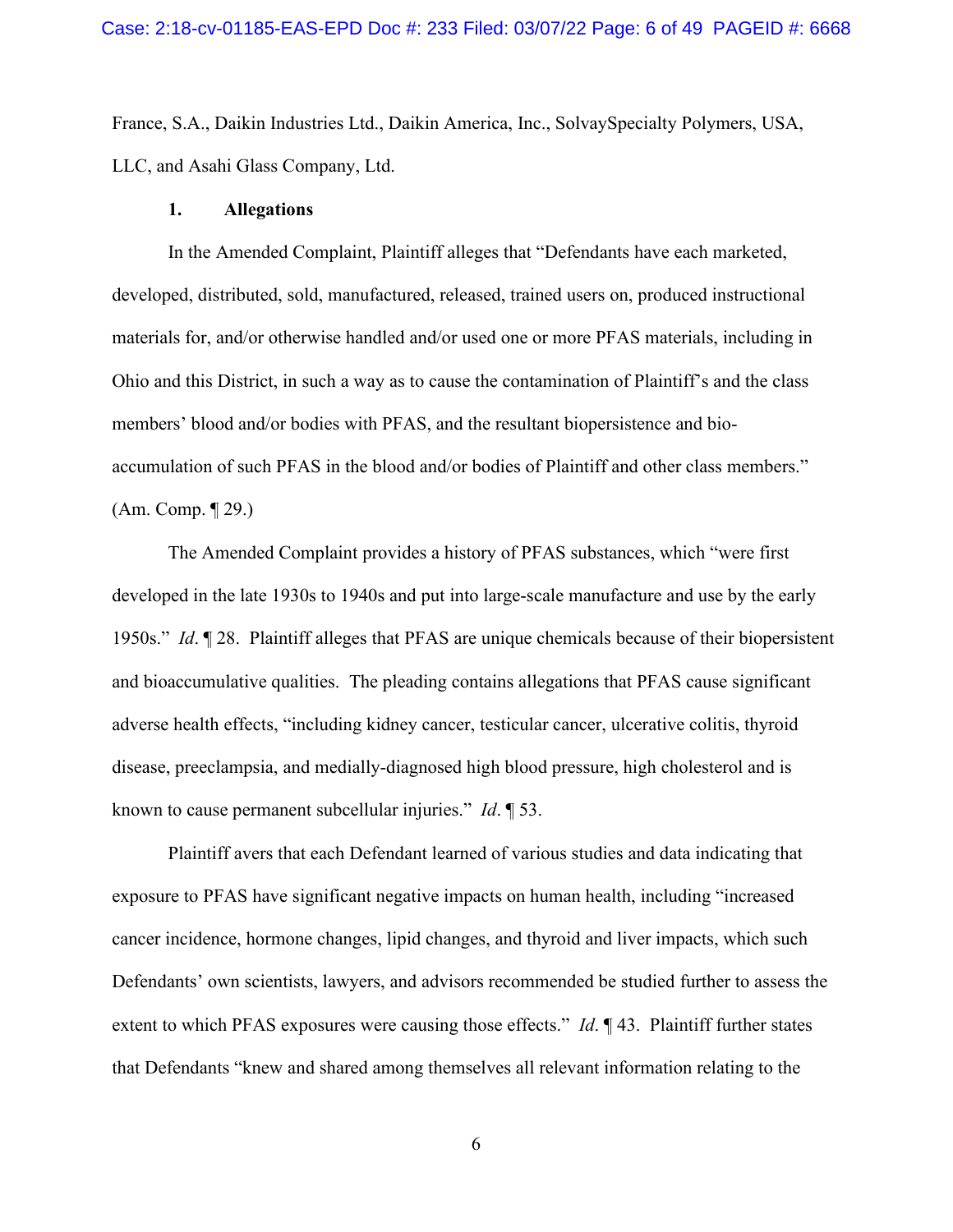France, S.A., Daikin Industries Ltd., Daikin America, Inc., SolvaySpecialty Polymers, USA, LLC, and Asahi Glass Company, Ltd.

**1. Allegations**

In the Amended Complaint, Plaintiff alleges that "Defendants have each marketed, developed, distributed, sold, manufactured, released, trained users on, produced instructional materials for, and/or otherwise handled and/or used one or more PFAS materials, including in Ohio and this District, in such a way as to cause the contamination of Plaintiff's and the class members' blood and/or bodies with PFAS, and the resultant biopersistence and bio-accumulation of such PFAS in the blood and/or bodies of Plaintiff and other class members." (Am. Comp. ¶ 29.)

The Amended Complaint provides a history of PFAS substances, which "were first developed in the late 1930s to 1940s and put into large-scale manufacture and use by the early 1950s." *Id*. ¶ 28. Plaintiff alleges that PFAS are unique chemicals because of their biopersistent and bioaccumulative qualities. The pleading contains allegations that PFAS cause significant adverse health effects, "including kidney cancer, testicular cancer, ulcerative colitis, thyroid disease, preeclampsia, and medially-diagnosed high blood pressure, high cholesterol and is known to cause permanent subcellular injuries." *Id*. ¶ 53.

Plaintiff avers that each Defendant learned of various studies and data indicating that exposure to PFAS have significant negative impacts on human health, including "increased cancer incidence, hormone changes, lipid changes, and thyroid and liver impacts, which such Defendants' own scientists, lawyers, and advisors recommended be studied further to assess the extent to which PFAS exposures were causing those effects." *Id*. ¶ 43. Plaintiff further states that Defendants "knew and shared among themselves all relevant information relating to the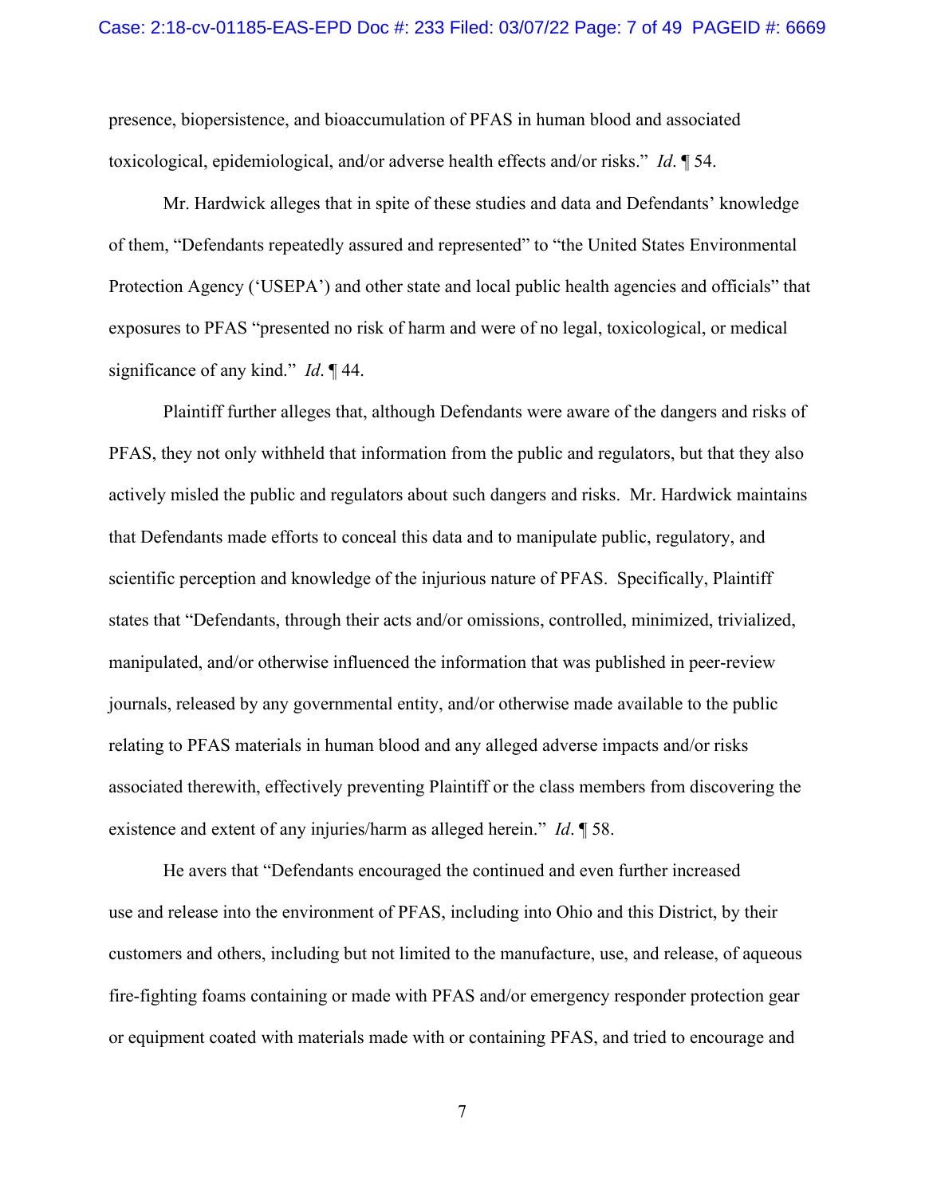presence, biopersistence, and bioaccumulation of PFAS in human blood and associated toxicological, epidemiological, and/or adverse health effects and/or risks." *Id*. ¶ 54.

Mr. Hardwick alleges that in spite of these studies and data and Defendants' knowledge of them, "Defendants repeatedly assured and represented" to "the United States Environmental Protection Agency ('USEPA') and other state and local public health agencies and officials" that exposures to PFAS "presented no risk of harm and were of no legal, toxicological, or medical significance of any kind." *Id*. ¶ 44.

Plaintiff further alleges that, although Defendants were aware of the dangers and risks of PFAS, they not only withheld that information from the public and regulators, but that they also actively misled the public and regulators about such dangers and risks. Mr. Hardwick maintains that Defendants made efforts to conceal this data and to manipulate public, regulatory, and scientific perception and knowledge of the injurious nature of PFAS. Specifically, Plaintiff states that "Defendants, through their acts and/or omissions, controlled, minimized, trivialized, manipulated, and/or otherwise influenced the information that was published in peer-review journals, released by any governmental entity, and/or otherwise made available to the public relating to PFAS materials in human blood and any alleged adverse impacts and/or risks associated therewith, effectively preventing Plaintiff or the class members from discovering the existence and extent of any injuries/harm as alleged herein." *Id*. ¶ 58.

He avers that "Defendants encouraged the continued and even further increased use and release into the environment of PFAS, including into Ohio and this District, by their customers and others, including but not limited to the manufacture, use, and release, of aqueous fire-fighting foams containing or made with PFAS and/or emergency responder protection gear or equipment coated with materials made with or containing PFAS, and tried to encourage and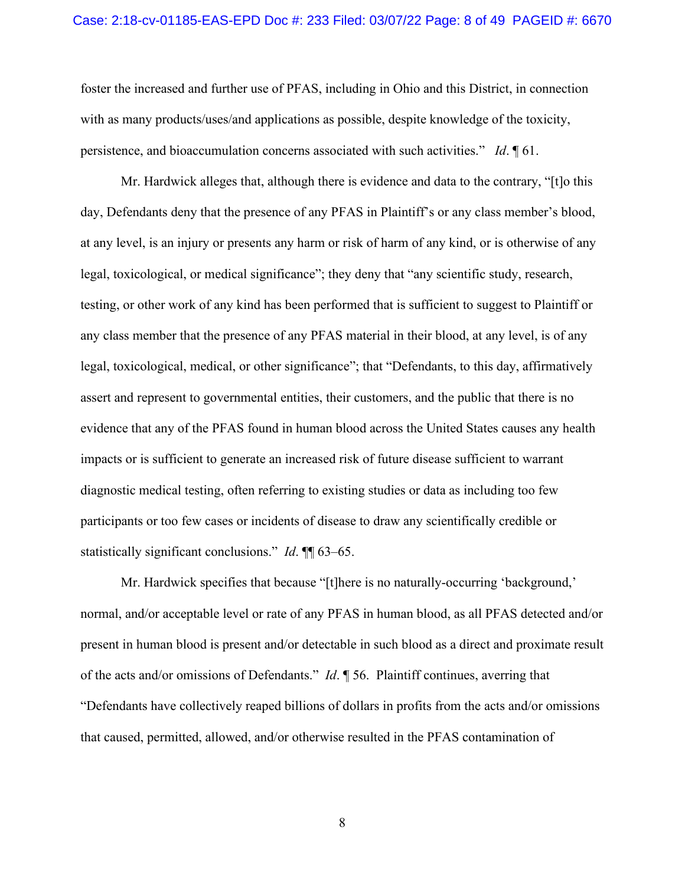foster the increased and further use of PFAS, including in Ohio and this District, in connection with as many products/uses/and applications as possible, despite knowledge of the toxicity, persistence, and bioaccumulation concerns associated with such activities." *Id*. ¶ 61.

Mr. Hardwick alleges that, although there is evidence and data to the contrary, "[t]o this day, Defendants deny that the presence of any PFAS in Plaintiff's or any class member's blood, at any level, is an injury or presents any harm or risk of harm of any kind, or is otherwise of any legal, toxicological, or medical significance"; they deny that "any scientific study, research, testing, or other work of any kind has been performed that is sufficient to suggest to Plaintiff or any class member that the presence of any PFAS material in their blood, at any level, is of any legal, toxicological, medical, or other significance"; that "Defendants, to this day, affirmatively assert and represent to governmental entities, their customers, and the public that there is no evidence that any of the PFAS found in human blood across the United States causes any health impacts or is sufficient to generate an increased risk of future disease sufficient to warrant diagnostic medical testing, often referring to existing studies or data as including too few participants or too few cases or incidents of disease to draw any scientifically credible or statistically significant conclusions." *Id*. ¶¶ 63–65.

Mr. Hardwick specifies that because "[t]here is no naturally-occurring 'background,' normal, and/or acceptable level or rate of any PFAS in human blood, as all PFAS detected and/or present in human blood is present and/or detectable in such blood as a direct and proximate result of the acts and/or omissions of Defendants." *Id*. ¶ 56. Plaintiff continues, averring that "Defendants have collectively reaped billions of dollars in profits from the acts and/or omissions that caused, permitted, allowed, and/or otherwise resulted in the PFAS contamination of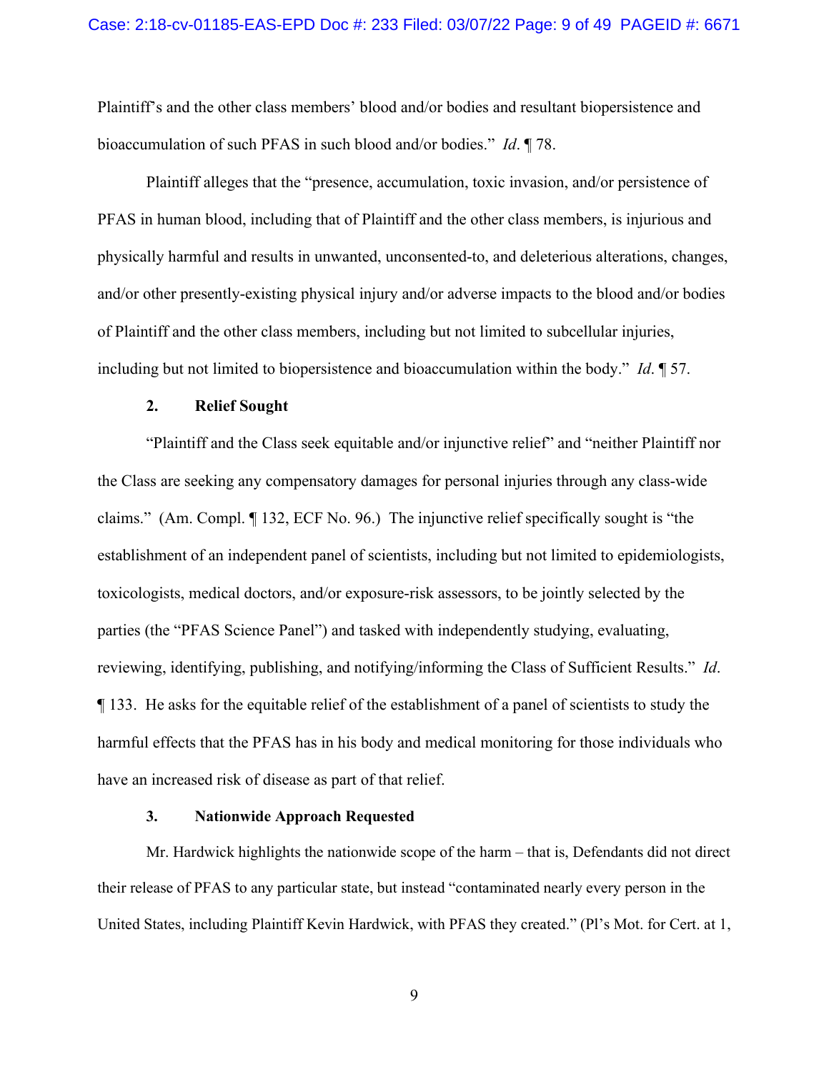Plaintiff's and the other class members' blood and/or bodies and resultant biopersistence and bioaccumulation of such PFAS in such blood and/or bodies." *Id*. ¶ 78.

Plaintiff alleges that the "presence, accumulation, toxic invasion, and/or persistence of PFAS in human blood, including that of Plaintiff and the other class members, is injurious and physically harmful and results in unwanted, unconsented-to, and deleterious alterations, changes, and/or other presently-existing physical injury and/or adverse impacts to the blood and/or bodies of Plaintiff and the other class members, including but not limited to subcellular injuries, including but not limited to biopersistence and bioaccumulation within the body." *Id*. ¶ 57.

### 2. Relief Sought

"Plaintiff and the Class seek equitable and/or injunctive relief" and "neither Plaintiff nor the Class are seeking any compensatory damages for personal injuries through any class-wide claims." (Am. Compl. ¶ 132, ECF No. 96.) The injunctive relief specifically sought is "the establishment of an independent panel of scientists, including but not limited to epidemiologists, toxicologists, medical doctors, and/or exposure-risk assessors, to be jointly selected by the parties (the "PFAS Science Panel") and tasked with independently studying, evaluating, reviewing, identifying, publishing, and notifying/informing the Class of Sufficient Results." *Id*. ¶ 133. He asks for the equitable relief of the establishment of a panel of scientists to study the harmful effects that the PFAS has in his body and medical monitoring for those individuals who have an increased risk of disease as part of that relief.

### 3. Nationwide Approach Requested

Mr. Hardwick highlights the nationwide scope of the harm – that is, Defendants did not direct their release of PFAS to any particular state, but instead "contaminated nearly every person in the United States, including Plaintiff Kevin Hardwick, with PFAS they created." (Pl's Mot. for Cert. at 1,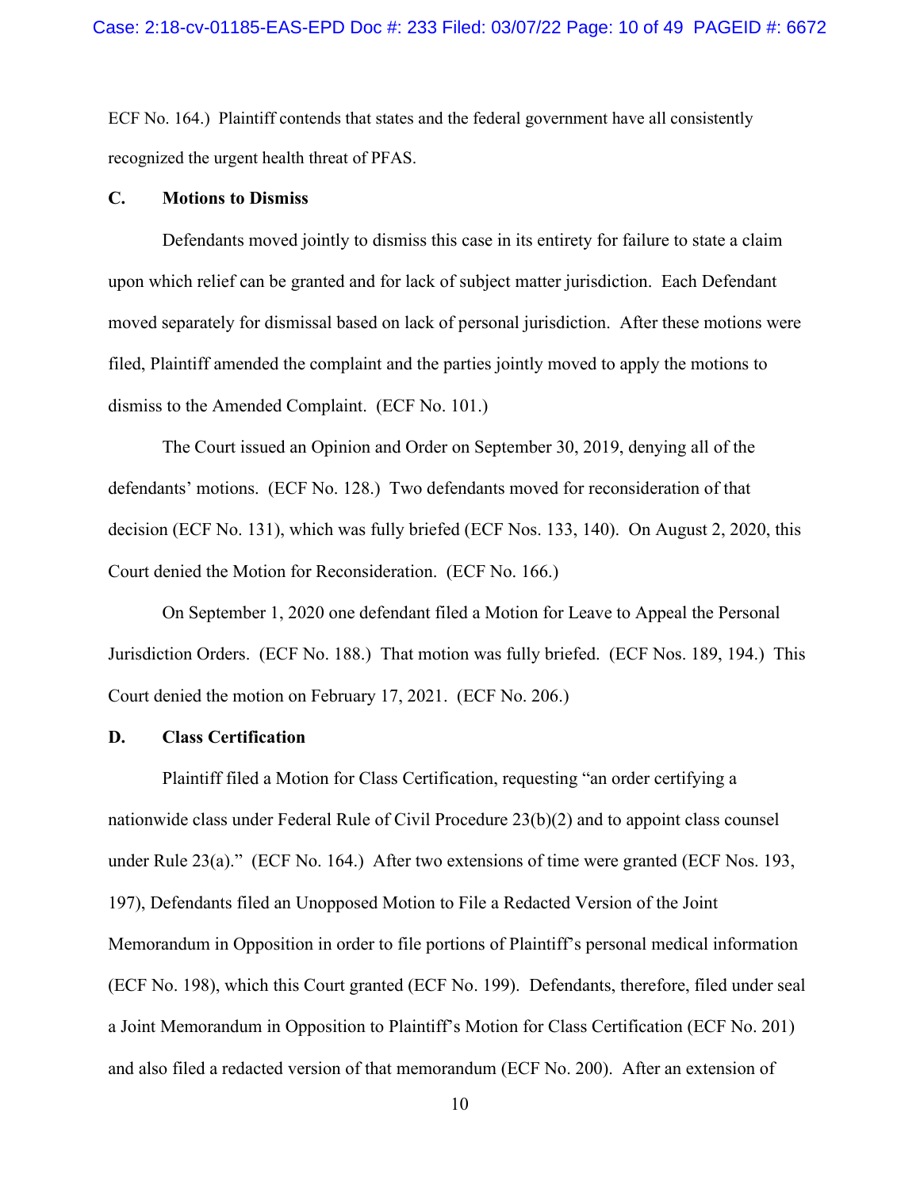ECF No. 164.) Plaintiff contends that states and the federal government have all consistently recognized the urgent health threat of PFAS.

### C. Motions to Dismiss

Defendants moved jointly to dismiss this case in its entirety for failure to state a claim upon which relief can be granted and for lack of subject matter jurisdiction. Each Defendant moved separately for dismissal based on lack of personal jurisdiction. After these motions were filed, Plaintiff amended the complaint and the parties jointly moved to apply the motions to dismiss to the Amended Complaint. (ECF No. 101.)

The Court issued an Opinion and Order on September 30, 2019, denying all of the defendants' motions. (ECF No. 128.) Two defendants moved for reconsideration of that decision (ECF No. 131), which was fully briefed (ECF Nos. 133, 140). On August 2, 2020, this Court denied the Motion for Reconsideration. (ECF No. 166.)

On September 1, 2020 one defendant filed a Motion for Leave to Appeal the Personal Jurisdiction Orders. (ECF No. 188.) That motion was fully briefed. (ECF Nos. 189, 194.) This Court denied the motion on February 17, 2021. (ECF No. 206.)

### D. Class Certification

Plaintiff filed a Motion for Class Certification, requesting "an order certifying a nationwide class under Federal Rule of Civil Procedure 23(b)(2) and to appoint class counsel under Rule 23(a)." (ECF No. 164.) After two extensions of time were granted (ECF Nos. 193, 197), Defendants filed an Unopposed Motion to File a Redacted Version of the Joint Memorandum in Opposition in order to file portions of Plaintiff's personal medical information (ECF No. 198), which this Court granted (ECF No. 199). Defendants, therefore, filed under seal a Joint Memorandum in Opposition to Plaintiff's Motion for Class Certification (ECF No. 201) and also filed a redacted version of that memorandum (ECF No. 200). After an extension of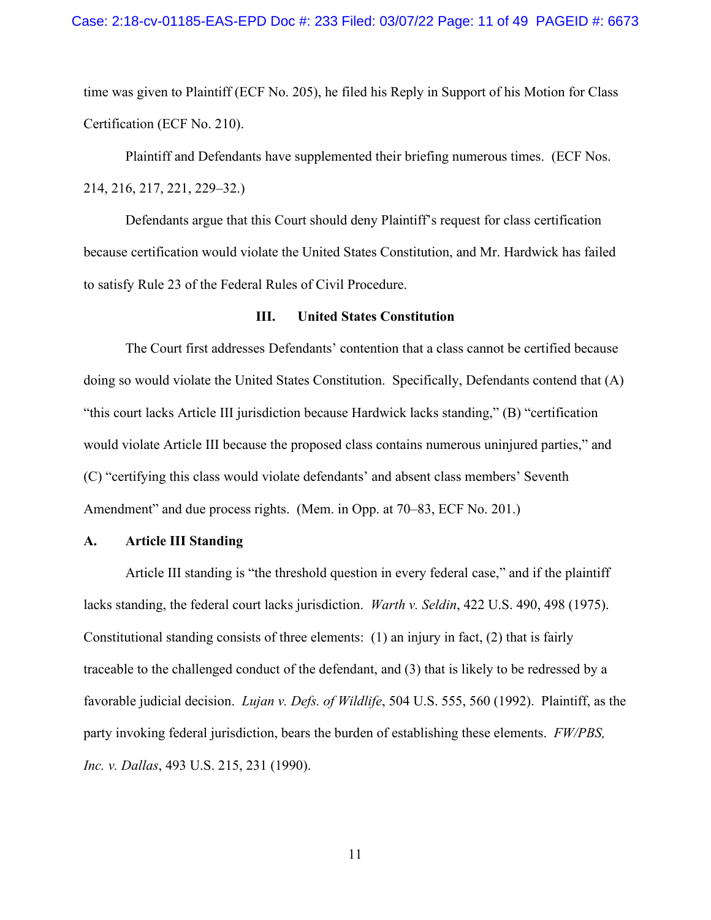time was given to Plaintiff (ECF No. 205), he filed his Reply in Support of his Motion for Class Certification (ECF No. 210).

Plaintiff and Defendants have supplemented their briefing numerous times. (ECF Nos. 214, 216, 217, 221, 229–32.)

Defendants argue that this Court should deny Plaintiff's request for class certification because certification would violate the United States Constitution, and Mr. Hardwick has failed to satisfy Rule 23 of the Federal Rules of Civil Procedure.

## III. United States Constitution

The Court first addresses Defendants' contention that a class cannot be certified because doing so would violate the United States Constitution. Specifically, Defendants contend that (A) "this court lacks Article III jurisdiction because Hardwick lacks standing," (B) "certification would violate Article III because the proposed class contains numerous uninjured parties," and (C) "certifying this class would violate defendants' and absent class members' Seventh Amendment" and due process rights. (Mem. in Opp. at 70–83, ECF No. 201.)

### A. Article III Standing

Article III standing is "the threshold question in every federal case," and if the plaintiff lacks standing, the federal court lacks jurisdiction. *Warth v. Seldin*, 422 U.S. 490, 498 (1975). Constitutional standing consists of three elements: (1) an injury in fact, (2) that is fairly traceable to the challenged conduct of the defendant, and (3) that is likely to be redressed by a favorable judicial decision. *Lujan v. Defs. of Wildlife*, 504 U.S. 555, 560 (1992). Plaintiff, as the party invoking federal jurisdiction, bears the burden of establishing these elements. *FW/PBS, Inc. v. Dallas*, 493 U.S. 215, 231 (1990).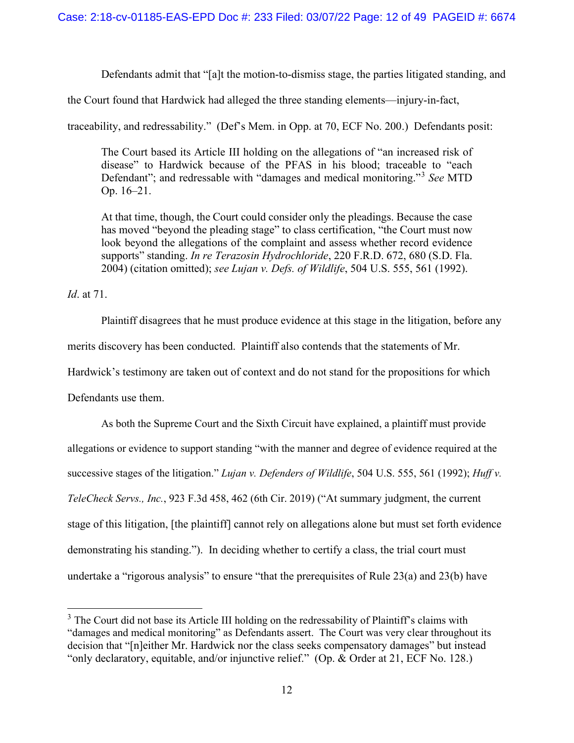Defendants admit that "[a]t the motion-to-dismiss stage, the parties litigated standing, and the Court found that Hardwick had alleged the three standing elements—injury-in-fact, traceability, and redressability." (Def's Mem. in Opp. at 70, ECF No. 200.) Defendants posit:

> The Court based its Article III holding on the allegations of "an increased risk of disease" to Hardwick because of the PFAS in his blood; traceable to "each Defendant"; and redressable with "damages and medical monitoring."[3] *See* MTD Op. 16–21.
>
> At that time, though, the Court could consider only the pleadings. Because the case has moved "beyond the pleading stage" to class certification, "the Court must now look beyond the allegations of the complaint and assess whether record evidence supports" standing. *In re Terazosin Hydrochloride*, 220 F.R.D. 672, 680 (S.D. Fla. 2004) (citation omitted); *see Lujan v. Defs. of Wildlife*, 504 U.S. 555, 561 (1992).

*Id*. at 71.

Plaintiff disagrees that he must produce evidence at this stage in the litigation, before any merits discovery has been conducted. Plaintiff also contends that the statements of Mr. Hardwick's testimony are taken out of context and do not stand for the propositions for which Defendants use them.

As both the Supreme Court and the Sixth Circuit have explained, a plaintiff must provide allegations or evidence to support standing "with the manner and degree of evidence required at the successive stages of the litigation." *Lujan v. Defenders of Wildlife*, 504 U.S. 555, 561 (1992); *Huff v. TeleCheck Servs., Inc.*, 923 F.3d 458, 462 (6th Cir. 2019) ("At summary judgment, the current stage of this litigation, [the plaintiff] cannot rely on allegations alone but must set forth evidence demonstrating his standing."). In deciding whether to certify a class, the trial court must undertake a "rigorous analysis" to ensure "that the prerequisites of Rule 23(a) and 23(b) have

---

[3] The Court did not base its Article III holding on the redressability of Plaintiff's claims with "damages and medical monitoring" as Defendants assert. The Court was very clear throughout its decision that "[n]either Mr. Hardwick nor the class seeks compensatory damages" but instead "only declaratory, equitable, and/or injunctive relief." (Op. & Order at 21, ECF No. 128.)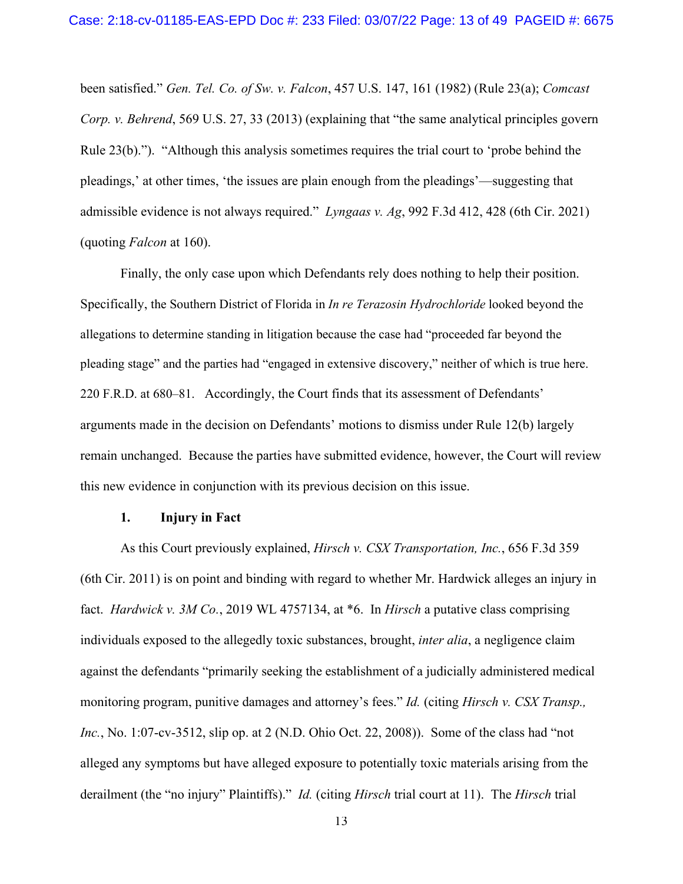been satisfied." *Gen. Tel. Co. of Sw. v. Falcon*, 457 U.S. 147, 161 (1982) (Rule 23(a); *Comcast Corp. v. Behrend*, 569 U.S. 27, 33 (2013) (explaining that "the same analytical principles govern Rule 23(b)."). "Although this analysis sometimes requires the trial court to 'probe behind the pleadings,' at other times, 'the issues are plain enough from the pleadings'—suggesting that admissible evidence is not always required." *Lyngaas v. Ag*, 992 F.3d 412, 428 (6th Cir. 2021) (quoting *Falcon* at 160).

Finally, the only case upon which Defendants rely does nothing to help their position. Specifically, the Southern District of Florida in *In re Terazosin Hydrochloride* looked beyond the allegations to determine standing in litigation because the case had "proceeded far beyond the pleading stage" and the parties had "engaged in extensive discovery," neither of which is true here. 220 F.R.D. at 680–81. Accordingly, the Court finds that its assessment of Defendants' arguments made in the decision on Defendants' motions to dismiss under Rule 12(b) largely remain unchanged. Because the parties have submitted evidence, however, the Court will review this new evidence in conjunction with its previous decision on this issue.

### 1. Injury in Fact

As this Court previously explained, *Hirsch v. CSX Transportation, Inc.*, 656 F.3d 359 (6th Cir. 2011) is on point and binding with regard to whether Mr. Hardwick alleges an injury in fact. *Hardwick v. 3M Co.*, 2019 WL 4757134, at \*6. In *Hirsch* a putative class comprising individuals exposed to the allegedly toxic substances, brought, *inter alia*, a negligence claim against the defendants "primarily seeking the establishment of a judicially administered medical monitoring program, punitive damages and attorney's fees." *Id.* (citing *Hirsch v. CSX Transp., Inc.*, No. 1:07-cv-3512, slip op. at 2 (N.D. Ohio Oct. 22, 2008)). Some of the class had "not alleged any symptoms but have alleged exposure to potentially toxic materials arising from the derailment (the "no injury" Plaintiffs)." *Id.* (citing *Hirsch* trial court at 11). The *Hirsch* trial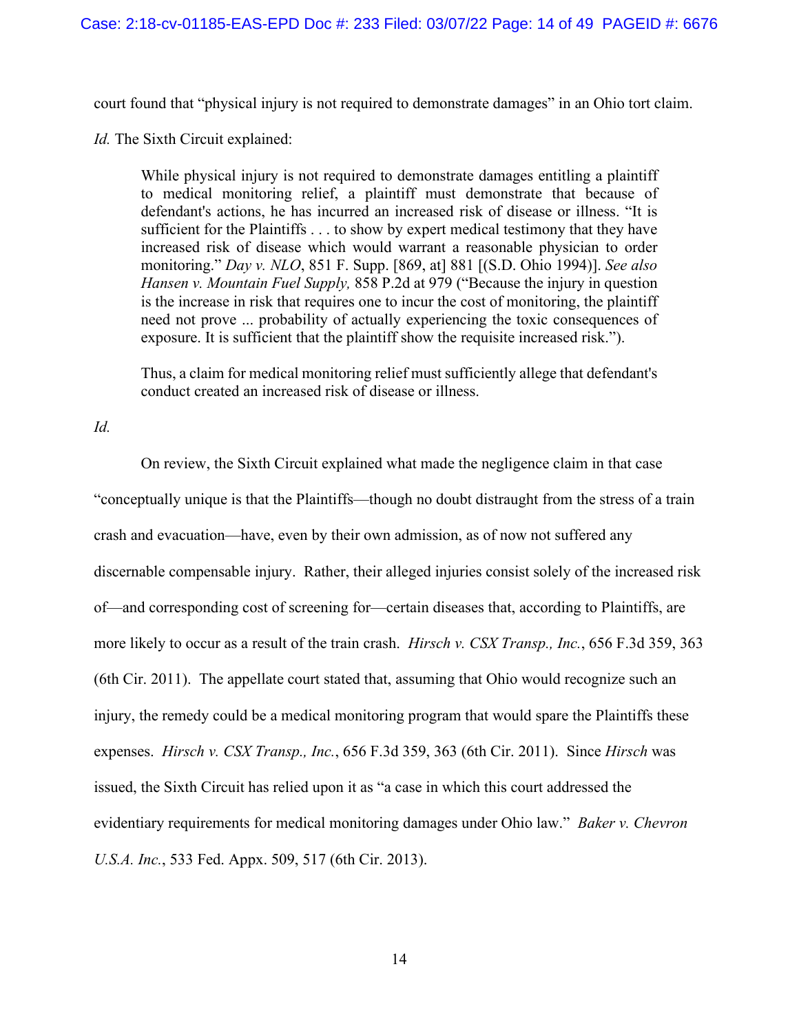court found that "physical injury is not required to demonstrate damages" in an Ohio tort claim.

*Id.* The Sixth Circuit explained:

> While physical injury is not required to demonstrate damages entitling a plaintiff to medical monitoring relief, a plaintiff must demonstrate that because of defendant's actions, he has incurred an increased risk of disease or illness. "It is sufficient for the Plaintiffs . . . to show by expert medical testimony that they have increased risk of disease which would warrant a reasonable physician to order monitoring." *Day v. NLO*, 851 F. Supp. [869, at] 881 [(S.D. Ohio 1994)]. *See also Hansen v. Mountain Fuel Supply,* 858 P.2d at 979 ("Because the injury in question is the increase in risk that requires one to incur the cost of monitoring, the plaintiff need not prove ... probability of actually experiencing the toxic consequences of exposure. It is sufficient that the plaintiff show the requisite increased risk.").
>
> Thus, a claim for medical monitoring relief must sufficiently allege that defendant's conduct created an increased risk of disease or illness.

*Id.*

On review, the Sixth Circuit explained what made the negligence claim in that case "conceptually unique is that the Plaintiffs—though no doubt distraught from the stress of a train crash and evacuation—have, even by their own admission, as of now not suffered any discernable compensable injury. Rather, their alleged injuries consist solely of the increased risk of—and corresponding cost of screening for—certain diseases that, according to Plaintiffs, are more likely to occur as a result of the train crash. *Hirsch v. CSX Transp., Inc.*, 656 F.3d 359, 363 (6th Cir. 2011). The appellate court stated that, assuming that Ohio would recognize such an injury, the remedy could be a medical monitoring program that would spare the Plaintiffs these expenses. *Hirsch v. CSX Transp., Inc.*, 656 F.3d 359, 363 (6th Cir. 2011). Since *Hirsch* was issued, the Sixth Circuit has relied upon it as "a case in which this court addressed the evidentiary requirements for medical monitoring damages under Ohio law." *Baker v. Chevron U.S.A. Inc.*, 533 Fed. Appx. 509, 517 (6th Cir. 2013).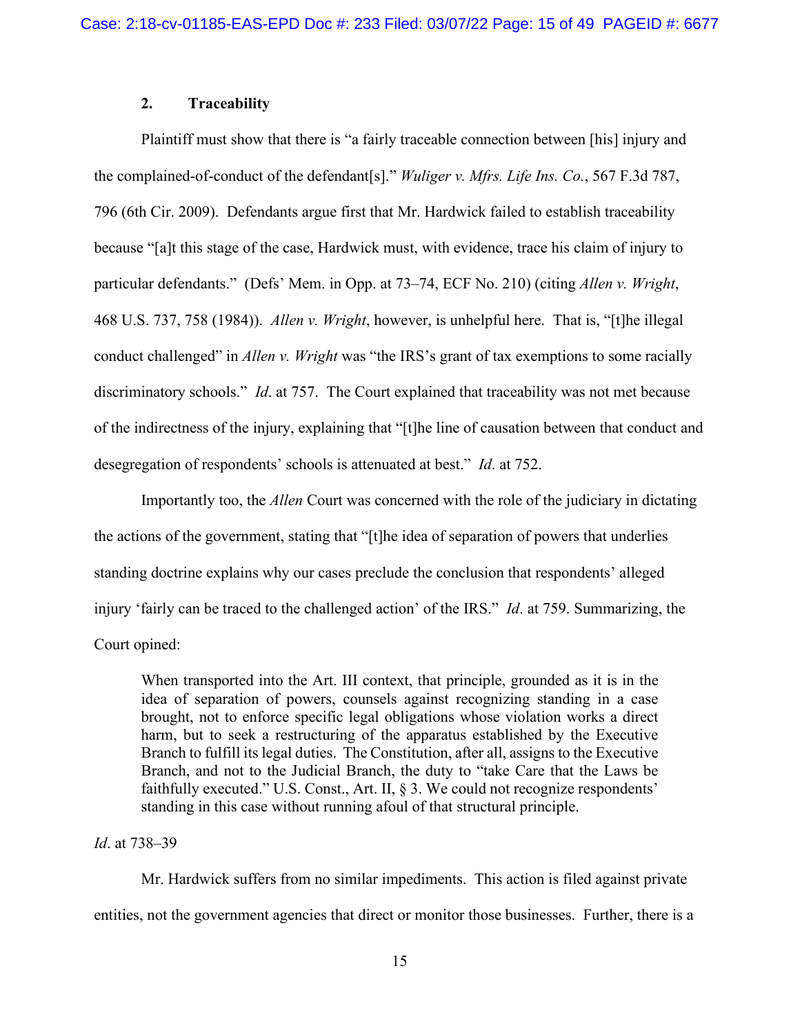### 2. Traceability

Plaintiff must show that there is "a fairly traceable connection between [his] injury and the complained-of-conduct of the defendant[s]." *Wuliger v. Mfrs. Life Ins. Co.*, 567 F.3d 787, 796 (6th Cir. 2009). Defendants argue first that Mr. Hardwick failed to establish traceability because "[a]t this stage of the case, Hardwick must, with evidence, trace his claim of injury to particular defendants." (Defs' Mem. in Opp. at 73–74, ECF No. 210) (citing *Allen v. Wright*, 468 U.S. 737, 758 (1984)). *Allen v. Wright*, however, is unhelpful here. That is, "[t]he illegal conduct challenged" in *Allen v. Wright* was "the IRS's grant of tax exemptions to some racially discriminatory schools." *Id*. at 757. The Court explained that traceability was not met because of the indirectness of the injury, explaining that "[t]he line of causation between that conduct and desegregation of respondents' schools is attenuated at best." *Id*. at 752.

Importantly too, the *Allen* Court was concerned with the role of the judiciary in dictating the actions of the government, stating that "[t]he idea of separation of powers that underlies standing doctrine explains why our cases preclude the conclusion that respondents' alleged injury 'fairly can be traced to the challenged action' of the IRS." *Id*. at 759. Summarizing, the Court opined:

> When transported into the Art. III context, that principle, grounded as it is in the idea of separation of powers, counsels against recognizing standing in a case brought, not to enforce specific legal obligations whose violation works a direct harm, but to seek a restructuring of the apparatus established by the Executive Branch to fulfill its legal duties. The Constitution, after all, assigns to the Executive Branch, and not to the Judicial Branch, the duty to "take Care that the Laws be faithfully executed." U.S. Const., Art. II, § 3. We could not recognize respondents' standing in this case without running afoul of that structural principle.

*Id*. at 738–39

Mr. Hardwick suffers from no similar impediments. This action is filed against private entities, not the government agencies that direct or monitor those businesses. Further, there is a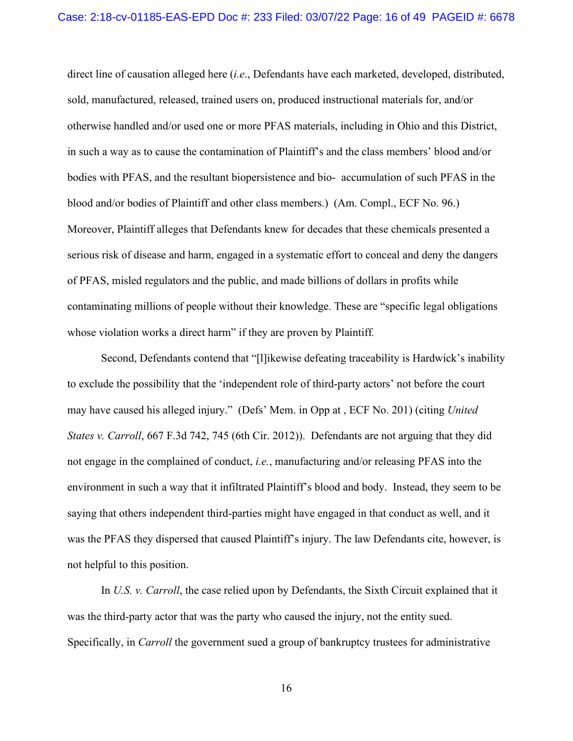direct line of causation alleged here (*i.e*., Defendants have each marketed, developed, distributed, sold, manufactured, released, trained users on, produced instructional materials for, and/or otherwise handled and/or used one or more PFAS materials, including in Ohio and this District, in such a way as to cause the contamination of Plaintiff's and the class members' blood and/or bodies with PFAS, and the resultant biopersistence and bio- accumulation of such PFAS in the blood and/or bodies of Plaintiff and other class members.) (Am. Compl., ECF No. 96.) Moreover, Plaintiff alleges that Defendants knew for decades that these chemicals presented a serious risk of disease and harm, engaged in a systematic effort to conceal and deny the dangers of PFAS, misled regulators and the public, and made billions of dollars in profits while contaminating millions of people without their knowledge. These are "specific legal obligations whose violation works a direct harm" if they are proven by Plaintiff.

Second, Defendants contend that "[l]ikewise defeating traceability is Hardwick's inability to exclude the possibility that the 'independent role of third-party actors' not before the court may have caused his alleged injury." (Defs' Mem. in Opp at , ECF No. 201) (citing *United States v. Carroll*, 667 F.3d 742, 745 (6th Cir. 2012)). Defendants are not arguing that they did not engage in the complained of conduct, *i.e.*, manufacturing and/or releasing PFAS into the environment in such a way that it infiltrated Plaintiff's blood and body. Instead, they seem to be saying that others independent third-parties might have engaged in that conduct as well, and it was the PFAS they dispersed that caused Plaintiff's injury. The law Defendants cite, however, is not helpful to this position.

In *U.S. v. Carroll*, the case relied upon by Defendants, the Sixth Circuit explained that it was the third-party actor that was the party who caused the injury, not the entity sued. Specifically, in *Carroll* the government sued a group of bankruptcy trustees for administrative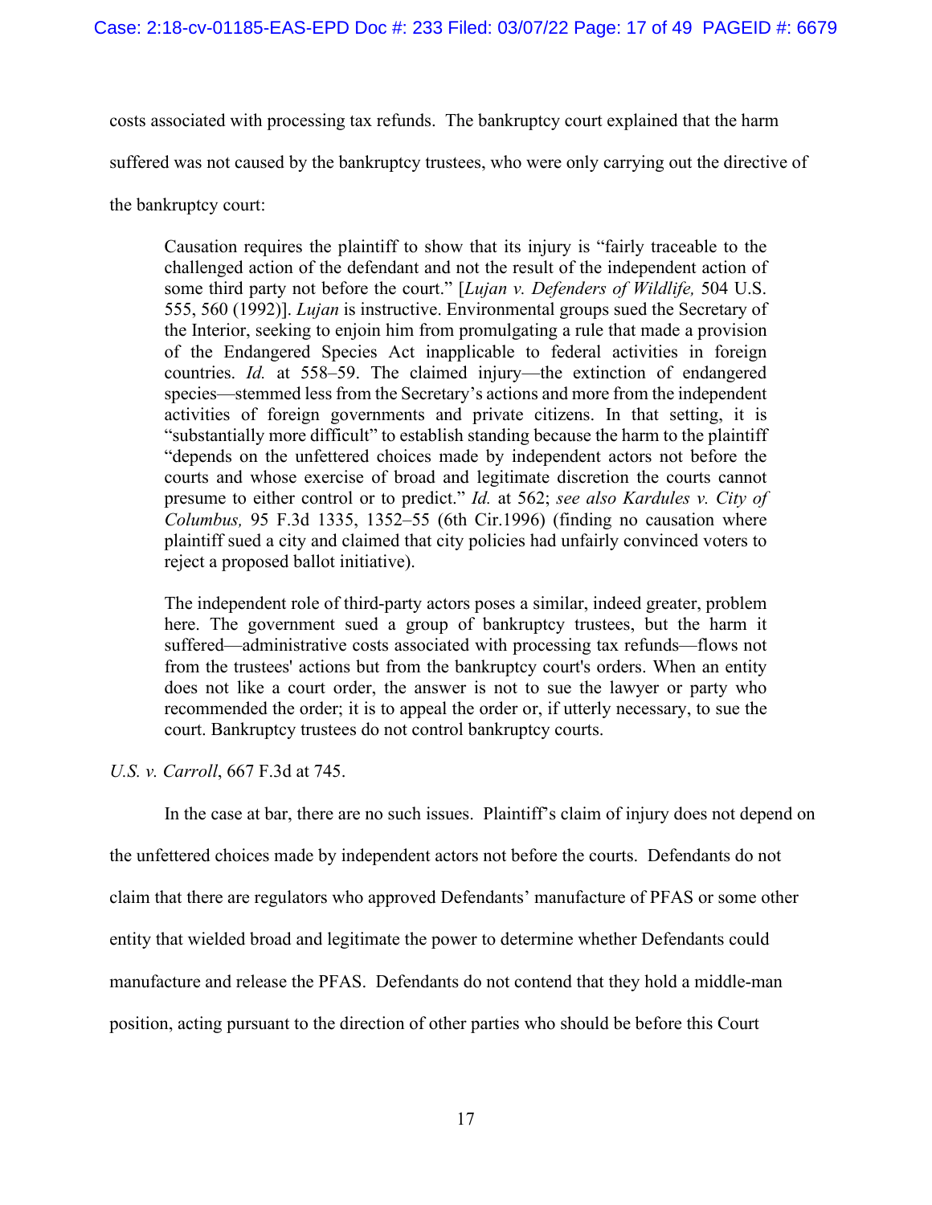costs associated with processing tax refunds. The bankruptcy court explained that the harm suffered was not caused by the bankruptcy trustees, who were only carrying out the directive of the bankruptcy court:

> Causation requires the plaintiff to show that its injury is "fairly traceable to the challenged action of the defendant and not the result of the independent action of some third party not before the court." [*Lujan v. Defenders of Wildlife,* 504 U.S. 555, 560 (1992)]. *Lujan* is instructive. Environmental groups sued the Secretary of the Interior, seeking to enjoin him from promulgating a rule that made a provision of the Endangered Species Act inapplicable to federal activities in foreign countries. *Id.* at 558–59. The claimed injury—the extinction of endangered species—stemmed less from the Secretary's actions and more from the independent activities of foreign governments and private citizens. In that setting, it is "substantially more difficult" to establish standing because the harm to the plaintiff "depends on the unfettered choices made by independent actors not before the courts and whose exercise of broad and legitimate discretion the courts cannot presume to either control or to predict." *Id.* at 562; *see also Kardules v. City of Columbus,* 95 F.3d 1335, 1352–55 (6th Cir.1996) (finding no causation where plaintiff sued a city and claimed that city policies had unfairly convinced voters to reject a proposed ballot initiative).
>
> The independent role of third-party actors poses a similar, indeed greater, problem here. The government sued a group of bankruptcy trustees, but the harm it suffered—administrative costs associated with processing tax refunds—flows not from the trustees' actions but from the bankruptcy court's orders. When an entity does not like a court order, the answer is not to sue the lawyer or party who recommended the order; it is to appeal the order or, if utterly necessary, to sue the court. Bankruptcy trustees do not control bankruptcy courts.

*U.S. v. Carroll*, 667 F.3d at 745.

In the case at bar, there are no such issues. Plaintiff's claim of injury does not depend on the unfettered choices made by independent actors not before the courts. Defendants do not claim that there are regulators who approved Defendants' manufacture of PFAS or some other entity that wielded broad and legitimate the power to determine whether Defendants could manufacture and release the PFAS. Defendants do not contend that they hold a middle-man position, acting pursuant to the direction of other parties who should be before this Court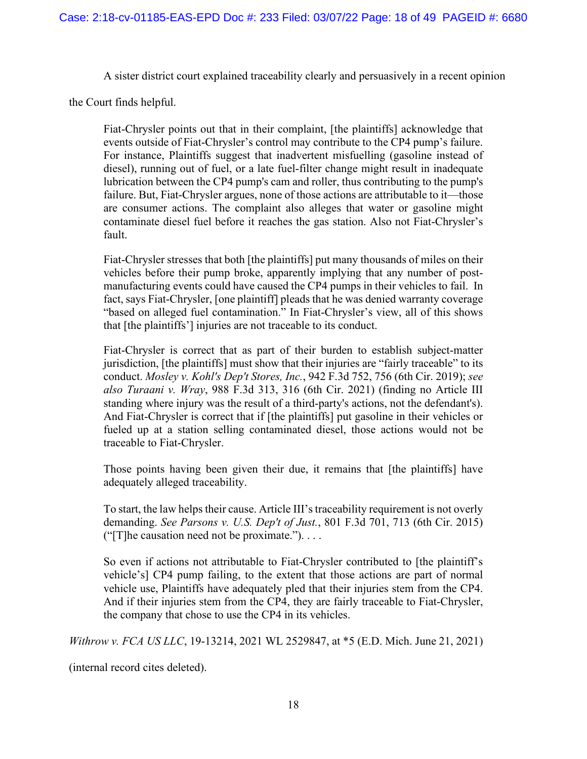A sister district court explained traceability clearly and persuasively in a recent opinion the Court finds helpful.

> Fiat-Chrysler points out that in their complaint, [the plaintiffs] acknowledge that events outside of Fiat-Chrysler's control may contribute to the CP4 pump's failure. For instance, Plaintiffs suggest that inadvertent misfuelling (gasoline instead of diesel), running out of fuel, or a late fuel-filter change might result in inadequate lubrication between the CP4 pump's cam and roller, thus contributing to the pump's failure. But, Fiat-Chrysler argues, none of those actions are attributable to it—those are consumer actions. The complaint also alleges that water or gasoline might contaminate diesel fuel before it reaches the gas station. Also not Fiat-Chrysler's fault.
>
> Fiat-Chrysler stresses that both [the plaintiffs] put many thousands of miles on their vehicles before their pump broke, apparently implying that any number of post-manufacturing events could have caused the CP4 pumps in their vehicles to fail. In fact, says Fiat-Chrysler, [one plaintiff] pleads that he was denied warranty coverage "based on alleged fuel contamination." In Fiat-Chrysler's view, all of this shows that [the plaintiffs'] injuries are not traceable to its conduct.
>
> Fiat-Chrysler is correct that as part of their burden to establish subject-matter jurisdiction, [the plaintiffs] must show that their injuries are "fairly traceable" to its conduct. *Mosley v. Kohl's Dep't Stores, Inc.*, 942 F.3d 752, 756 (6th Cir. 2019); *see also Turaani v. Wray*, 988 F.3d 313, 316 (6th Cir. 2021) (finding no Article III standing where injury was the result of a third-party's actions, not the defendant's). And Fiat-Chrysler is correct that if [the plaintiffs] put gasoline in their vehicles or fueled up at a station selling contaminated diesel, those actions would not be traceable to Fiat-Chrysler.
>
> Those points having been given their due, it remains that [the plaintiffs] have adequately alleged traceability.
>
> To start, the law helps their cause. Article III's traceability requirement is not overly demanding. *See Parsons v. U.S. Dep't of Just.*, 801 F.3d 701, 713 (6th Cir. 2015) ("[T]he causation need not be proximate."). . . .
>
> So even if actions not attributable to Fiat-Chrysler contributed to [the plaintiff's vehicle's] CP4 pump failing, to the extent that those actions are part of normal vehicle use, Plaintiffs have adequately pled that their injuries stem from the CP4. And if their injuries stem from the CP4, they are fairly traceable to Fiat-Chrysler, the company that chose to use the CP4 in its vehicles.

*Withrow v. FCA US LLC*, 19-13214, 2021 WL 2529847, at *5 (E.D. Mich. June 21, 2021) (internal record cites deleted).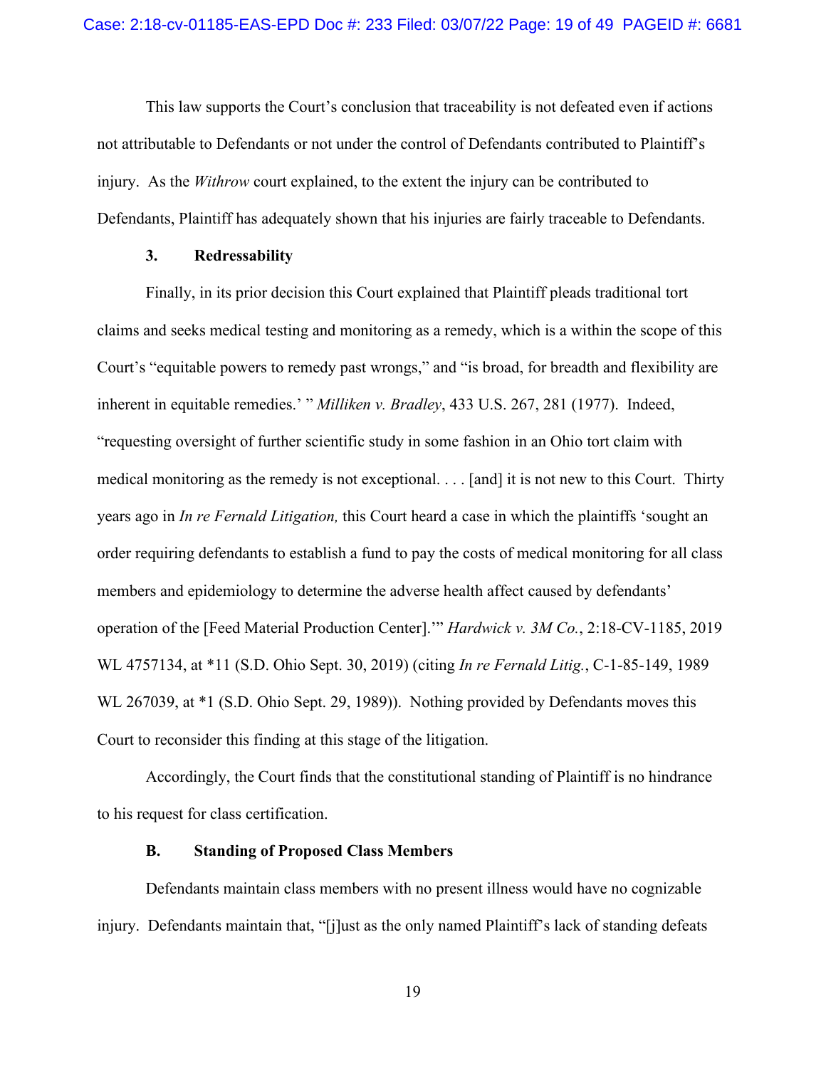This law supports the Court's conclusion that traceability is not defeated even if actions not attributable to Defendants or not under the control of Defendants contributed to Plaintiff's injury. As the *Withrow* court explained, to the extent the injury can be contributed to Defendants, Plaintiff has adequately shown that his injuries are fairly traceable to Defendants.

### 3. Redressability

Finally, in its prior decision this Court explained that Plaintiff pleads traditional tort claims and seeks medical testing and monitoring as a remedy, which is a within the scope of this Court's "equitable powers to remedy past wrongs," and "is broad, for breadth and flexibility are inherent in equitable remedies.' " *Milliken v. Bradley*, 433 U.S. 267, 281 (1977). Indeed, "requesting oversight of further scientific study in some fashion in an Ohio tort claim with medical monitoring as the remedy is not exceptional. . . . [and] it is not new to this Court. Thirty years ago in *In re Fernald Litigation,* this Court heard a case in which the plaintiffs 'sought an order requiring defendants to establish a fund to pay the costs of medical monitoring for all class members and epidemiology to determine the adverse health affect caused by defendants' operation of the [Feed Material Production Center].'" *Hardwick v. 3M Co.*, 2:18-CV-1185, 2019 WL 4757134, at *11 (S.D. Ohio Sept. 30, 2019) (citing *In re Fernald Litig.*, C-1-85-149, 1989 WL 267039, at *1 (S.D. Ohio Sept. 29, 1989)). Nothing provided by Defendants moves this Court to reconsider this finding at this stage of the litigation.

Accordingly, the Court finds that the constitutional standing of Plaintiff is no hindrance to his request for class certification.

## B. Standing of Proposed Class Members

Defendants maintain class members with no present illness would have no cognizable injury. Defendants maintain that, "[j]ust as the only named Plaintiff's lack of standing defeats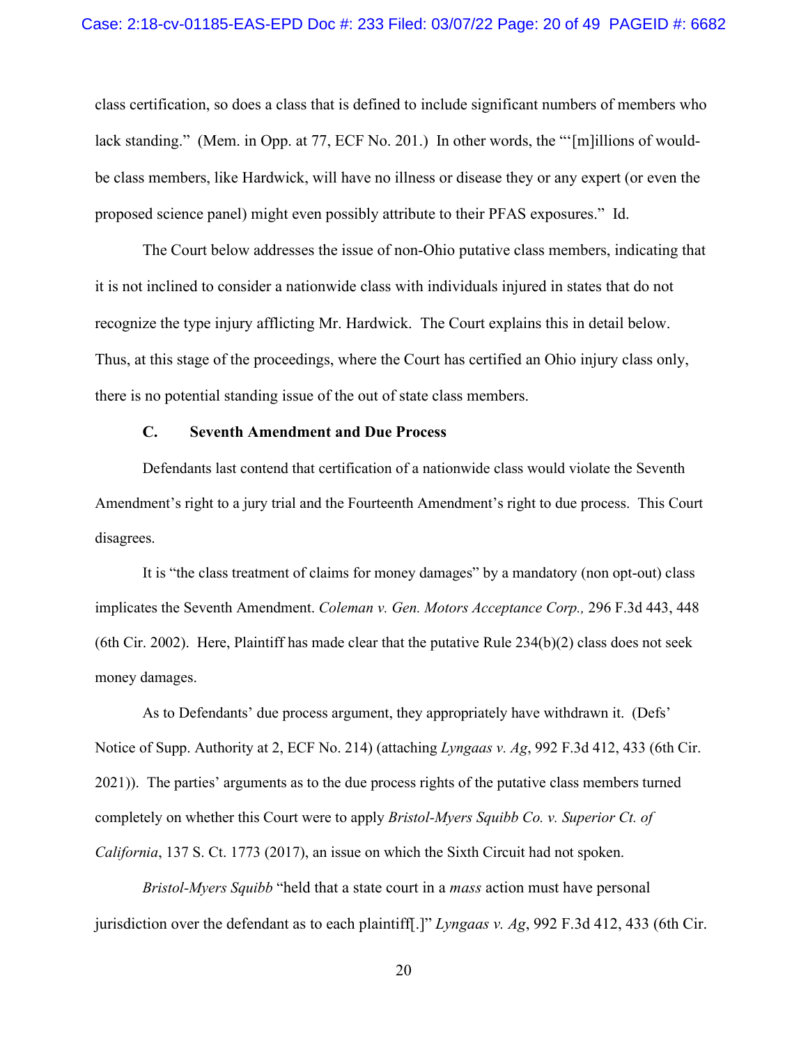class certification, so does a class that is defined to include significant numbers of members who lack standing." (Mem. in Opp. at 77, ECF No. 201.) In other words, the "'[m]illions of would-be class members, like Hardwick, will have no illness or disease they or any expert (or even the proposed science panel) might even possibly attribute to their PFAS exposures." Id.

The Court below addresses the issue of non-Ohio putative class members, indicating that it is not inclined to consider a nationwide class with individuals injured in states that do not recognize the type injury afflicting Mr. Hardwick. The Court explains this in detail below. Thus, at this stage of the proceedings, where the Court has certified an Ohio injury class only, there is no potential standing issue of the out of state class members.

### C. Seventh Amendment and Due Process

Defendants last contend that certification of a nationwide class would violate the Seventh Amendment's right to a jury trial and the Fourteenth Amendment's right to due process. This Court disagrees.

It is "the class treatment of claims for money damages" by a mandatory (non opt-out) class implicates the Seventh Amendment. *Coleman v. Gen. Motors Acceptance Corp.,* 296 F.3d 443, 448 (6th Cir. 2002). Here, Plaintiff has made clear that the putative Rule 234(b)(2) class does not seek money damages.

As to Defendants' due process argument, they appropriately have withdrawn it. (Defs' Notice of Supp. Authority at 2, ECF No. 214) (attaching *Lyngaas v. Ag*, 992 F.3d 412, 433 (6th Cir. 2021)). The parties' arguments as to the due process rights of the putative class members turned completely on whether this Court were to apply *Bristol-Myers Squibb Co. v. Superior Ct. of California*, 137 S. Ct. 1773 (2017), an issue on which the Sixth Circuit had not spoken.

*Bristol-Myers Squibb* "held that a state court in a *mass* action must have personal jurisdiction over the defendant as to each plaintiff[.]" *Lyngaas v. Ag*, 992 F.3d 412, 433 (6th Cir.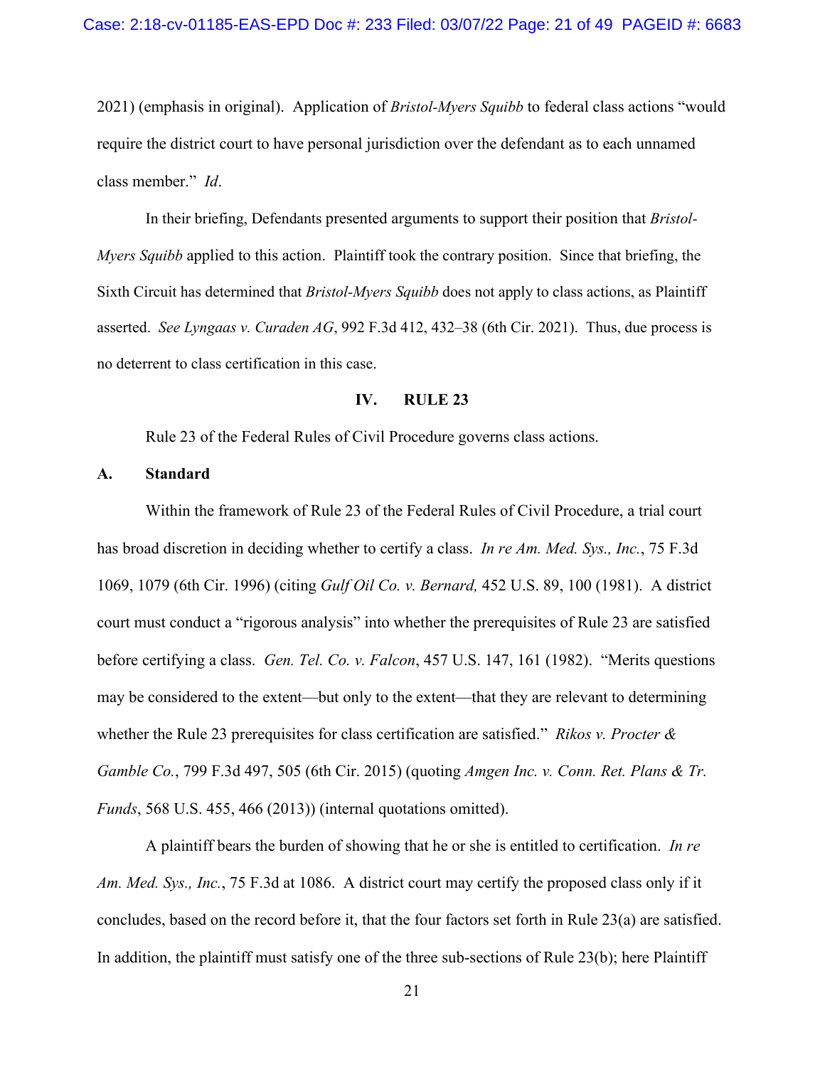2021) (emphasis in original). Application of *Bristol-Myers Squibb* to federal class actions "would require the district court to have personal jurisdiction over the defendant as to each unnamed class member." *Id*.

In their briefing, Defendants presented arguments to support their position that *Bristol-Myers Squibb* applied to this action. Plaintiff took the contrary position. Since that briefing, the Sixth Circuit has determined that *Bristol-Myers Squibb* does not apply to class actions, as Plaintiff asserted. *See Lyngaas v. Curaden AG*, 992 F.3d 412, 432–38 (6th Cir. 2021). Thus, due process is no deterrent to class certification in this case.

## IV. RULE 23

Rule 23 of the Federal Rules of Civil Procedure governs class actions.

### A. Standard

Within the framework of Rule 23 of the Federal Rules of Civil Procedure, a trial court has broad discretion in deciding whether to certify a class. *In re Am. Med. Sys., Inc.*, 75 F.3d 1069, 1079 (6th Cir. 1996) (citing *Gulf Oil Co. v. Bernard,* 452 U.S. 89, 100 (1981). A district court must conduct a "rigorous analysis" into whether the prerequisites of Rule 23 are satisfied before certifying a class. *Gen. Tel. Co. v. Falcon*, 457 U.S. 147, 161 (1982). "Merits questions may be considered to the extent—but only to the extent—that they are relevant to determining whether the Rule 23 prerequisites for class certification are satisfied." *Rikos v. Procter & Gamble Co.*, 799 F.3d 497, 505 (6th Cir. 2015) (quoting *Amgen Inc. v. Conn. Ret. Plans & Tr. Funds*, 568 U.S. 455, 466 (2013)) (internal quotations omitted).

A plaintiff bears the burden of showing that he or she is entitled to certification. *In re Am. Med. Sys., Inc.*, 75 F.3d at 1086. A district court may certify the proposed class only if it concludes, based on the record before it, that the four factors set forth in Rule 23(a) are satisfied. In addition, the plaintiff must satisfy one of the three sub-sections of Rule 23(b); here Plaintiff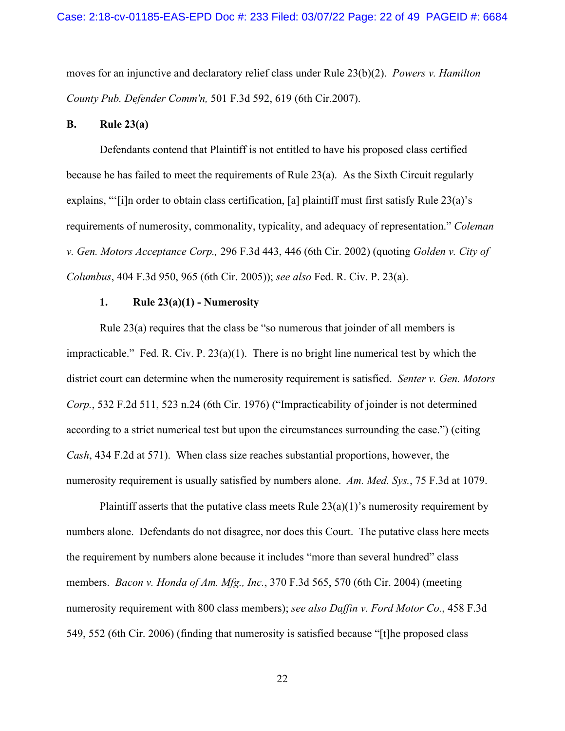moves for an injunctive and declaratory relief class under Rule 23(b)(2). *Powers v. Hamilton County Pub. Defender Comm'n,* 501 F.3d 592, 619 (6th Cir.2007).

**B. Rule 23(a)**

Defendants contend that Plaintiff is not entitled to have his proposed class certified because he has failed to meet the requirements of Rule 23(a). As the Sixth Circuit regularly explains, "'[i]n order to obtain class certification, [a] plaintiff must first satisfy Rule 23(a)'s requirements of numerosity, commonality, typicality, and adequacy of representation." *Coleman v. Gen. Motors Acceptance Corp.,* 296 F.3d 443, 446 (6th Cir. 2002) (quoting *Golden v. City of Columbus*, 404 F.3d 950, 965 (6th Cir. 2005)); *see also* Fed. R. Civ. P. 23(a).

**1. Rule 23(a)(1) - Numerosity**

Rule 23(a) requires that the class be "so numerous that joinder of all members is impracticable." Fed. R. Civ. P. 23(a)(1). There is no bright line numerical test by which the district court can determine when the numerosity requirement is satisfied. *Senter v. Gen. Motors Corp.*, 532 F.2d 511, 523 n.24 (6th Cir. 1976) ("Impracticability of joinder is not determined according to a strict numerical test but upon the circumstances surrounding the case.") (citing *Cash*, 434 F.2d at 571). When class size reaches substantial proportions, however, the numerosity requirement is usually satisfied by numbers alone. *Am. Med. Sys.*, 75 F.3d at 1079.

Plaintiff asserts that the putative class meets Rule 23(a)(1)'s numerosity requirement by numbers alone. Defendants do not disagree, nor does this Court. The putative class here meets the requirement by numbers alone because it includes "more than several hundred" class members. *Bacon v. Honda of Am. Mfg., Inc.*, 370 F.3d 565, 570 (6th Cir. 2004) (meeting numerosity requirement with 800 class members); *see also Daffin v. Ford Motor Co.*, 458 F.3d 549, 552 (6th Cir. 2006) (finding that numerosity is satisfied because "[t]he proposed class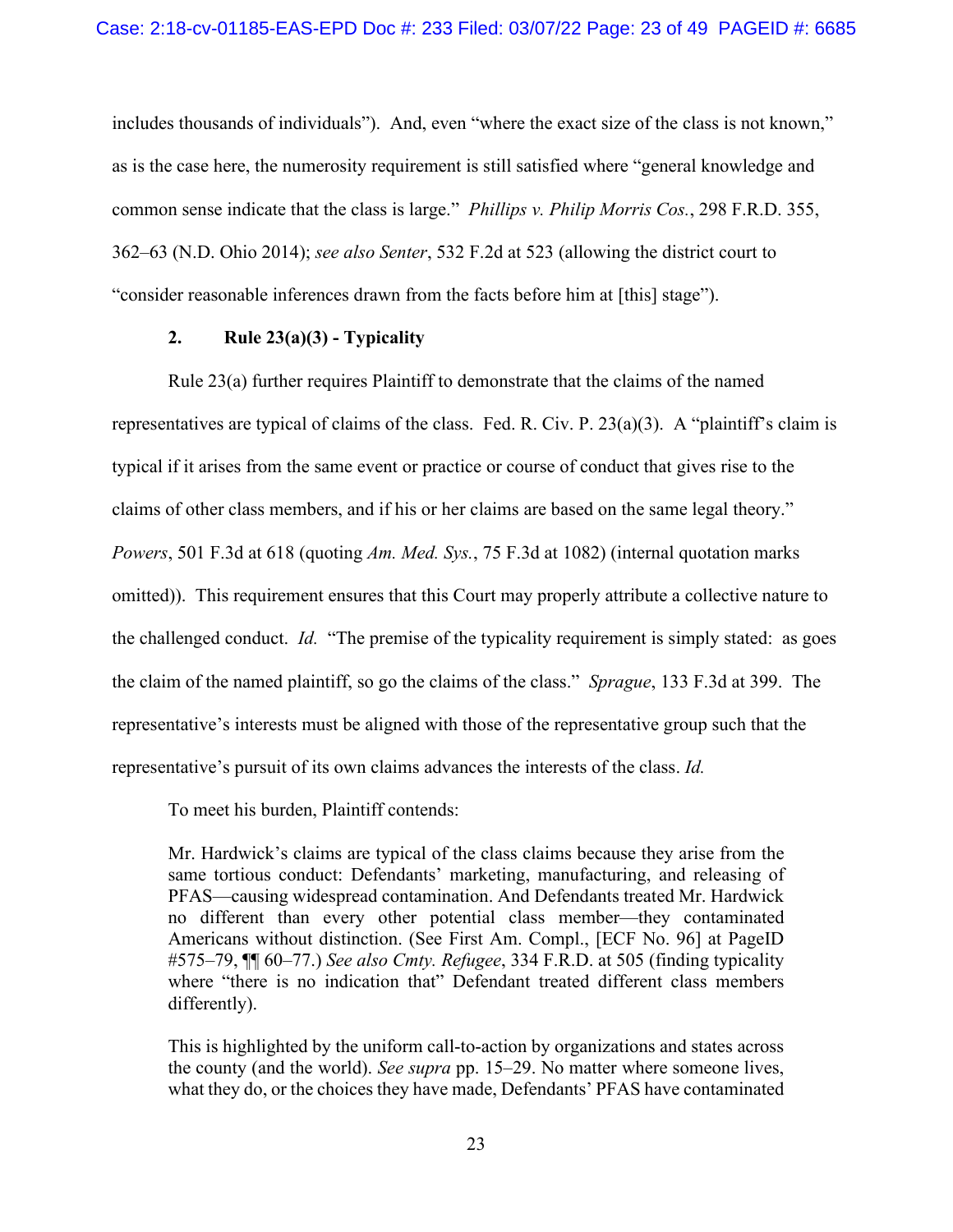includes thousands of individuals"). And, even "where the exact size of the class is not known," as is the case here, the numerosity requirement is still satisfied where "general knowledge and common sense indicate that the class is large." *Phillips v. Philip Morris Cos.*, 298 F.R.D. 355, 362–63 (N.D. Ohio 2014); *see also Senter*, 532 F.2d at 523 (allowing the district court to "consider reasonable inferences drawn from the facts before him at [this] stage").

### 2. Rule 23(a)(3) - Typicality

Rule 23(a) further requires Plaintiff to demonstrate that the claims of the named representatives are typical of claims of the class. Fed. R. Civ. P. 23(a)(3). A "plaintiff's claim is typical if it arises from the same event or practice or course of conduct that gives rise to the claims of other class members, and if his or her claims are based on the same legal theory." *Powers*, 501 F.3d at 618 (quoting *Am. Med. Sys.*, 75 F.3d at 1082) (internal quotation marks omitted)). This requirement ensures that this Court may properly attribute a collective nature to the challenged conduct. *Id.* "The premise of the typicality requirement is simply stated: as goes the claim of the named plaintiff, so go the claims of the class." *Sprague*, 133 F.3d at 399. The representative's interests must be aligned with those of the representative group such that the representative's pursuit of its own claims advances the interests of the class. *Id.*

To meet his burden, Plaintiff contends:

> Mr. Hardwick's claims are typical of the class claims because they arise from the same tortious conduct: Defendants' marketing, manufacturing, and releasing of PFAS—causing widespread contamination. And Defendants treated Mr. Hardwick no different than every other potential class member—they contaminated Americans without distinction. (See First Am. Compl., [ECF No. 96] at PageID #575–79, ¶¶ 60–77.) *See also Cmty. Refugee*, 334 F.R.D. at 505 (finding typicality where "there is no indication that" Defendant treated different class members differently).
>
> This is highlighted by the uniform call-to-action by organizations and states across the county (and the world). *See supra* pp. 15–29. No matter where someone lives, what they do, or the choices they have made, Defendants' PFAS have contaminated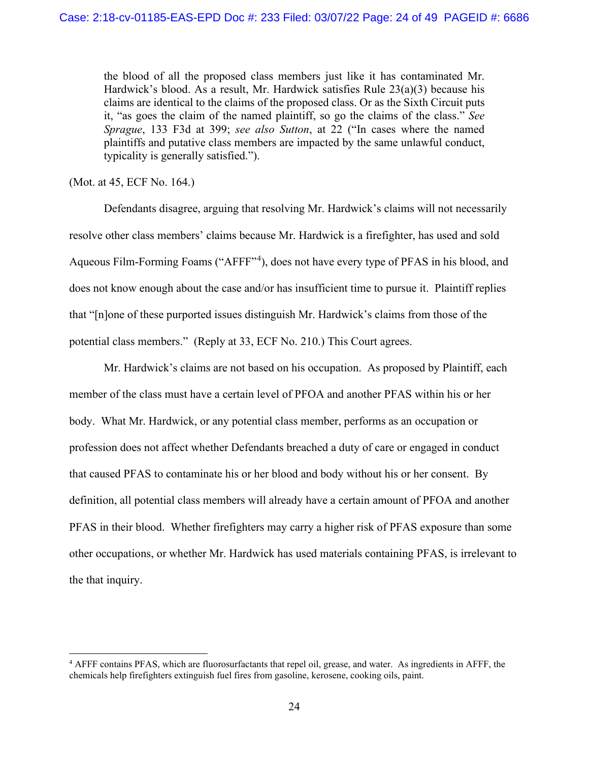> the blood of all the proposed class members just like it has contaminated Mr. Hardwick's blood. As a result, Mr. Hardwick satisfies Rule 23(a)(3) because his claims are identical to the claims of the proposed class. Or as the Sixth Circuit puts it, "as goes the claim of the named plaintiff, so go the claims of the class." *See Sprague*, 133 F3d at 399; *see also Sutton*, at 22 ("In cases where the named plaintiffs and putative class members are impacted by the same unlawful conduct, typicality is generally satisfied.").

(Mot. at 45, ECF No. 164.)

Defendants disagree, arguing that resolving Mr. Hardwick's claims will not necessarily resolve other class members' claims because Mr. Hardwick is a firefighter, has used and sold Aqueous Film-Forming Foams ("AFFF"[4]), does not have every type of PFAS in his blood, and does not know enough about the case and/or has insufficient time to pursue it. Plaintiff replies that "[n]one of these purported issues distinguish Mr. Hardwick's claims from those of the potential class members." (Reply at 33, ECF No. 210.) This Court agrees.

Mr. Hardwick's claims are not based on his occupation. As proposed by Plaintiff, each member of the class must have a certain level of PFOA and another PFAS within his or her body. What Mr. Hardwick, or any potential class member, performs as an occupation or profession does not affect whether Defendants breached a duty of care or engaged in conduct that caused PFAS to contaminate his or her blood and body without his or her consent. By definition, all potential class members will already have a certain amount of PFOA and another PFAS in their blood. Whether firefighters may carry a higher risk of PFAS exposure than some other occupations, or whether Mr. Hardwick has used materials containing PFAS, is irrelevant to the that inquiry.

---

[4] AFFF contains PFAS, which are fluorosurfactants that repel oil, grease, and water. As ingredients in AFFF, the chemicals help firefighters extinguish fuel fires from gasoline, kerosene, cooking oils, paint.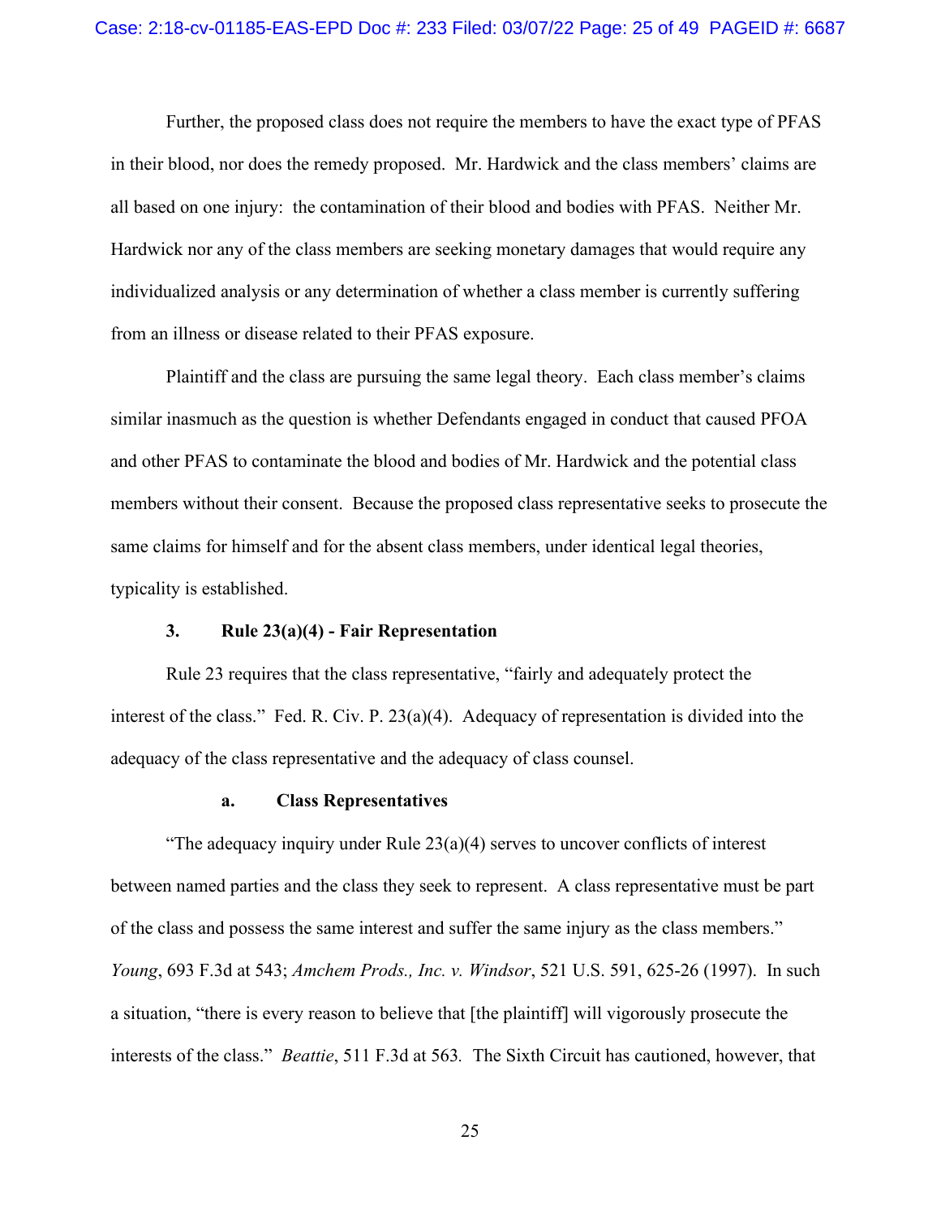Further, the proposed class does not require the members to have the exact type of PFAS in their blood, nor does the remedy proposed. Mr. Hardwick and the class members' claims are all based on one injury: the contamination of their blood and bodies with PFAS. Neither Mr. Hardwick nor any of the class members are seeking monetary damages that would require any individualized analysis or any determination of whether a class member is currently suffering from an illness or disease related to their PFAS exposure.

Plaintiff and the class are pursuing the same legal theory. Each class member's claims similar inasmuch as the question is whether Defendants engaged in conduct that caused PFOA and other PFAS to contaminate the blood and bodies of Mr. Hardwick and the potential class members without their consent. Because the proposed class representative seeks to prosecute the same claims for himself and for the absent class members, under identical legal theories, typicality is established.

### 3. Rule 23(a)(4) - Fair Representation

Rule 23 requires that the class representative, "fairly and adequately protect the interest of the class." Fed. R. Civ. P. 23(a)(4). Adequacy of representation is divided into the adequacy of the class representative and the adequacy of class counsel.

#### a. Class Representatives

"The adequacy inquiry under Rule 23(a)(4) serves to uncover conflicts of interest between named parties and the class they seek to represent. A class representative must be part of the class and possess the same interest and suffer the same injury as the class members." *Young*, 693 F.3d at 543; *Amchem Prods., Inc. v. Windsor*, 521 U.S. 591, 625-26 (1997). In such a situation, "there is every reason to believe that [the plaintiff] will vigorously prosecute the interests of the class." *Beattie*, 511 F.3d at 563. The Sixth Circuit has cautioned, however, that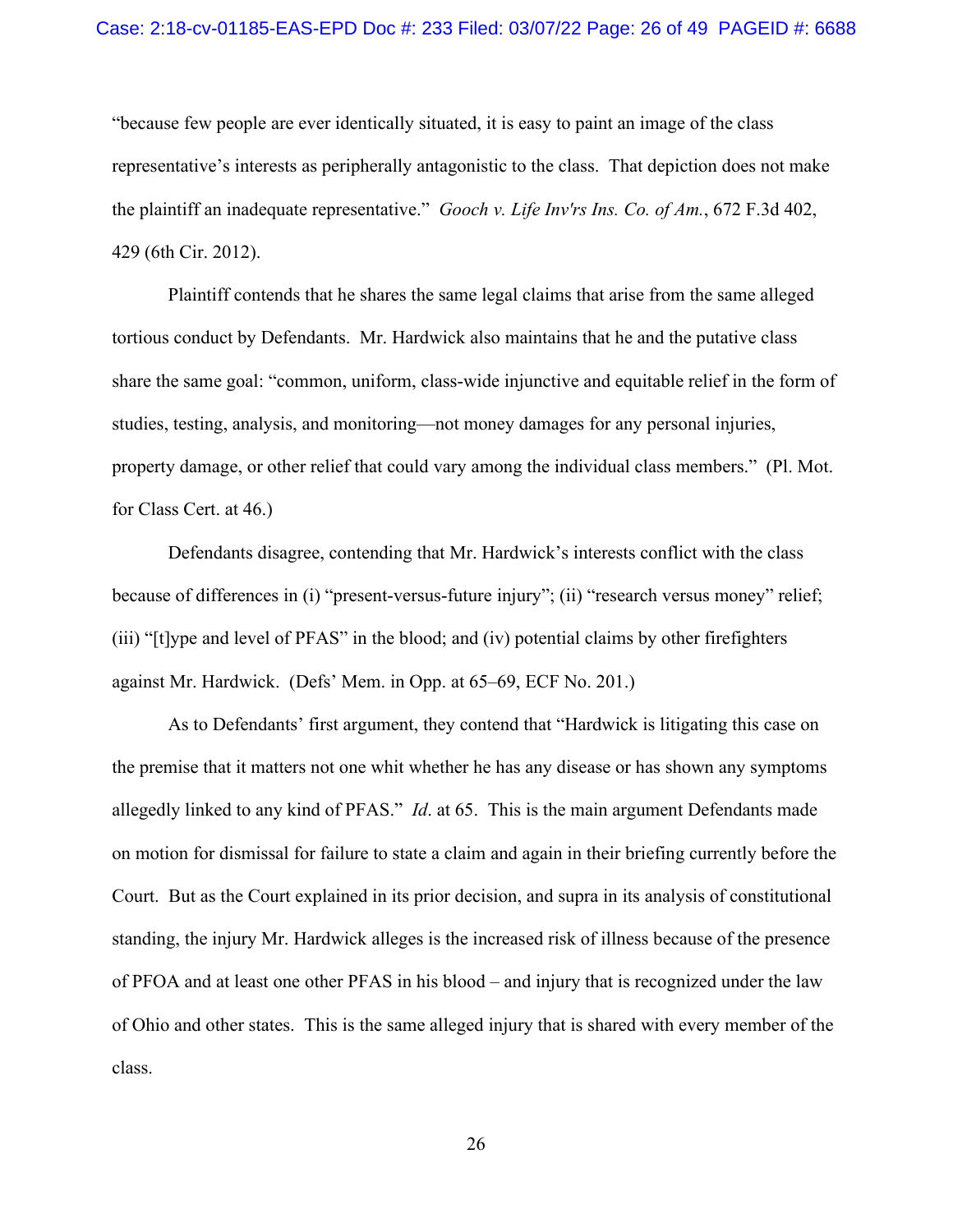"because few people are ever identically situated, it is easy to paint an image of the class representative's interests as peripherally antagonistic to the class. That depiction does not make the plaintiff an inadequate representative." *Gooch v. Life Inv'rs Ins. Co. of Am.*, 672 F.3d 402, 429 (6th Cir. 2012).

Plaintiff contends that he shares the same legal claims that arise from the same alleged tortious conduct by Defendants. Mr. Hardwick also maintains that he and the putative class share the same goal: "common, uniform, class-wide injunctive and equitable relief in the form of studies, testing, analysis, and monitoring—not money damages for any personal injuries, property damage, or other relief that could vary among the individual class members." (Pl. Mot. for Class Cert. at 46.)

Defendants disagree, contending that Mr. Hardwick's interests conflict with the class because of differences in (i) "present-versus-future injury"; (ii) "research versus money" relief; (iii) "[t]ype and level of PFAS" in the blood; and (iv) potential claims by other firefighters against Mr. Hardwick. (Defs' Mem. in Opp. at 65–69, ECF No. 201.)

As to Defendants' first argument, they contend that "Hardwick is litigating this case on the premise that it matters not one whit whether he has any disease or has shown any symptoms allegedly linked to any kind of PFAS." *Id*. at 65. This is the main argument Defendants made on motion for dismissal for failure to state a claim and again in their briefing currently before the Court. But as the Court explained in its prior decision, and supra in its analysis of constitutional standing, the injury Mr. Hardwick alleges is the increased risk of illness because of the presence of PFOA and at least one other PFAS in his blood – and injury that is recognized under the law of Ohio and other states. This is the same alleged injury that is shared with every member of the class.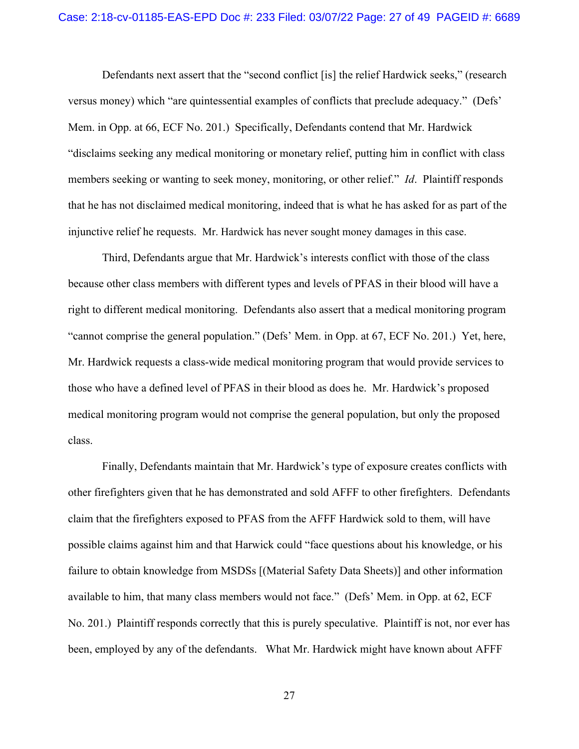Defendants next assert that the "second conflict [is] the relief Hardwick seeks," (research versus money) which "are quintessential examples of conflicts that preclude adequacy." (Defs' Mem. in Opp. at 66, ECF No. 201.) Specifically, Defendants contend that Mr. Hardwick "disclaims seeking any medical monitoring or monetary relief, putting him in conflict with class members seeking or wanting to seek money, monitoring, or other relief." *Id*. Plaintiff responds that he has not disclaimed medical monitoring, indeed that is what he has asked for as part of the injunctive relief he requests. Mr. Hardwick has never sought money damages in this case.

Third, Defendants argue that Mr. Hardwick's interests conflict with those of the class because other class members with different types and levels of PFAS in their blood will have a right to different medical monitoring. Defendants also assert that a medical monitoring program "cannot comprise the general population." (Defs' Mem. in Opp. at 67, ECF No. 201.) Yet, here, Mr. Hardwick requests a class-wide medical monitoring program that would provide services to those who have a defined level of PFAS in their blood as does he. Mr. Hardwick's proposed medical monitoring program would not comprise the general population, but only the proposed class.

Finally, Defendants maintain that Mr. Hardwick's type of exposure creates conflicts with other firefighters given that he has demonstrated and sold AFFF to other firefighters. Defendants claim that the firefighters exposed to PFAS from the AFFF Hardwick sold to them, will have possible claims against him and that Harwick could "face questions about his knowledge, or his failure to obtain knowledge from MSDSs [(Material Safety Data Sheets)] and other information available to him, that many class members would not face." (Defs' Mem. in Opp. at 62, ECF No. 201.) Plaintiff responds correctly that this is purely speculative. Plaintiff is not, nor ever has been, employed by any of the defendants. What Mr. Hardwick might have known about AFFF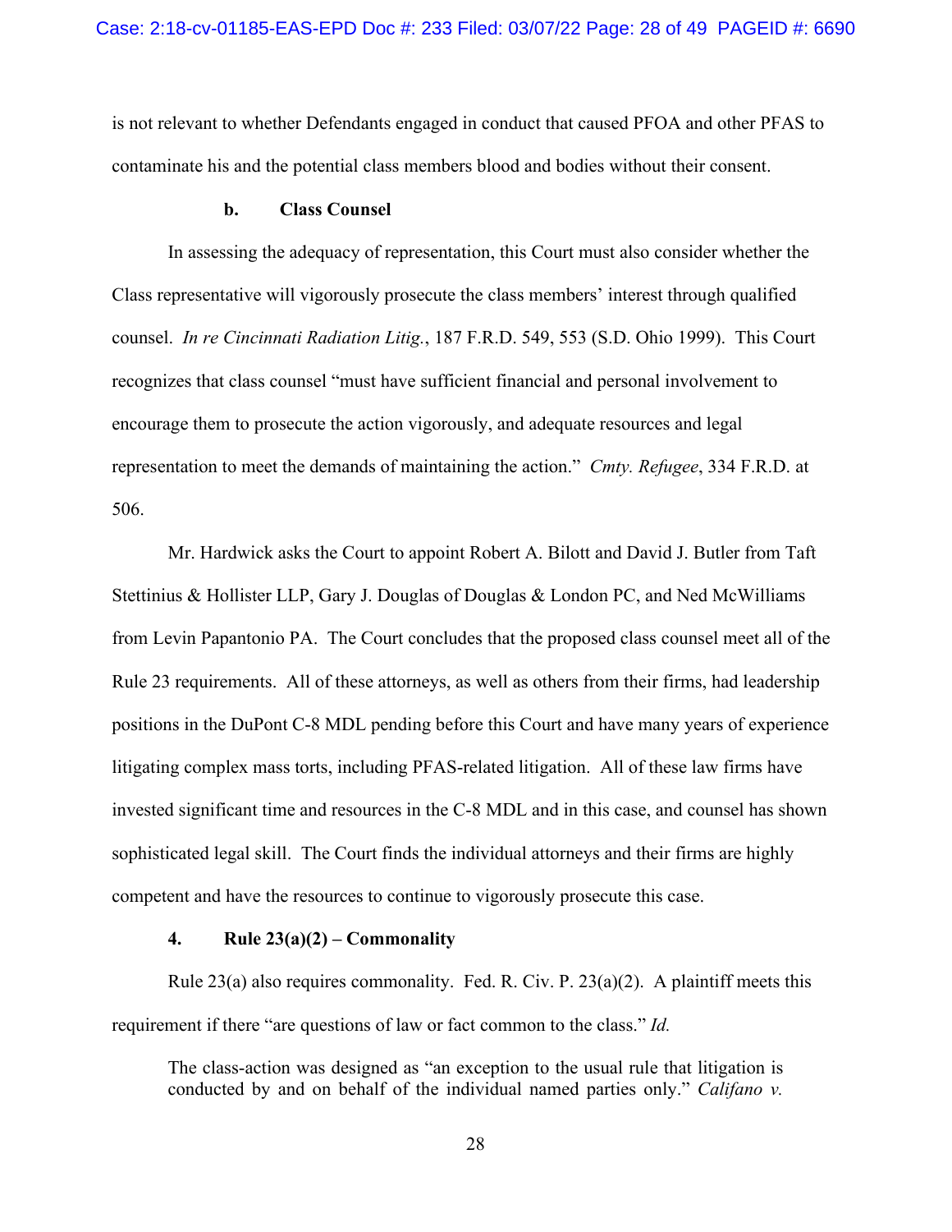is not relevant to whether Defendants engaged in conduct that caused PFOA and other PFAS to contaminate his and the potential class members blood and bodies without their consent.

#### b. Class Counsel

In assessing the adequacy of representation, this Court must also consider whether the Class representative will vigorously prosecute the class members' interest through qualified counsel. *In re Cincinnati Radiation Litig.*, 187 F.R.D. 549, 553 (S.D. Ohio 1999). This Court recognizes that class counsel "must have sufficient financial and personal involvement to encourage them to prosecute the action vigorously, and adequate resources and legal representation to meet the demands of maintaining the action." *Cmty. Refugee*, 334 F.R.D. at 506.

Mr. Hardwick asks the Court to appoint Robert A. Bilott and David J. Butler from Taft Stettinius & Hollister LLP, Gary J. Douglas of Douglas & London PC, and Ned McWilliams from Levin Papantonio PA. The Court concludes that the proposed class counsel meet all of the Rule 23 requirements. All of these attorneys, as well as others from their firms, had leadership positions in the DuPont C-8 MDL pending before this Court and have many years of experience litigating complex mass torts, including PFAS-related litigation. All of these law firms have invested significant time and resources in the C-8 MDL and in this case, and counsel has shown sophisticated legal skill. The Court finds the individual attorneys and their firms are highly competent and have the resources to continue to vigorously prosecute this case.

### 4. Rule 23(a)(2) – Commonality

Rule 23(a) also requires commonality. Fed. R. Civ. P. 23(a)(2). A plaintiff meets this requirement if there "are questions of law or fact common to the class." *Id.*

> The class-action was designed as "an exception to the usual rule that litigation is conducted by and on behalf of the individual named parties only." *Califano v.*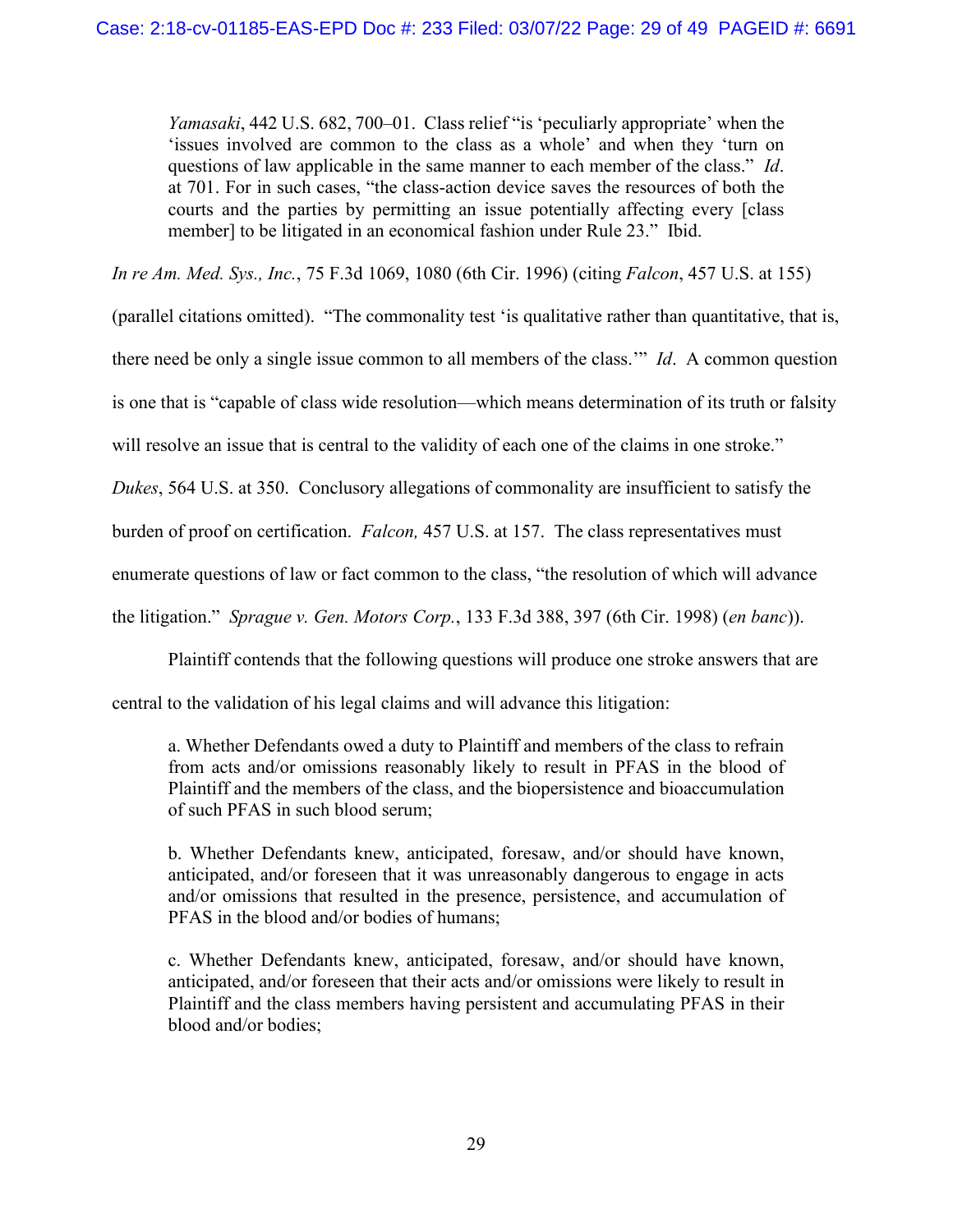> *Yamasaki*, 442 U.S. 682, 700–01. Class relief "is 'peculiarly appropriate' when the 'issues involved are common to the class as a whole' and when they 'turn on questions of law applicable in the same manner to each member of the class." *Id*. at 701. For in such cases, "the class-action device saves the resources of both the courts and the parties by permitting an issue potentially affecting every [class member] to be litigated in an economical fashion under Rule 23." Ibid.

*In re Am. Med. Sys., Inc.*, 75 F.3d 1069, 1080 (6th Cir. 1996) (citing *Falcon*, 457 U.S. at 155) (parallel citations omitted). "The commonality test 'is qualitative rather than quantitative, that is, there need be only a single issue common to all members of the class.'" *Id*. A common question is one that is "capable of class wide resolution—which means determination of its truth or falsity will resolve an issue that is central to the validity of each one of the claims in one stroke." *Dukes*, 564 U.S. at 350. Conclusory allegations of commonality are insufficient to satisfy the burden of proof on certification. *Falcon,* 457 U.S. at 157. The class representatives must enumerate questions of law or fact common to the class, "the resolution of which will advance the litigation." *Sprague v. Gen. Motors Corp.*, 133 F.3d 388, 397 (6th Cir. 1998) (*en banc*)).

Plaintiff contends that the following questions will produce one stroke answers that are central to the validation of his legal claims and will advance this litigation:

> a. Whether Defendants owed a duty to Plaintiff and members of the class to refrain from acts and/or omissions reasonably likely to result in PFAS in the blood of Plaintiff and the members of the class, and the biopersistence and bioaccumulation of such PFAS in such blood serum;
>
> b. Whether Defendants knew, anticipated, foresaw, and/or should have known, anticipated, and/or foreseen that it was unreasonably dangerous to engage in acts and/or omissions that resulted in the presence, persistence, and accumulation of PFAS in the blood and/or bodies of humans;
>
> c. Whether Defendants knew, anticipated, foresaw, and/or should have known, anticipated, and/or foreseen that their acts and/or omissions were likely to result in Plaintiff and the class members having persistent and accumulating PFAS in their blood and/or bodies;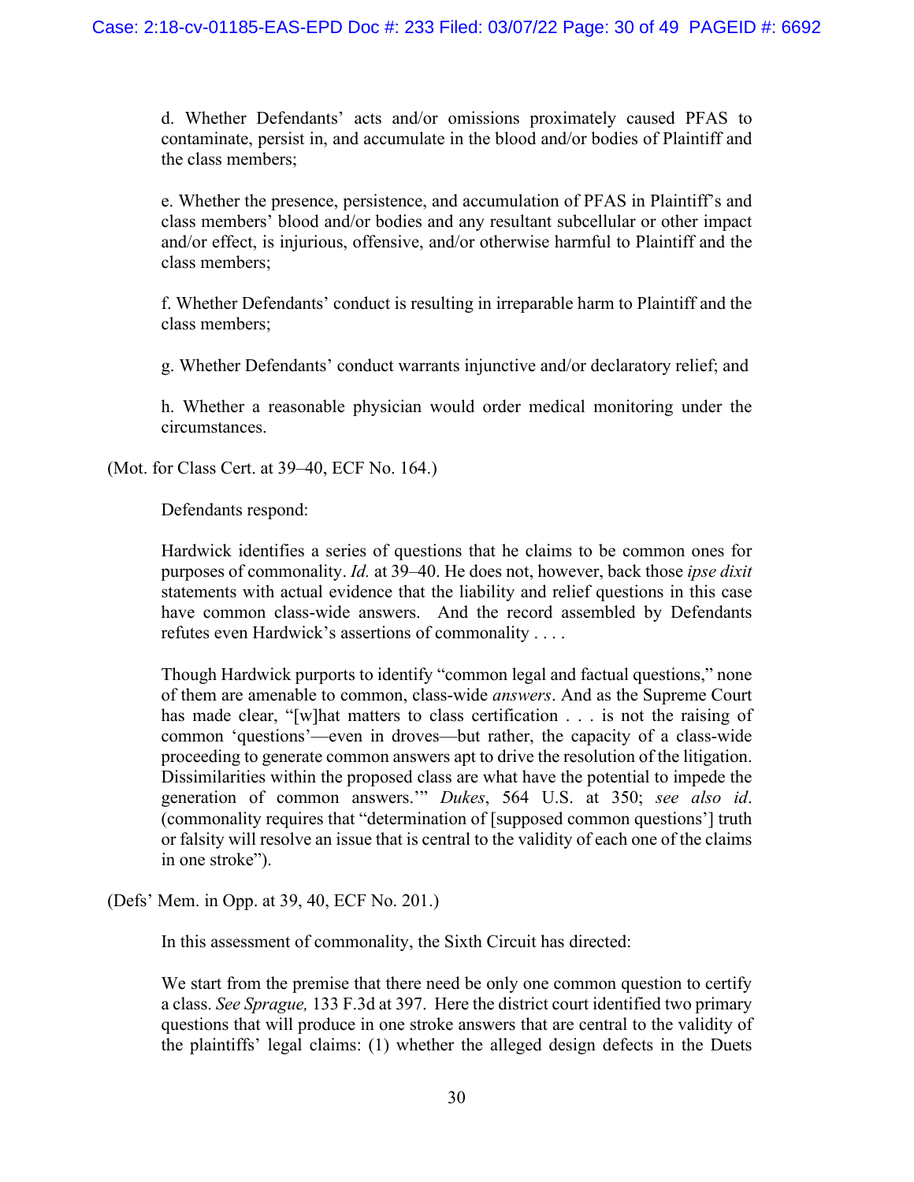> d. Whether Defendants' acts and/or omissions proximately caused PFAS to contaminate, persist in, and accumulate in the blood and/or bodies of Plaintiff and the class members;
>
> e. Whether the presence, persistence, and accumulation of PFAS in Plaintiff's and class members' blood and/or bodies and any resultant subcellular or other impact and/or effect, is injurious, offensive, and/or otherwise harmful to Plaintiff and the class members;
>
> f. Whether Defendants' conduct is resulting in irreparable harm to Plaintiff and the class members;
>
> g. Whether Defendants' conduct warrants injunctive and/or declaratory relief; and
>
> h. Whether a reasonable physician would order medical monitoring under the circumstances.

(Mot. for Class Cert. at 39–40, ECF No. 164.)

Defendants respond:

> Hardwick identifies a series of questions that he claims to be common ones for purposes of commonality. *Id.* at 39–40. He does not, however, back those *ipse dixit* statements with actual evidence that the liability and relief questions in this case have common class-wide answers. And the record assembled by Defendants refutes even Hardwick's assertions of commonality . . . .
>
> Though Hardwick purports to identify "common legal and factual questions," none of them are amenable to common, class-wide *answers*. And as the Supreme Court has made clear, "[w]hat matters to class certification . . . is not the raising of common 'questions'—even in droves—but rather, the capacity of a class-wide proceeding to generate common answers apt to drive the resolution of the litigation. Dissimilarities within the proposed class are what have the potential to impede the generation of common answers.'" *Dukes*, 564 U.S. at 350; *see also id*. (commonality requires that "determination of [supposed common questions'] truth or falsity will resolve an issue that is central to the validity of each one of the claims in one stroke").

(Defs' Mem. in Opp. at 39, 40, ECF No. 201.)

In this assessment of commonality, the Sixth Circuit has directed:

> We start from the premise that there need be only one common question to certify a class. *See Sprague,* 133 F.3d at 397. Here the district court identified two primary questions that will produce in one stroke answers that are central to the validity of the plaintiffs' legal claims: (1) whether the alleged design defects in the Duets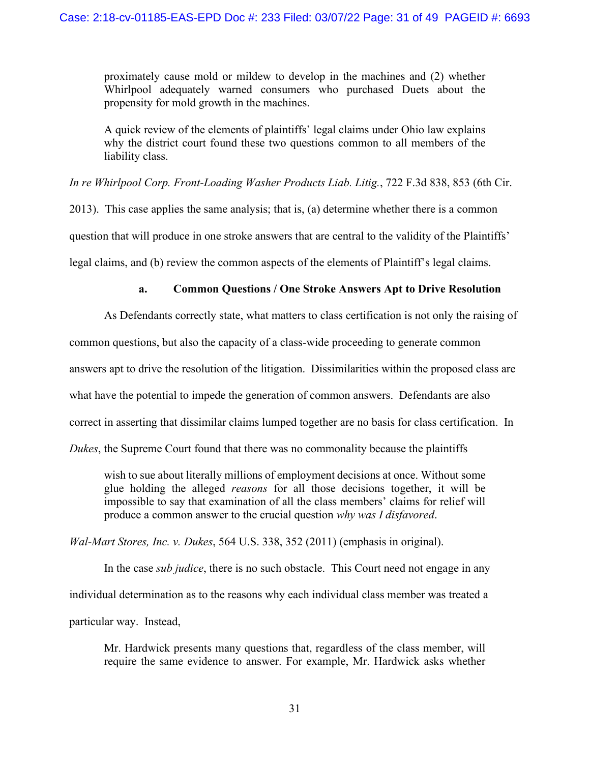> proximately cause mold or mildew to develop in the machines and (2) whether Whirlpool adequately warned consumers who purchased Duets about the propensity for mold growth in the machines.
>
> A quick review of the elements of plaintiffs' legal claims under Ohio law explains why the district court found these two questions common to all members of the liability class.

*In re Whirlpool Corp. Front-Loading Washer Products Liab. Litig.*, 722 F.3d 838, 853 (6th Cir. 2013). This case applies the same analysis; that is, (a) determine whether there is a common question that will produce in one stroke answers that are central to the validity of the Plaintiffs' legal claims, and (b) review the common aspects of the elements of Plaintiff's legal claims.

**a. Common Questions / One Stroke Answers Apt to Drive Resolution**

As Defendants correctly state, what matters to class certification is not only the raising of common questions, but also the capacity of a class-wide proceeding to generate common answers apt to drive the resolution of the litigation. Dissimilarities within the proposed class are what have the potential to impede the generation of common answers. Defendants are also correct in asserting that dissimilar claims lumped together are no basis for class certification. In *Dukes*, the Supreme Court found that there was no commonality because the plaintiffs

> wish to sue about literally millions of employment decisions at once. Without some glue holding the alleged *reasons* for all those decisions together, it will be impossible to say that examination of all the class members' claims for relief will produce a common answer to the crucial question *why was I disfavored*.

*Wal-Mart Stores, Inc. v. Dukes*, 564 U.S. 338, 352 (2011) (emphasis in original).

In the case *sub judice*, there is no such obstacle. This Court need not engage in any individual determination as to the reasons why each individual class member was treated a particular way. Instead,

> Mr. Hardwick presents many questions that, regardless of the class member, will require the same evidence to answer. For example, Mr. Hardwick asks whether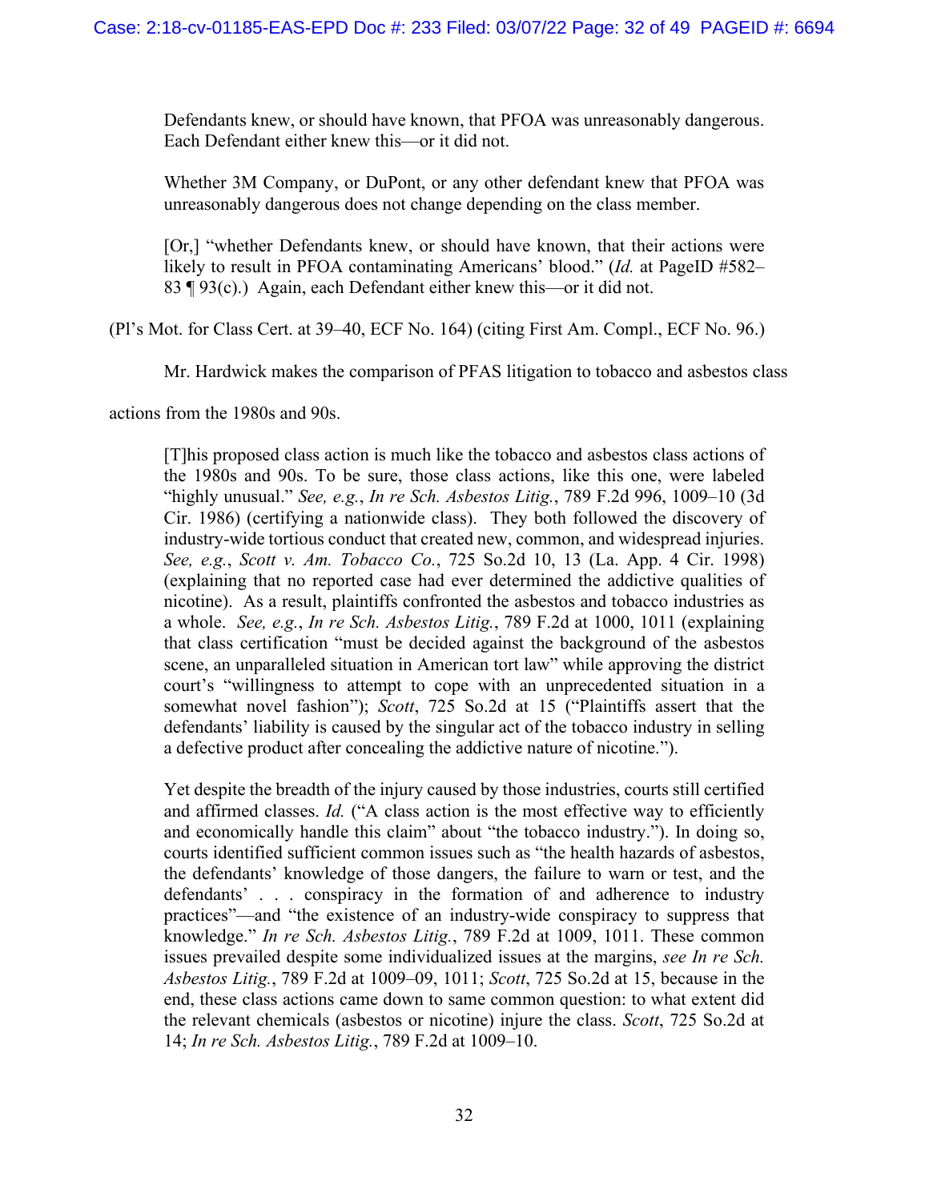> Defendants knew, or should have known, that PFOA was unreasonably dangerous. Each Defendant either knew this—or it did not.
>
> Whether 3M Company, or DuPont, or any other defendant knew that PFOA was unreasonably dangerous does not change depending on the class member.
>
> [Or,] "whether Defendants knew, or should have known, that their actions were likely to result in PFOA contaminating Americans' blood." (*Id.* at PageID #582–83 ¶ 93(c).) Again, each Defendant either knew this—or it did not.

(Pl's Mot. for Class Cert. at 39–40, ECF No. 164) (citing First Am. Compl., ECF No. 96.)

Mr. Hardwick makes the comparison of PFAS litigation to tobacco and asbestos class actions from the 1980s and 90s.

> [T]his proposed class action is much like the tobacco and asbestos class actions of the 1980s and 90s. To be sure, those class actions, like this one, were labeled "highly unusual." *See, e.g.*, *In re Sch. Asbestos Litig.*, 789 F.2d 996, 1009–10 (3d Cir. 1986) (certifying a nationwide class). They both followed the discovery of industry-wide tortious conduct that created new, common, and widespread injuries. *See, e.g.*, *Scott v. Am. Tobacco Co.*, 725 So.2d 10, 13 (La. App. 4 Cir. 1998) (explaining that no reported case had ever determined the addictive qualities of nicotine). As a result, plaintiffs confronted the asbestos and tobacco industries as a whole. *See, e.g.*, *In re Sch. Asbestos Litig.*, 789 F.2d at 1000, 1011 (explaining that class certification "must be decided against the background of the asbestos scene, an unparalleled situation in American tort law" while approving the district court's "willingness to attempt to cope with an unprecedented situation in a somewhat novel fashion"); *Scott*, 725 So.2d at 15 ("Plaintiffs assert that the defendants' liability is caused by the singular act of the tobacco industry in selling a defective product after concealing the addictive nature of nicotine.").
>
> Yet despite the breadth of the injury caused by those industries, courts still certified and affirmed classes. *Id.* ("A class action is the most effective way to efficiently and economically handle this claim" about "the tobacco industry."). In doing so, courts identified sufficient common issues such as "the health hazards of asbestos, the defendants' knowledge of those dangers, the failure to warn or test, and the defendants' . . . conspiracy in the formation of and adherence to industry practices"—and "the existence of an industry-wide conspiracy to suppress that knowledge." *In re Sch. Asbestos Litig.*, 789 F.2d at 1009, 1011. These common issues prevailed despite some individualized issues at the margins, *see In re Sch. Asbestos Litig.*, 789 F.2d at 1009–09, 1011; *Scott*, 725 So.2d at 15, because in the end, these class actions came down to same common question: to what extent did the relevant chemicals (asbestos or nicotine) injure the class. *Scott*, 725 So.2d at 14; *In re Sch. Asbestos Litig.*, 789 F.2d at 1009–10.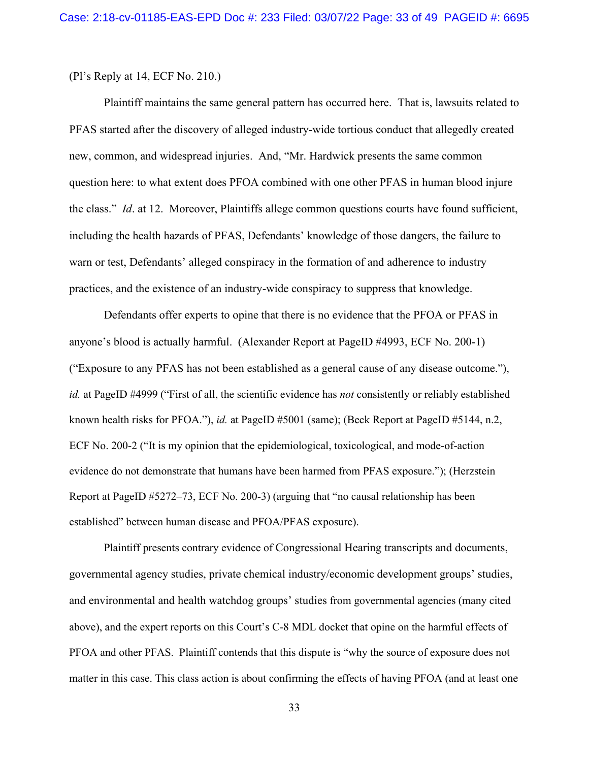(Pl's Reply at 14, ECF No. 210.)

Plaintiff maintains the same general pattern has occurred here. That is, lawsuits related to PFAS started after the discovery of alleged industry-wide tortious conduct that allegedly created new, common, and widespread injuries. And, "Mr. Hardwick presents the same common question here: to what extent does PFOA combined with one other PFAS in human blood injure the class." *Id*. at 12. Moreover, Plaintiffs allege common questions courts have found sufficient, including the health hazards of PFAS, Defendants' knowledge of those dangers, the failure to warn or test, Defendants' alleged conspiracy in the formation of and adherence to industry practices, and the existence of an industry-wide conspiracy to suppress that knowledge.

Defendants offer experts to opine that there is no evidence that the PFOA or PFAS in anyone's blood is actually harmful. (Alexander Report at PageID #4993, ECF No. 200-1) ("Exposure to any PFAS has not been established as a general cause of any disease outcome."), *id.* at PageID #4999 ("First of all, the scientific evidence has *not* consistently or reliably established known health risks for PFOA."), *id.* at PageID #5001 (same); (Beck Report at PageID #5144, n.2, ECF No. 200-2 ("It is my opinion that the epidemiological, toxicological, and mode-of-action evidence do not demonstrate that humans have been harmed from PFAS exposure."); (Herzstein Report at PageID #5272–73, ECF No. 200-3) (arguing that "no causal relationship has been established" between human disease and PFOA/PFAS exposure).

Plaintiff presents contrary evidence of Congressional Hearing transcripts and documents, governmental agency studies, private chemical industry/economic development groups' studies, and environmental and health watchdog groups' studies from governmental agencies (many cited above), and the expert reports on this Court's C-8 MDL docket that opine on the harmful effects of PFOA and other PFAS. Plaintiff contends that this dispute is "why the source of exposure does not matter in this case. This class action is about confirming the effects of having PFOA (and at least one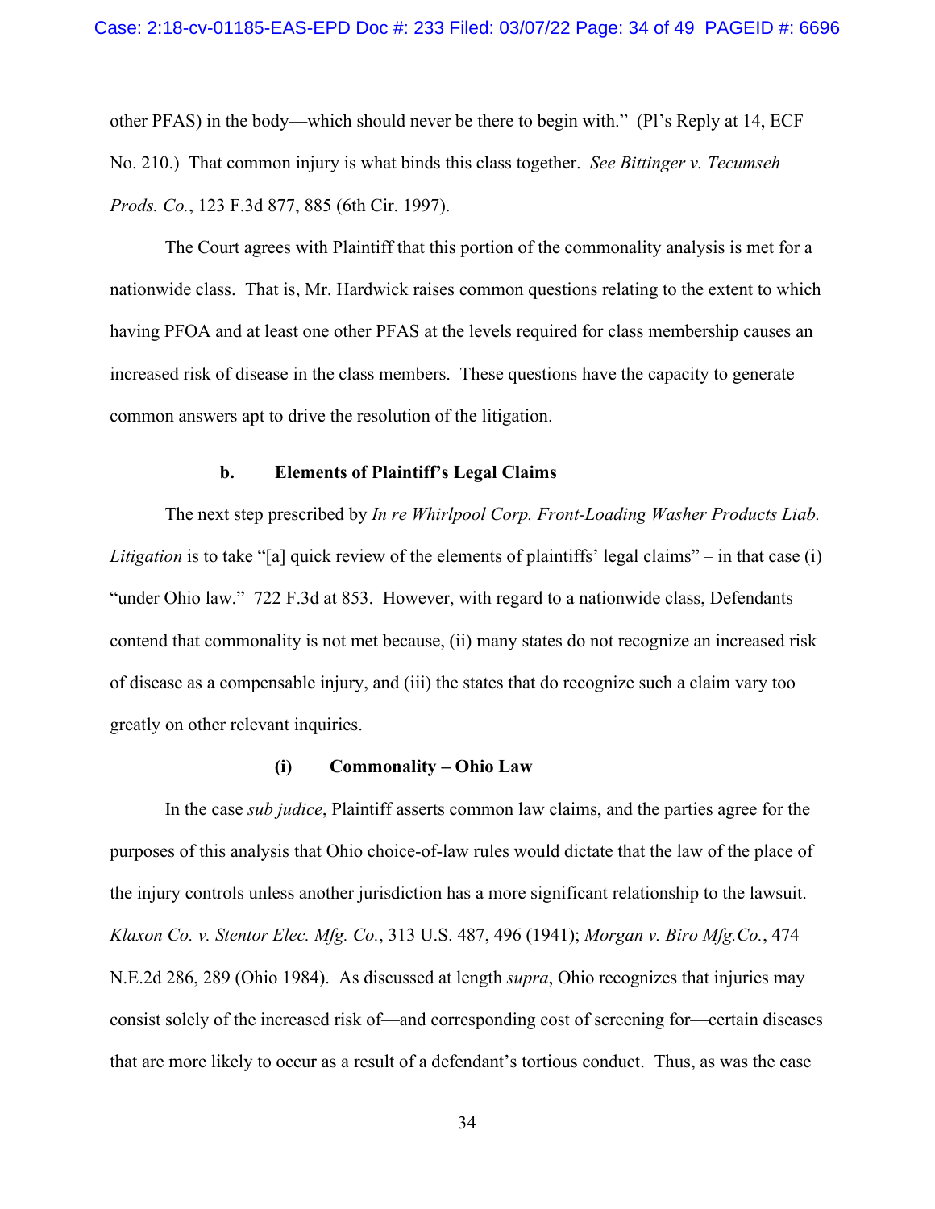other PFAS) in the body—which should never be there to begin with." (Pl's Reply at 14, ECF No. 210.) That common injury is what binds this class together. *See Bittinger v. Tecumseh Prods. Co.*, 123 F.3d 877, 885 (6th Cir. 1997).

The Court agrees with Plaintiff that this portion of the commonality analysis is met for a nationwide class. That is, Mr. Hardwick raises common questions relating to the extent to which having PFOA and at least one other PFAS at the levels required for class membership causes an increased risk of disease in the class members. These questions have the capacity to generate common answers apt to drive the resolution of the litigation.

### b. Elements of Plaintiff's Legal Claims

The next step prescribed by *In re Whirlpool Corp. Front-Loading Washer Products Liab. Litigation* is to take "[a] quick review of the elements of plaintiffs' legal claims" – in that case (i) "under Ohio law." 722 F.3d at 853. However, with regard to a nationwide class, Defendants contend that commonality is not met because, (ii) many states do not recognize an increased risk of disease as a compensable injury, and (iii) the states that do recognize such a claim vary too greatly on other relevant inquiries.

#### (i) Commonality – Ohio Law

In the case *sub judice*, Plaintiff asserts common law claims, and the parties agree for the purposes of this analysis that Ohio choice-of-law rules would dictate that the law of the place of the injury controls unless another jurisdiction has a more significant relationship to the lawsuit. *Klaxon Co. v. Stentor Elec. Mfg. Co.*, 313 U.S. 487, 496 (1941); *Morgan v. Biro Mfg.Co.*, 474 N.E.2d 286, 289 (Ohio 1984). As discussed at length *supra*, Ohio recognizes that injuries may consist solely of the increased risk of—and corresponding cost of screening for—certain diseases that are more likely to occur as a result of a defendant's tortious conduct. Thus, as was the case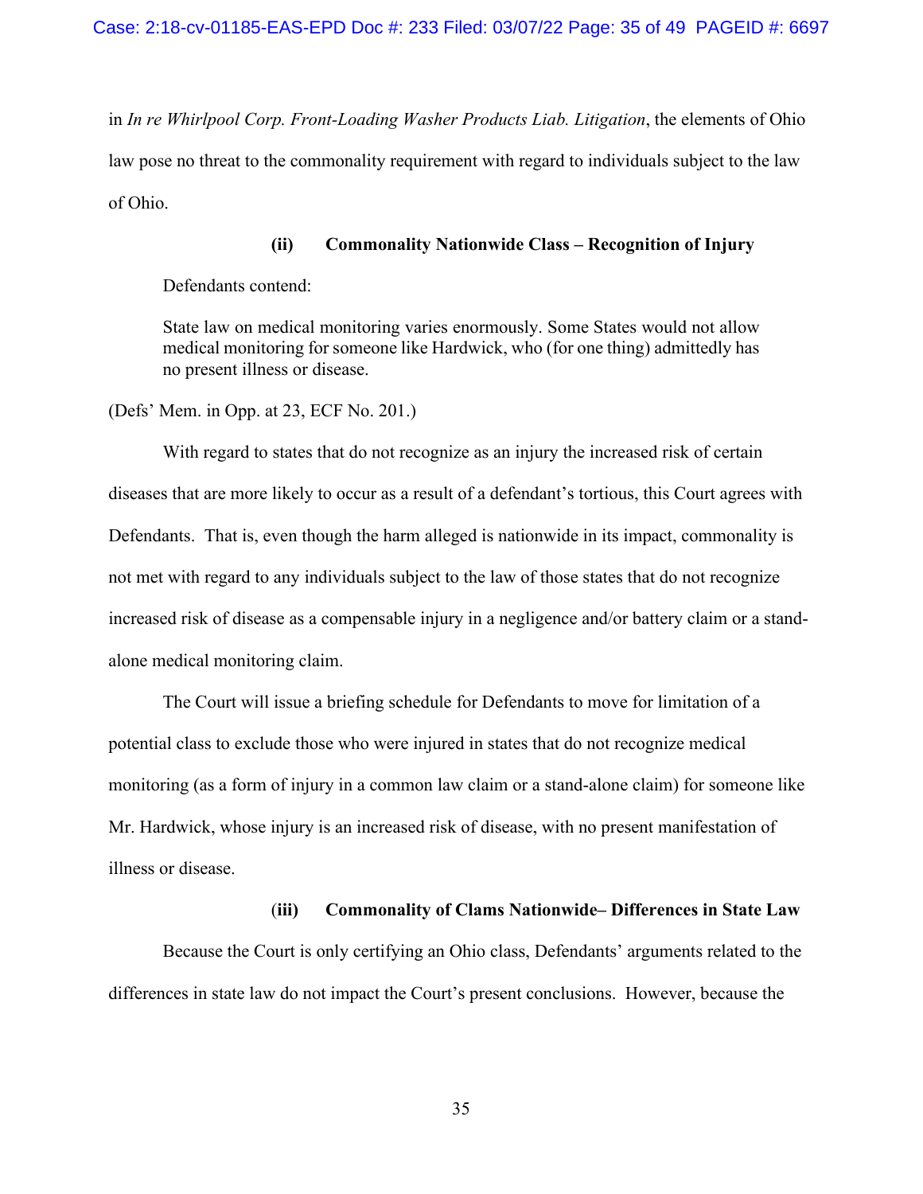in *In re Whirlpool Corp. Front-Loading Washer Products Liab. Litigation*, the elements of Ohio law pose no threat to the commonality requirement with regard to individuals subject to the law of Ohio.

**(ii) Commonality Nationwide Class – Recognition of Injury**

Defendants contend:

> State law on medical monitoring varies enormously. Some States would not allow medical monitoring for someone like Hardwick, who (for one thing) admittedly has no present illness or disease.

(Defs' Mem. in Opp. at 23, ECF No. 201.)

With regard to states that do not recognize as an injury the increased risk of certain diseases that are more likely to occur as a result of a defendant's tortious, this Court agrees with Defendants. That is, even though the harm alleged is nationwide in its impact, commonality is not met with regard to any individuals subject to the law of those states that do not recognize increased risk of disease as a compensable injury in a negligence and/or battery claim or a stand-alone medical monitoring claim.

The Court will issue a briefing schedule for Defendants to move for limitation of a potential class to exclude those who were injured in states that do not recognize medical monitoring (as a form of injury in a common law claim or a stand-alone claim) for someone like Mr. Hardwick, whose injury is an increased risk of disease, with no present manifestation of illness or disease.

**(iii) Commonality of Clams Nationwide– Differences in State Law**

Because the Court is only certifying an Ohio class, Defendants' arguments related to the differences in state law do not impact the Court's present conclusions. However, because the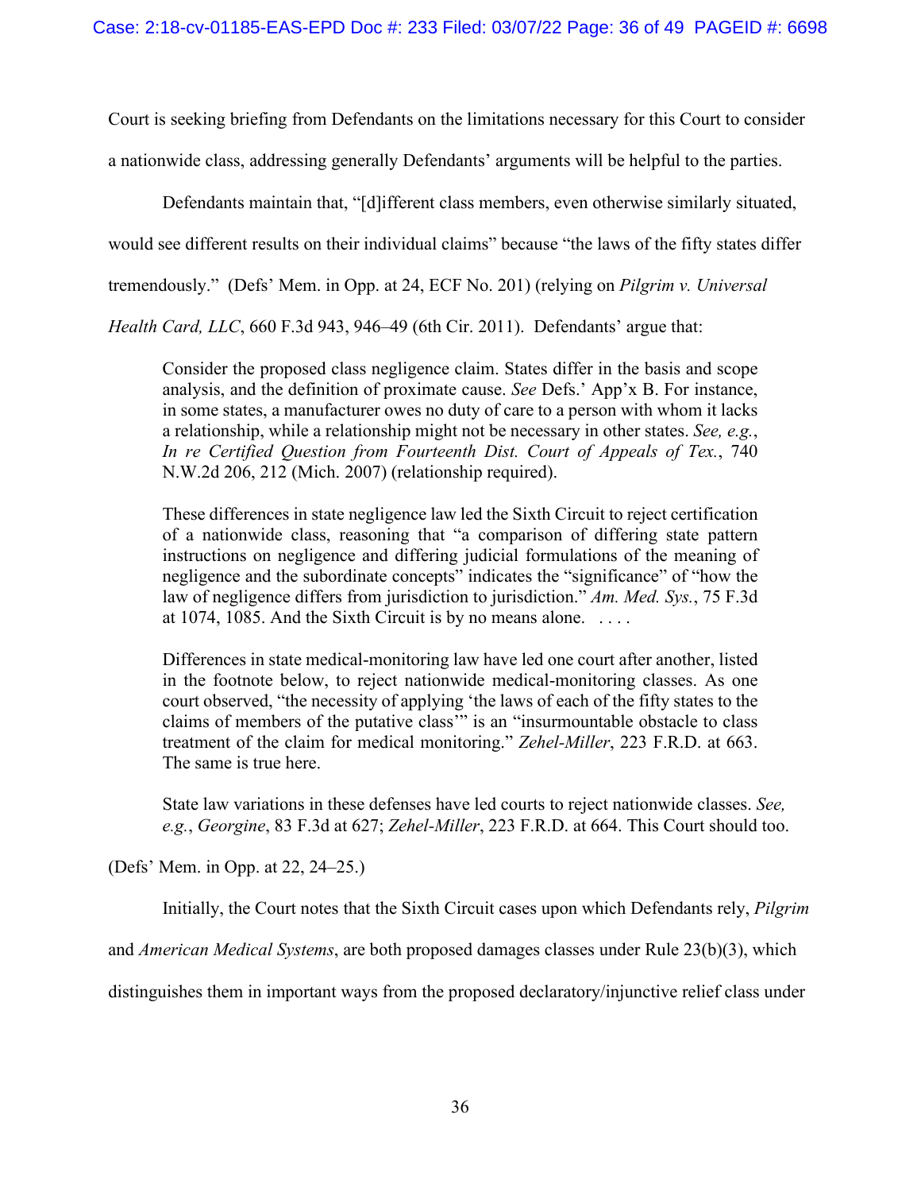Court is seeking briefing from Defendants on the limitations necessary for this Court to consider a nationwide class, addressing generally Defendants' arguments will be helpful to the parties.

Defendants maintain that, "[d]ifferent class members, even otherwise similarly situated, would see different results on their individual claims" because "the laws of the fifty states differ tremendously." (Defs' Mem. in Opp. at 24, ECF No. 201) (relying on *Pilgrim v. Universal Health Card, LLC*, 660 F.3d 943, 946–49 (6th Cir. 2011). Defendants' argue that:

> Consider the proposed class negligence claim. States differ in the basis and scope analysis, and the definition of proximate cause. *See* Defs.' App'x B. For instance, in some states, a manufacturer owes no duty of care to a person with whom it lacks a relationship, while a relationship might not be necessary in other states. *See, e.g.*, *In re Certified Question from Fourteenth Dist. Court of Appeals of Tex.*, 740 N.W.2d 206, 212 (Mich. 2007) (relationship required).
>
> These differences in state negligence law led the Sixth Circuit to reject certification of a nationwide class, reasoning that "a comparison of differing state pattern instructions on negligence and differing judicial formulations of the meaning of negligence and the subordinate concepts" indicates the "significance" of "how the law of negligence differs from jurisdiction to jurisdiction." *Am. Med. Sys.*, 75 F.3d at 1074, 1085. And the Sixth Circuit is by no means alone. . . . .
>
> Differences in state medical-monitoring law have led one court after another, listed in the footnote below, to reject nationwide medical-monitoring classes. As one court observed, "the necessity of applying 'the laws of each of the fifty states to the claims of members of the putative class'" is an "insurmountable obstacle to class treatment of the claim for medical monitoring." *Zehel-Miller*, 223 F.R.D. at 663. The same is true here.
>
> State law variations in these defenses have led courts to reject nationwide classes. *See, e.g.*, *Georgine*, 83 F.3d at 627; *Zehel-Miller*, 223 F.R.D. at 664. This Court should too.

(Defs' Mem. in Opp. at 22, 24–25.)

Initially, the Court notes that the Sixth Circuit cases upon which Defendants rely, *Pilgrim* and *American Medical Systems*, are both proposed damages classes under Rule 23(b)(3), which distinguishes them in important ways from the proposed declaratory/injunctive relief class under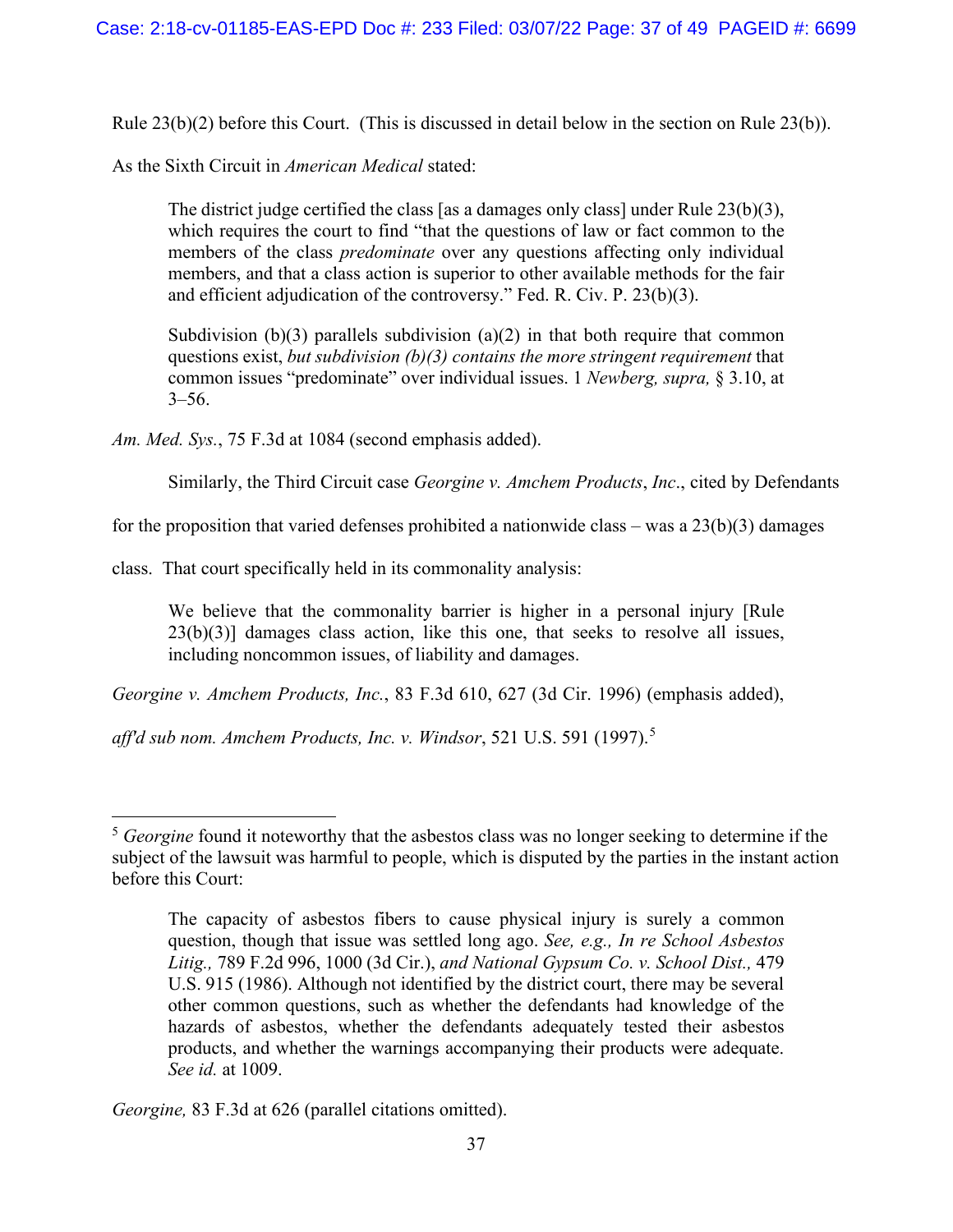Rule 23(b)(2) before this Court. (This is discussed in detail below in the section on Rule 23(b)).

As the Sixth Circuit in *American Medical* stated:

> The district judge certified the class [as a damages only class] under Rule 23(b)(3), which requires the court to find "that the questions of law or fact common to the members of the class *predominate* over any questions affecting only individual members, and that a class action is superior to other available methods for the fair and efficient adjudication of the controversy." Fed. R. Civ. P. 23(b)(3).
>
> Subdivision (b)(3) parallels subdivision (a)(2) in that both require that common questions exist, *but subdivision (b)(3) contains the more stringent requirement* that common issues "predominate" over individual issues. 1 *Newberg, supra,* § 3.10, at 3–56.

*Am. Med. Sys.*, 75 F.3d at 1084 (second emphasis added).

Similarly, the Third Circuit case *Georgine v. Amchem Products*, *Inc*., cited by Defendants for the proposition that varied defenses prohibited a nationwide class – was a 23(b)(3) damages class. That court specifically held in its commonality analysis:

> We believe that the commonality barrier is higher in a personal injury [Rule 23(b)(3)] damages class action, like this one, that seeks to resolve all issues, including noncommon issues, of liability and damages.

*Georgine v. Amchem Products, Inc.*, 83 F.3d 610, 627 (3d Cir. 1996) (emphasis added), *aff'd sub nom. Amchem Products, Inc. v. Windsor*, 521 U.S. 591 (1997).[5]

---

[5] *Georgine* found it noteworthy that the asbestos class was no longer seeking to determine if the subject of the lawsuit was harmful to people, which is disputed by the parties in the instant action before this Court:

> The capacity of asbestos fibers to cause physical injury is surely a common question, though that issue was settled long ago. *See, e.g., In re School Asbestos Litig.,* 789 F.2d 996, 1000 (3d Cir.), *and National Gypsum Co. v. School Dist.,* 479 U.S. 915 (1986). Although not identified by the district court, there may be several other common questions, such as whether the defendants had knowledge of the hazards of asbestos, whether the defendants adequately tested their asbestos products, and whether the warnings accompanying their products were adequate. *See id.* at 1009.

*Georgine,* 83 F.3d at 626 (parallel citations omitted).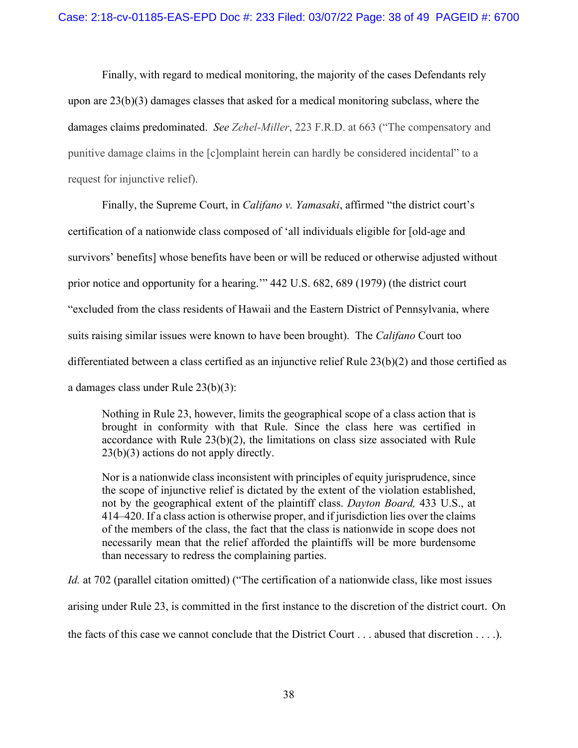Finally, with regard to medical monitoring, the majority of the cases Defendants rely upon are 23(b)(3) damages classes that asked for a medical monitoring subclass, where the damages claims predominated. *See Zehel-Miller*, 223 F.R.D. at 663 ("The compensatory and punitive damage claims in the [c]omplaint herein can hardly be considered incidental" to a request for injunctive relief).

Finally, the Supreme Court, in *Califano v. Yamasaki*, affirmed "the district court's certification of a nationwide class composed of 'all individuals eligible for [old-age and survivors' benefits] whose benefits have been or will be reduced or otherwise adjusted without prior notice and opportunity for a hearing.'" 442 U.S. 682, 689 (1979) (the district court "excluded from the class residents of Hawaii and the Eastern District of Pennsylvania, where suits raising similar issues were known to have been brought). The *Califano* Court too differentiated between a class certified as an injunctive relief Rule 23(b)(2) and those certified as a damages class under Rule 23(b)(3):

> Nothing in Rule 23, however, limits the geographical scope of a class action that is brought in conformity with that Rule. Since the class here was certified in accordance with Rule 23(b)(2), the limitations on class size associated with Rule 23(b)(3) actions do not apply directly.
>
> Nor is a nationwide class inconsistent with principles of equity jurisprudence, since the scope of injunctive relief is dictated by the extent of the violation established, not by the geographical extent of the plaintiff class. *Dayton Board,* 433 U.S., at 414–420. If a class action is otherwise proper, and if jurisdiction lies over the claims of the members of the class, the fact that the class is nationwide in scope does not necessarily mean that the relief afforded the plaintiffs will be more burdensome than necessary to redress the complaining parties.

*Id.* at 702 (parallel citation omitted) ("The certification of a nationwide class, like most issues arising under Rule 23, is committed in the first instance to the discretion of the district court. On the facts of this case we cannot conclude that the District Court . . . abused that discretion . . . .).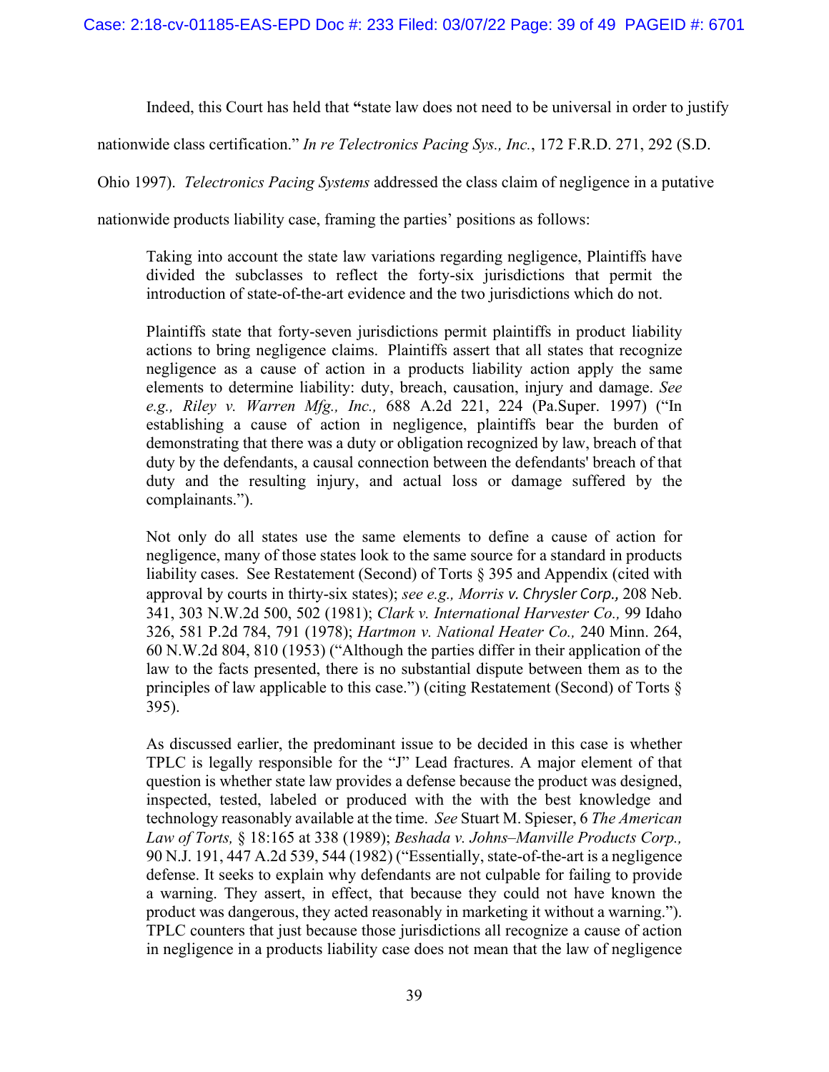Indeed, this Court has held that "state law does not need to be universal in order to justify nationwide class certification." *In re Telectronics Pacing Sys., Inc.*, 172 F.R.D. 271, 292 (S.D. Ohio 1997). *Telectronics Pacing Systems* addressed the class claim of negligence in a putative nationwide products liability case, framing the parties' positions as follows:

> Taking into account the state law variations regarding negligence, Plaintiffs have divided the subclasses to reflect the forty-six jurisdictions that permit the introduction of state-of-the-art evidence and the two jurisdictions which do not.
>
> Plaintiffs state that forty-seven jurisdictions permit plaintiffs in product liability actions to bring negligence claims. Plaintiffs assert that all states that recognize negligence as a cause of action in a products liability action apply the same elements to determine liability: duty, breach, causation, injury and damage. *See e.g., Riley v. Warren Mfg., Inc.,* 688 A.2d 221, 224 (Pa.Super. 1997) ("In establishing a cause of action in negligence, plaintiffs bear the burden of demonstrating that there was a duty or obligation recognized by law, breach of that duty by the defendants, a causal connection between the defendants' breach of that duty and the resulting injury, and actual loss or damage suffered by the complainants.").
>
> Not only do all states use the same elements to define a cause of action for negligence, many of those states look to the same source for a standard in products liability cases. See Restatement (Second) of Torts § 395 and Appendix (cited with approval by courts in thirty-six states); *see e.g., Morris v. Chrysler Corp.,* 208 Neb. 341, 303 N.W.2d 500, 502 (1981); *Clark v. International Harvester Co.,* 99 Idaho 326, 581 P.2d 784, 791 (1978); *Hartmon v. National Heater Co.,* 240 Minn. 264, 60 N.W.2d 804, 810 (1953) ("Although the parties differ in their application of the law to the facts presented, there is no substantial dispute between them as to the principles of law applicable to this case.") (citing Restatement (Second) of Torts § 395).
>
> As discussed earlier, the predominant issue to be decided in this case is whether TPLC is legally responsible for the "J" Lead fractures. A major element of that question is whether state law provides a defense because the product was designed, inspected, tested, labeled or produced with the with the best knowledge and technology reasonably available at the time. *See* Stuart M. Spieser, 6 *The American Law of Torts,* § 18:165 at 338 (1989); *Beshada v. Johns–Manville Products Corp.,* 90 N.J. 191, 447 A.2d 539, 544 (1982) ("Essentially, state-of-the-art is a negligence defense. It seeks to explain why defendants are not culpable for failing to provide a warning. They assert, in effect, that because they could not have known the product was dangerous, they acted reasonably in marketing it without a warning."). TPLC counters that just because those jurisdictions all recognize a cause of action in negligence in a products liability case does not mean that the law of negligence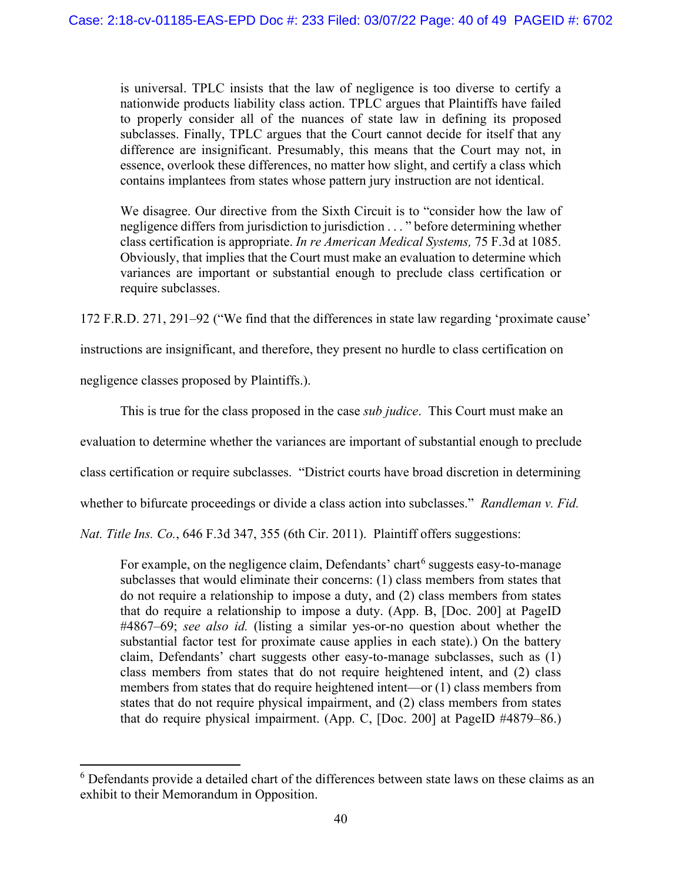> is universal. TPLC insists that the law of negligence is too diverse to certify a nationwide products liability class action. TPLC argues that Plaintiffs have failed to properly consider all of the nuances of state law in defining its proposed subclasses. Finally, TPLC argues that the Court cannot decide for itself that any difference are insignificant. Presumably, this means that the Court may not, in essence, overlook these differences, no matter how slight, and certify a class which contains implantees from states whose pattern jury instruction are not identical.
>
> We disagree. Our directive from the Sixth Circuit is to "consider how the law of negligence differs from jurisdiction to jurisdiction . . . " before determining whether class certification is appropriate. *In re American Medical Systems,* 75 F.3d at 1085. Obviously, that implies that the Court must make an evaluation to determine which variances are important or substantial enough to preclude class certification or require subclasses.

172 F.R.D. 271, 291–92 ("We find that the differences in state law regarding 'proximate cause' instructions are insignificant, and therefore, they present no hurdle to class certification on negligence classes proposed by Plaintiffs.).

This is true for the class proposed in the case *sub judice*. This Court must make an evaluation to determine whether the variances are important of substantial enough to preclude class certification or require subclasses. "District courts have broad discretion in determining whether to bifurcate proceedings or divide a class action into subclasses." *Randleman v. Fid. Nat. Title Ins. Co.*, 646 F.3d 347, 355 (6th Cir. 2011). Plaintiff offers suggestions:

> For example, on the negligence claim, Defendants' chart[6] suggests easy-to-manage subclasses that would eliminate their concerns: (1) class members from states that do not require a relationship to impose a duty, and (2) class members from states that do require a relationship to impose a duty. (App. B, [Doc. 200] at PageID #4867–69; *see also id.* (listing a similar yes-or-no question about whether the substantial factor test for proximate cause applies in each state).) On the battery claim, Defendants' chart suggests other easy-to-manage subclasses, such as (1) class members from states that do not require heightened intent, and (2) class members from states that do require heightened intent—or (1) class members from states that do not require physical impairment, and (2) class members from states that do require physical impairment. (App. C, [Doc. 200] at PageID #4879–86.)

[6] Defendants provide a detailed chart of the differences between state laws on these claims as an exhibit to their Memorandum in Opposition.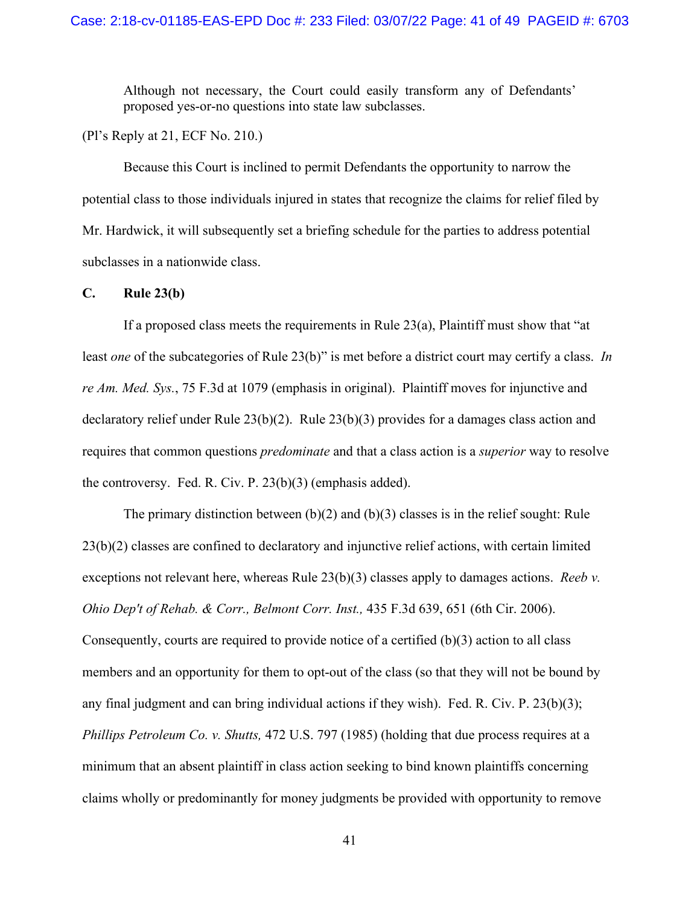> Although not necessary, the Court could easily transform any of Defendants' proposed yes-or-no questions into state law subclasses.

(Pl's Reply at 21, ECF No. 210.)

Because this Court is inclined to permit Defendants the opportunity to narrow the potential class to those individuals injured in states that recognize the claims for relief filed by Mr. Hardwick, it will subsequently set a briefing schedule for the parties to address potential subclasses in a nationwide class.

### C. Rule 23(b)

If a proposed class meets the requirements in Rule 23(a), Plaintiff must show that "at least *one* of the subcategories of Rule 23(b)" is met before a district court may certify a class. *In re Am. Med. Sys.*, 75 F.3d at 1079 (emphasis in original). Plaintiff moves for injunctive and declaratory relief under Rule 23(b)(2). Rule 23(b)(3) provides for a damages class action and requires that common questions *predominate* and that a class action is a *superior* way to resolve the controversy. Fed. R. Civ. P. 23(b)(3) (emphasis added).

The primary distinction between (b)(2) and (b)(3) classes is in the relief sought: Rule 23(b)(2) classes are confined to declaratory and injunctive relief actions, with certain limited exceptions not relevant here, whereas Rule 23(b)(3) classes apply to damages actions. *Reeb v. Ohio Dep't of Rehab. & Corr., Belmont Corr. Inst.,* 435 F.3d 639, 651 (6th Cir. 2006). Consequently, courts are required to provide notice of a certified (b)(3) action to all class members and an opportunity for them to opt-out of the class (so that they will not be bound by any final judgment and can bring individual actions if they wish). Fed. R. Civ. P. 23(b)(3); *Phillips Petroleum Co. v. Shutts,* 472 U.S. 797 (1985) (holding that due process requires at a minimum that an absent plaintiff in class action seeking to bind known plaintiffs concerning claims wholly or predominantly for money judgments be provided with opportunity to remove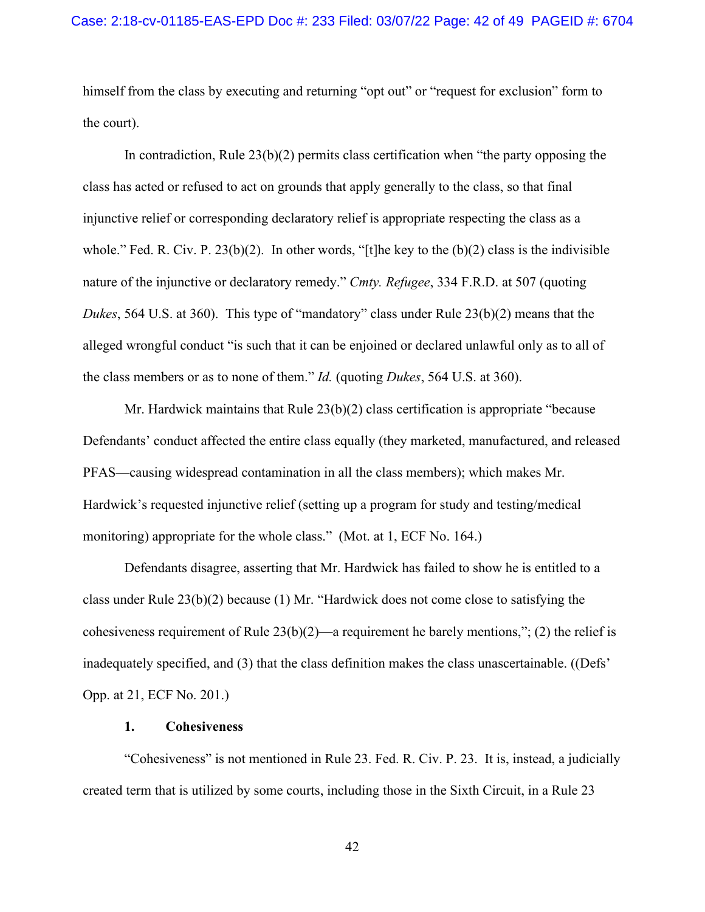himself from the class by executing and returning "opt out" or "request for exclusion" form to the court).

In contradiction, Rule 23(b)(2) permits class certification when "the party opposing the class has acted or refused to act on grounds that apply generally to the class, so that final injunctive relief or corresponding declaratory relief is appropriate respecting the class as a whole." Fed. R. Civ. P. 23(b)(2). In other words, "[t]he key to the (b)(2) class is the indivisible nature of the injunctive or declaratory remedy." *Cmty. Refugee*, 334 F.R.D. at 507 (quoting *Dukes*, 564 U.S. at 360). This type of "mandatory" class under Rule 23(b)(2) means that the alleged wrongful conduct "is such that it can be enjoined or declared unlawful only as to all of the class members or as to none of them." *Id.* (quoting *Dukes*, 564 U.S. at 360).

Mr. Hardwick maintains that Rule 23(b)(2) class certification is appropriate "because Defendants' conduct affected the entire class equally (they marketed, manufactured, and released PFAS—causing widespread contamination in all the class members); which makes Mr. Hardwick's requested injunctive relief (setting up a program for study and testing/medical monitoring) appropriate for the whole class." (Mot. at 1, ECF No. 164.)

Defendants disagree, asserting that Mr. Hardwick has failed to show he is entitled to a class under Rule 23(b)(2) because (1) Mr. "Hardwick does not come close to satisfying the cohesiveness requirement of Rule 23(b)(2)—a requirement he barely mentions,"; (2) the relief is inadequately specified, and (3) that the class definition makes the class unascertainable. ((Defs' Opp. at 21, ECF No. 201.)

**1. Cohesiveness**

"Cohesiveness" is not mentioned in Rule 23. Fed. R. Civ. P. 23. It is, instead, a judicially created term that is utilized by some courts, including those in the Sixth Circuit, in a Rule 23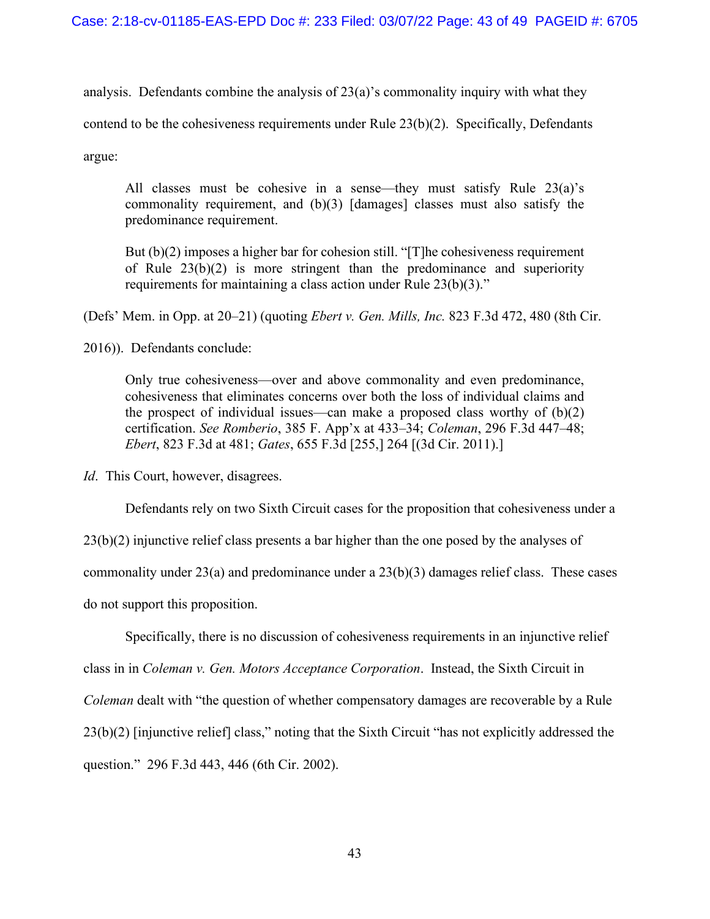analysis. Defendants combine the analysis of 23(a)'s commonality inquiry with what they contend to be the cohesiveness requirements under Rule 23(b)(2). Specifically, Defendants argue:

> All classes must be cohesive in a sense—they must satisfy Rule 23(a)'s commonality requirement, and (b)(3) [damages] classes must also satisfy the predominance requirement.
>
> But (b)(2) imposes a higher bar for cohesion still. "[T]he cohesiveness requirement of Rule 23(b)(2) is more stringent than the predominance and superiority requirements for maintaining a class action under Rule 23(b)(3)."

(Defs' Mem. in Opp. at 20–21) (quoting *Ebert v. Gen. Mills, Inc.* 823 F.3d 472, 480 (8th Cir. 2016)). Defendants conclude:

> Only true cohesiveness—over and above commonality and even predominance, cohesiveness that eliminates concerns over both the loss of individual claims and the prospect of individual issues—can make a proposed class worthy of (b)(2) certification. *See Romberio*, 385 F. App'x at 433–34; *Coleman*, 296 F.3d 447–48; *Ebert*, 823 F.3d at 481; *Gates*, 655 F.3d [255,] 264 [(3d Cir. 2011).]

*Id*. This Court, however, disagrees.

Defendants rely on two Sixth Circuit cases for the proposition that cohesiveness under a 23(b)(2) injunctive relief class presents a bar higher than the one posed by the analyses of commonality under 23(a) and predominance under a 23(b)(3) damages relief class. These cases do not support this proposition.

Specifically, there is no discussion of cohesiveness requirements in an injunctive relief class in in *Coleman v. Gen. Motors Acceptance Corporation*. Instead, the Sixth Circuit in *Coleman* dealt with "the question of whether compensatory damages are recoverable by a Rule 23(b)(2) [injunctive relief] class," noting that the Sixth Circuit "has not explicitly addressed the question." 296 F.3d 443, 446 (6th Cir. 2002).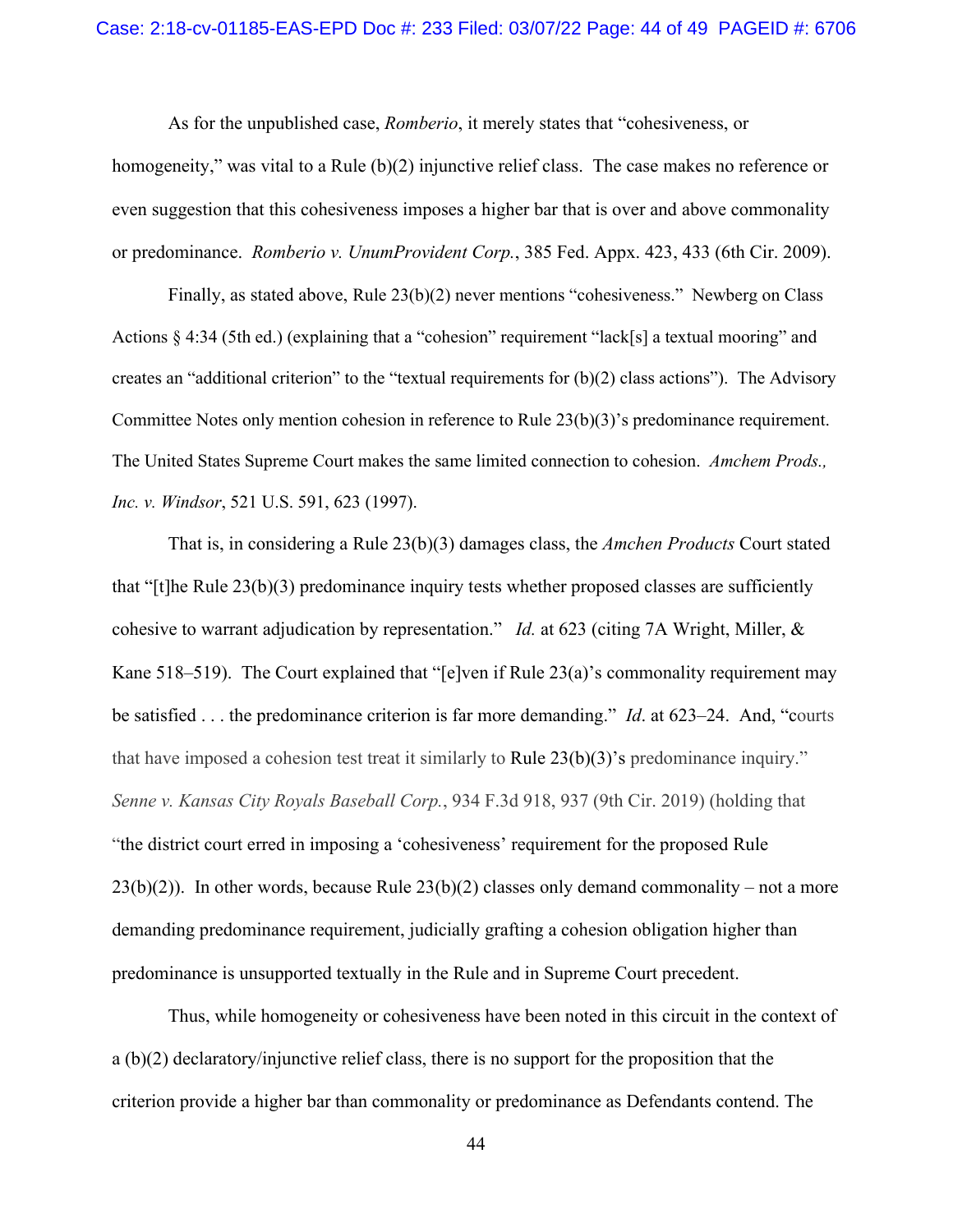As for the unpublished case, *Romberio*, it merely states that "cohesiveness, or homogeneity," was vital to a Rule (b)(2) injunctive relief class. The case makes no reference or even suggestion that this cohesiveness imposes a higher bar that is over and above commonality or predominance. *Romberio v. UnumProvident Corp.*, 385 Fed. Appx. 423, 433 (6th Cir. 2009).

Finally, as stated above, Rule 23(b)(2) never mentions "cohesiveness." Newberg on Class Actions § 4:34 (5th ed.) (explaining that a "cohesion" requirement "lack[s] a textual mooring" and creates an "additional criterion" to the "textual requirements for (b)(2) class actions"). The Advisory Committee Notes only mention cohesion in reference to Rule 23(b)(3)'s predominance requirement. The United States Supreme Court makes the same limited connection to cohesion. *Amchem Prods., Inc. v. Windsor*, 521 U.S. 591, 623 (1997).

That is, in considering a Rule 23(b)(3) damages class, the *Amchen Products* Court stated that "[t]he Rule 23(b)(3) predominance inquiry tests whether proposed classes are sufficiently cohesive to warrant adjudication by representation." *Id.* at 623 (citing 7A Wright, Miller, & Kane 518–519). The Court explained that "[e]ven if Rule 23(a)'s commonality requirement may be satisfied . . . the predominance criterion is far more demanding." *Id*. at 623–24. And, "courts that have imposed a cohesion test treat it similarly to Rule 23(b)(3)'s predominance inquiry." *Senne v. Kansas City Royals Baseball Corp.*, 934 F.3d 918, 937 (9th Cir. 2019) (holding that "the district court erred in imposing a 'cohesiveness' requirement for the proposed Rule 23(b)(2)). In other words, because Rule 23(b)(2) classes only demand commonality – not a more demanding predominance requirement, judicially grafting a cohesion obligation higher than predominance is unsupported textually in the Rule and in Supreme Court precedent.

Thus, while homogeneity or cohesiveness have been noted in this circuit in the context of a (b)(2) declaratory/injunctive relief class, there is no support for the proposition that the criterion provide a higher bar than commonality or predominance as Defendants contend. The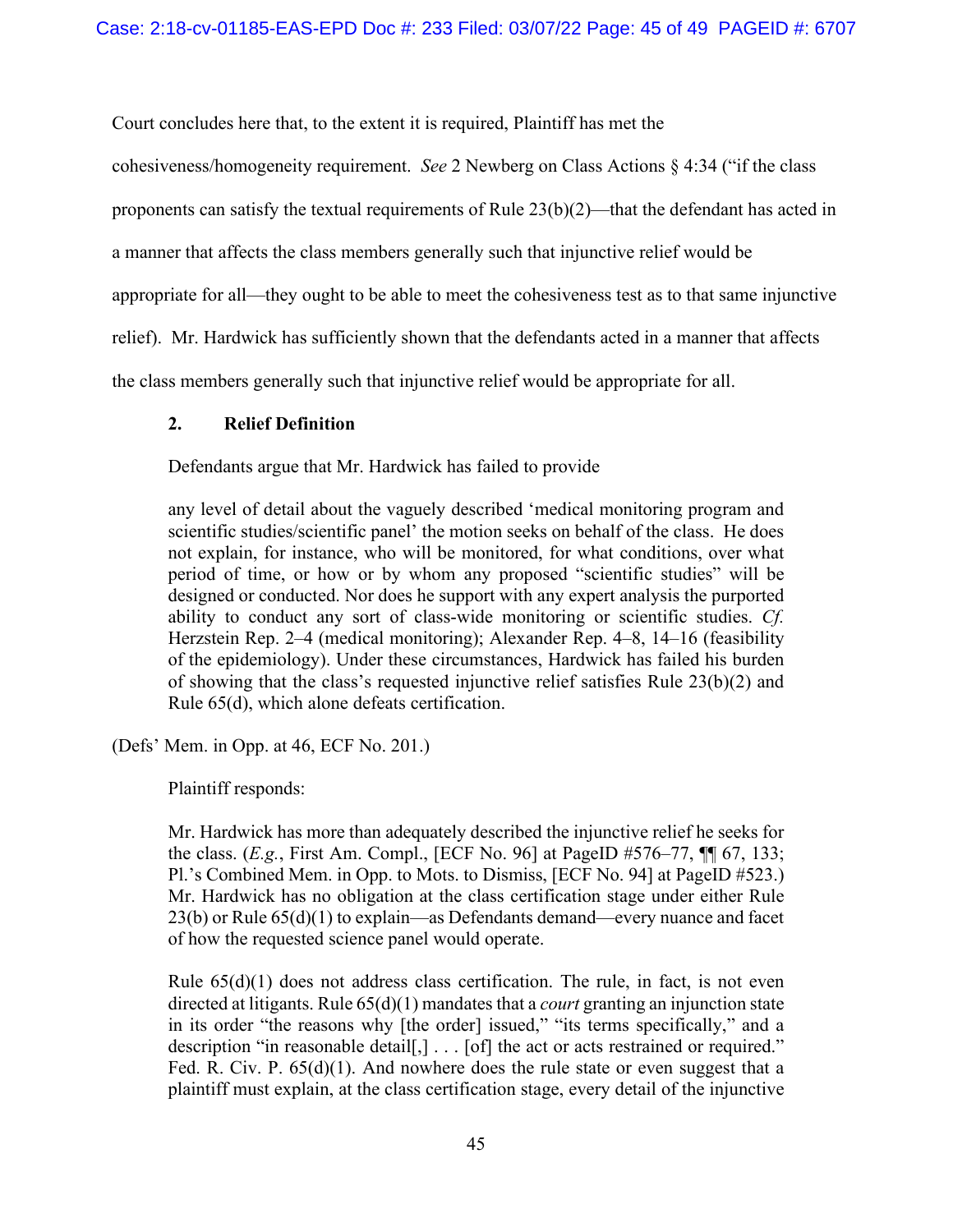Court concludes here that, to the extent it is required, Plaintiff has met the cohesiveness/homogeneity requirement. *See* 2 Newberg on Class Actions § 4:34 ("if the class proponents can satisfy the textual requirements of Rule 23(b)(2)—that the defendant has acted in a manner that affects the class members generally such that injunctive relief would be appropriate for all—they ought to be able to meet the cohesiveness test as to that same injunctive relief). Mr. Hardwick has sufficiently shown that the defendants acted in a manner that affects the class members generally such that injunctive relief would be appropriate for all.

**2. Relief Definition**

Defendants argue that Mr. Hardwick has failed to provide

> any level of detail about the vaguely described 'medical monitoring program and scientific studies/scientific panel' the motion seeks on behalf of the class. He does not explain, for instance, who will be monitored, for what conditions, over what period of time, or how or by whom any proposed "scientific studies" will be designed or conducted. Nor does he support with any expert analysis the purported ability to conduct any sort of class-wide monitoring or scientific studies. *Cf.* Herzstein Rep. 2–4 (medical monitoring); Alexander Rep. 4–8, 14–16 (feasibility of the epidemiology). Under these circumstances, Hardwick has failed his burden of showing that the class's requested injunctive relief satisfies Rule 23(b)(2) and Rule 65(d), which alone defeats certification.

(Defs' Mem. in Opp. at 46, ECF No. 201.)

Plaintiff responds:

> Mr. Hardwick has more than adequately described the injunctive relief he seeks for the class. (*E.g.*, First Am. Compl., [ECF No. 96] at PageID #576–77, ¶¶ 67, 133; Pl.'s Combined Mem. in Opp. to Mots. to Dismiss, [ECF No. 94] at PageID #523.) Mr. Hardwick has no obligation at the class certification stage under either Rule 23(b) or Rule 65(d)(1) to explain—as Defendants demand—every nuance and facet of how the requested science panel would operate.
>
> Rule 65(d)(1) does not address class certification. The rule, in fact, is not even directed at litigants. Rule 65(d)(1) mandates that a *court* granting an injunction state in its order "the reasons why [the order] issued," "its terms specifically," and a description "in reasonable detail[,] . . . [of] the act or acts restrained or required." Fed. R. Civ. P. 65(d)(1). And nowhere does the rule state or even suggest that a plaintiff must explain, at the class certification stage, every detail of the injunctive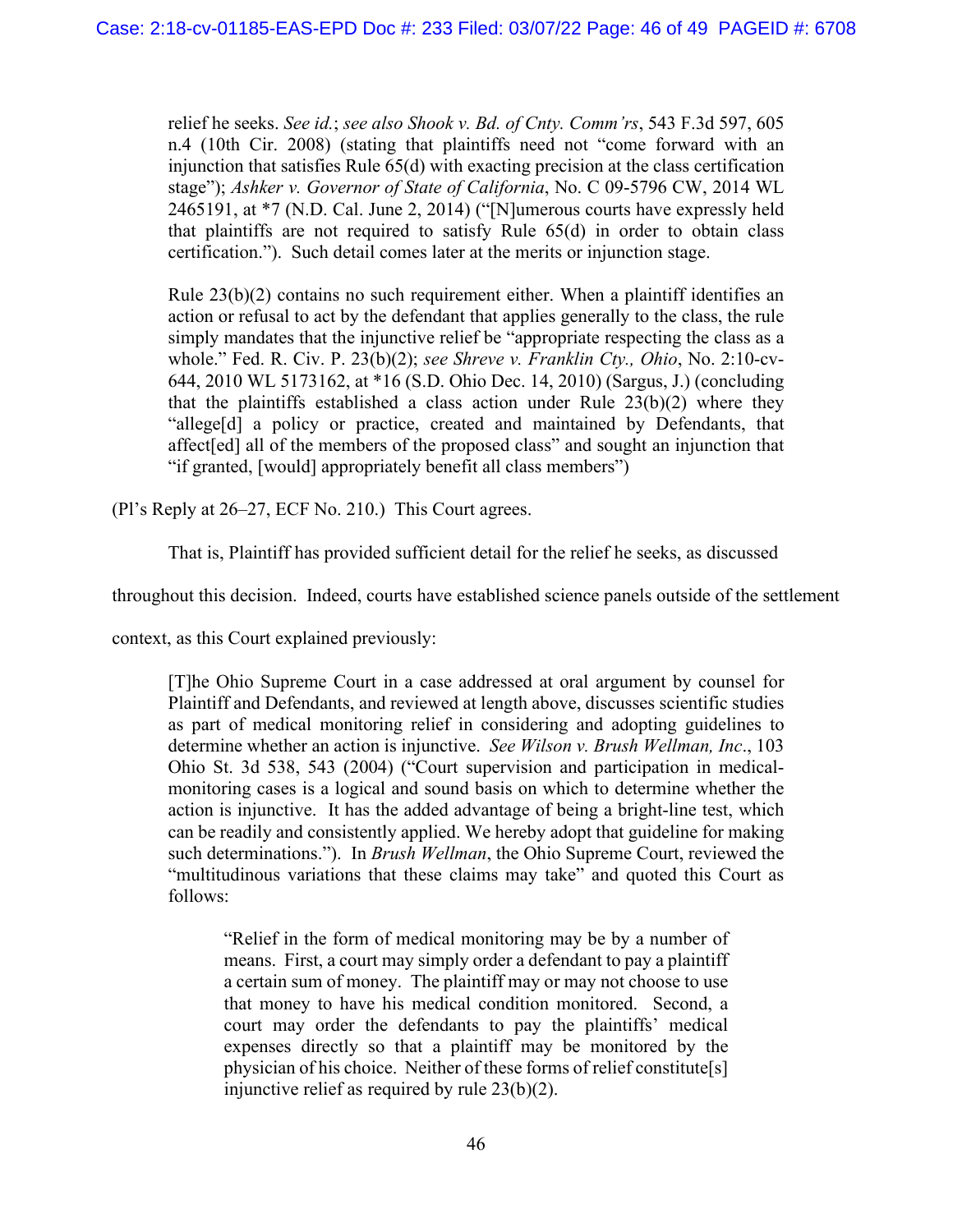relief he seeks. *See id.*; *see also Shook v. Bd. of Cnty. Comm'rs*, 543 F.3d 597, 605 n.4 (10th Cir. 2008) (stating that plaintiffs need not "come forward with an injunction that satisfies Rule 65(d) with exacting precision at the class certification stage"); *Ashker v. Governor of State of California*, No. C 09-5796 CW, 2014 WL 2465191, at *7 (N.D. Cal. June 2, 2014) ("[N]umerous courts have expressly held that plaintiffs are not required to satisfy Rule 65(d) in order to obtain class certification."). Such detail comes later at the merits or injunction stage.

> Rule 23(b)(2) contains no such requirement either. When a plaintiff identifies an action or refusal to act by the defendant that applies generally to the class, the rule simply mandates that the injunctive relief be "appropriate respecting the class as a whole." Fed. R. Civ. P. 23(b)(2); *see Shreve v. Franklin Cty., Ohio*, No. 2:10-cv-644, 2010 WL 5173162, at *16 (S.D. Ohio Dec. 14, 2010) (Sargus, J.) (concluding that the plaintiffs established a class action under Rule 23(b)(2) where they "allege[d] a policy or practice, created and maintained by Defendants, that affect[ed] all of the members of the proposed class" and sought an injunction that "if granted, [would] appropriately benefit all class members")

(Pl's Reply at 26–27, ECF No. 210.) This Court agrees.

That is, Plaintiff has provided sufficient detail for the relief he seeks, as discussed throughout this decision. Indeed, courts have established science panels outside of the settlement context, as this Court explained previously:

> [T]he Ohio Supreme Court in a case addressed at oral argument by counsel for Plaintiff and Defendants, and reviewed at length above, discusses scientific studies as part of medical monitoring relief in considering and adopting guidelines to determine whether an action is injunctive. *See Wilson v. Brush Wellman, Inc.*, 103 Ohio St. 3d 538, 543 (2004) ("Court supervision and participation in medical-monitoring cases is a logical and sound basis on which to determine whether the action is injunctive. It has the added advantage of being a bright-line test, which can be readily and consistently applied. We hereby adopt that guideline for making such determinations."). In *Brush Wellman*, the Ohio Supreme Court, reviewed the "multitudinous variations that these claims may take" and quoted this Court as follows:
>
> > "Relief in the form of medical monitoring may be by a number of means. First, a court may simply order a defendant to pay a plaintiff a certain sum of money. The plaintiff may or may not choose to use that money to have his medical condition monitored. Second, a court may order the defendants to pay the plaintiffs' medical expenses directly so that a plaintiff may be monitored by the physician of his choice. Neither of these forms of relief constitute[s] injunctive relief as required by rule 23(b)(2).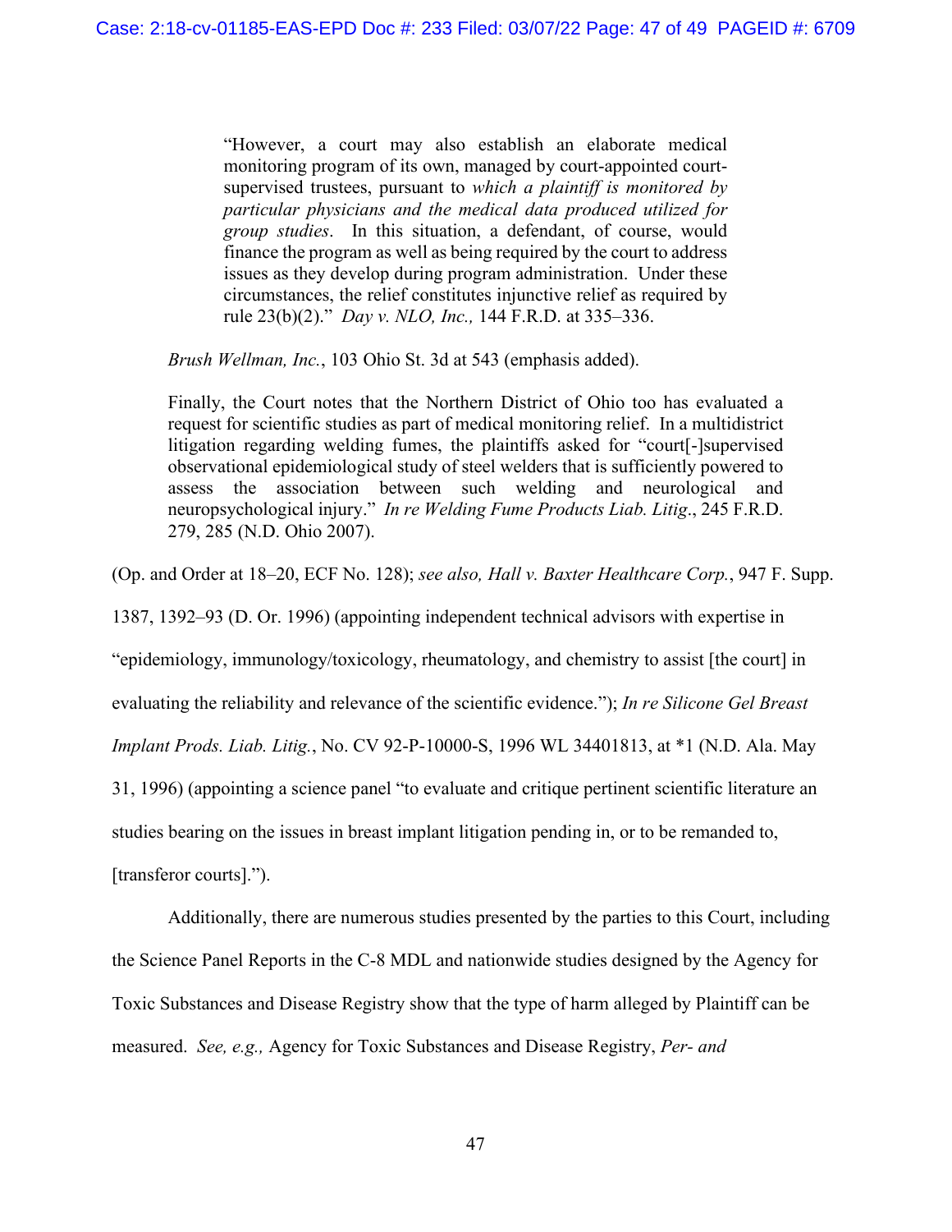> "However, a court may also establish an elaborate medical monitoring program of its own, managed by court-appointed court-supervised trustees, pursuant to *which a plaintiff is monitored by particular physicians and the medical data produced utilized for group studies*. In this situation, a defendant, of course, would finance the program as well as being required by the court to address issues as they develop during program administration. Under these circumstances, the relief constitutes injunctive relief as required by rule 23(b)(2)." *Day v. NLO, Inc.,* 144 F.R.D. at 335–336.
>
> *Brush Wellman, Inc.*, 103 Ohio St. 3d at 543 (emphasis added).
>
> Finally, the Court notes that the Northern District of Ohio too has evaluated a request for scientific studies as part of medical monitoring relief. In a multidistrict litigation regarding welding fumes, the plaintiffs asked for "court[-]supervised observational epidemiological study of steel welders that is sufficiently powered to assess the association between such welding and neurological and neuropsychological injury." *In re Welding Fume Products Liab. Litig*., 245 F.R.D. 279, 285 (N.D. Ohio 2007).

(Op. and Order at 18–20, ECF No. 128); *see also, Hall v. Baxter Healthcare Corp.*, 947 F. Supp. 1387, 1392–93 (D. Or. 1996) (appointing independent technical advisors with expertise in "epidemiology, immunology/toxicology, rheumatology, and chemistry to assist [the court] in evaluating the reliability and relevance of the scientific evidence."); *In re Silicone Gel Breast Implant Prods. Liab. Litig.*, No. CV 92-P-10000-S, 1996 WL 34401813, at *1 (N.D. Ala. May 31, 1996) (appointing a science panel "to evaluate and critique pertinent scientific literature an studies bearing on the issues in breast implant litigation pending in, or to be remanded to, [transferor courts].").

Additionally, there are numerous studies presented by the parties to this Court, including the Science Panel Reports in the C-8 MDL and nationwide studies designed by the Agency for Toxic Substances and Disease Registry show that the type of harm alleged by Plaintiff can be measured. *See, e.g.,* Agency for Toxic Substances and Disease Registry, *Per- and*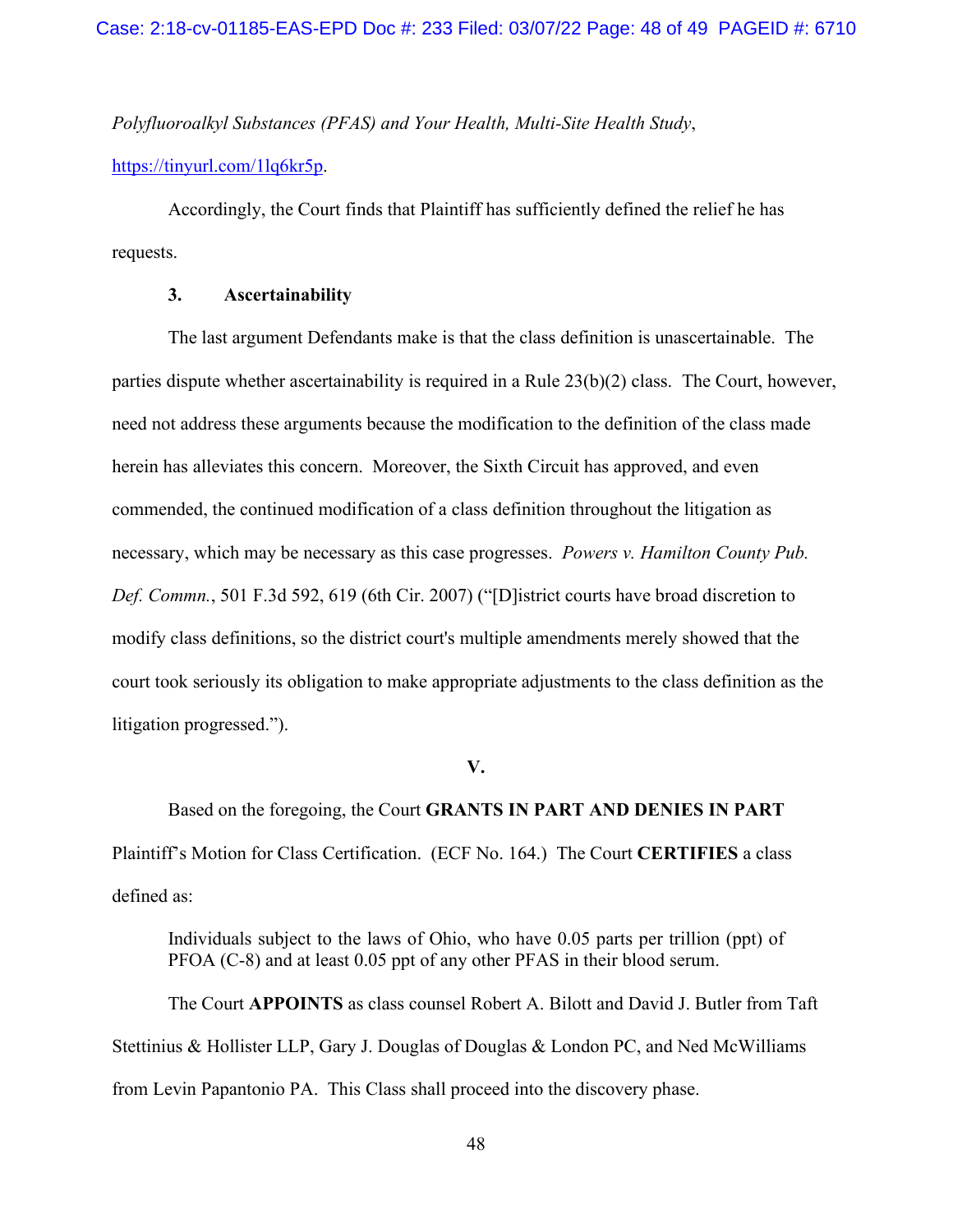*Polyfluoroalkyl Substances (PFAS) and Your Health, Multi-Site Health Study*, https://tinyurl.com/1lq6kr5p.

Accordingly, the Court finds that Plaintiff has sufficiently defined the relief he has requests.

**3. Ascertainability**

The last argument Defendants make is that the class definition is unascertainable. The parties dispute whether ascertainability is required in a Rule 23(b)(2) class. The Court, however, need not address these arguments because the modification to the definition of the class made herein has alleviates this concern. Moreover, the Sixth Circuit has approved, and even commended, the continued modification of a class definition throughout the litigation as necessary, which may be necessary as this case progresses. *Powers v. Hamilton County Pub. Def. Commn.*, 501 F.3d 592, 619 (6th Cir. 2007) ("[D]istrict courts have broad discretion to modify class definitions, so the district court's multiple amendments merely showed that the court took seriously its obligation to make appropriate adjustments to the class definition as the litigation progressed.").

**V.**

Based on the foregoing, the Court **GRANTS IN PART AND DENIES IN PART** Plaintiff's Motion for Class Certification. (ECF No. 164.) The Court **CERTIFIES** a class defined as:

> Individuals subject to the laws of Ohio, who have 0.05 parts per trillion (ppt) of PFOA (C-8) and at least 0.05 ppt of any other PFAS in their blood serum.

The Court **APPOINTS** as class counsel Robert A. Bilott and David J. Butler from Taft Stettinius & Hollister LLP, Gary J. Douglas of Douglas & London PC, and Ned McWilliams from Levin Papantonio PA. This Class shall proceed into the discovery phase.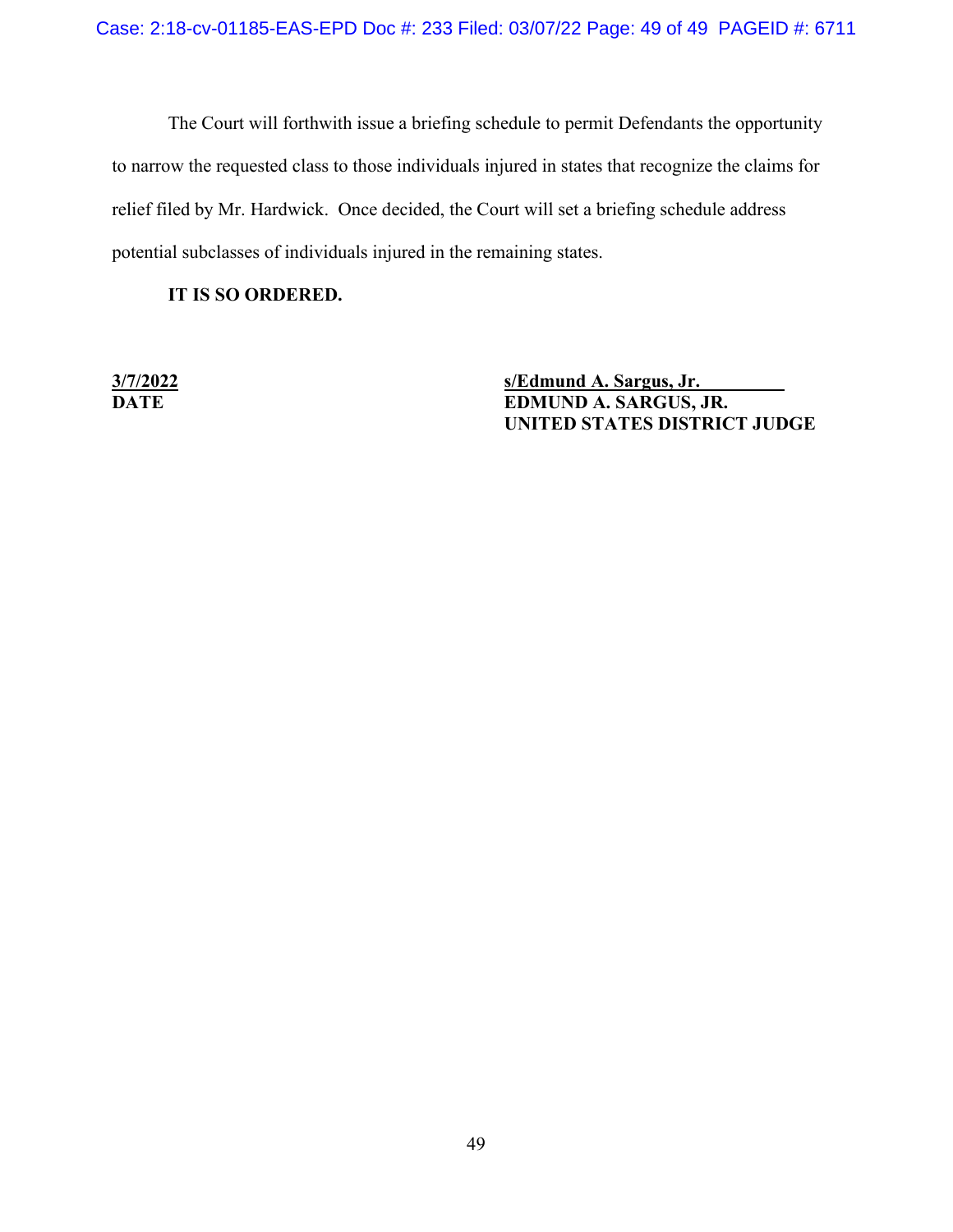The Court will forthwith issue a briefing schedule to permit Defendants the opportunity to narrow the requested class to those individuals injured in states that recognize the claims for relief filed by Mr. Hardwick. Once decided, the Court will set a briefing schedule address potential subclasses of individuals injured in the remaining states.

**IT IS SO ORDERED.**

**3/7/2022**
**DATE**

**s/Edmund A. Sargus, Jr.**
**EDMUND A. SARGUS, JR.**
**UNITED STATES DISTRICT JUDGE**